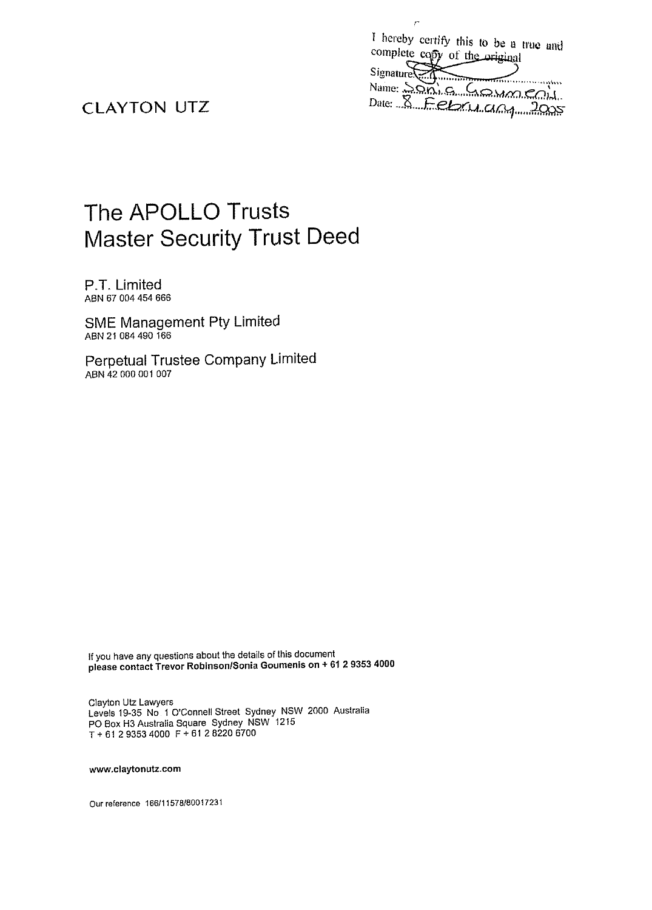I hereby certify this to be a true and complete copy of the original

Signature: ...

Name: Sonia Goumenis

Date: 8 February 2005

CLAYTON UTZ

# The APOLLO Trusts Master Security Trust Deed

P.T. Limited
ABN 67 004 454 666

SME Management Pty Limited
ABN 21 084 490 166

Perpetual Trustee Company Limited
ABN 42 000 001 007

If you have any questions about the details of this document
**please contact Trevor Robinson/Sonia Goumenis on + 61 2 9353 4000**

Clayton Utz Lawyers
Levels 19-35 No 1 O'Connell Street Sydney NSW 2000 Australia
PO Box H3 Australia Square Sydney NSW 1215
T + 61 2 9353 4000 F + 61 2 8220 6700

**www.claytonutz.com**

Our reference 166/11578/80017231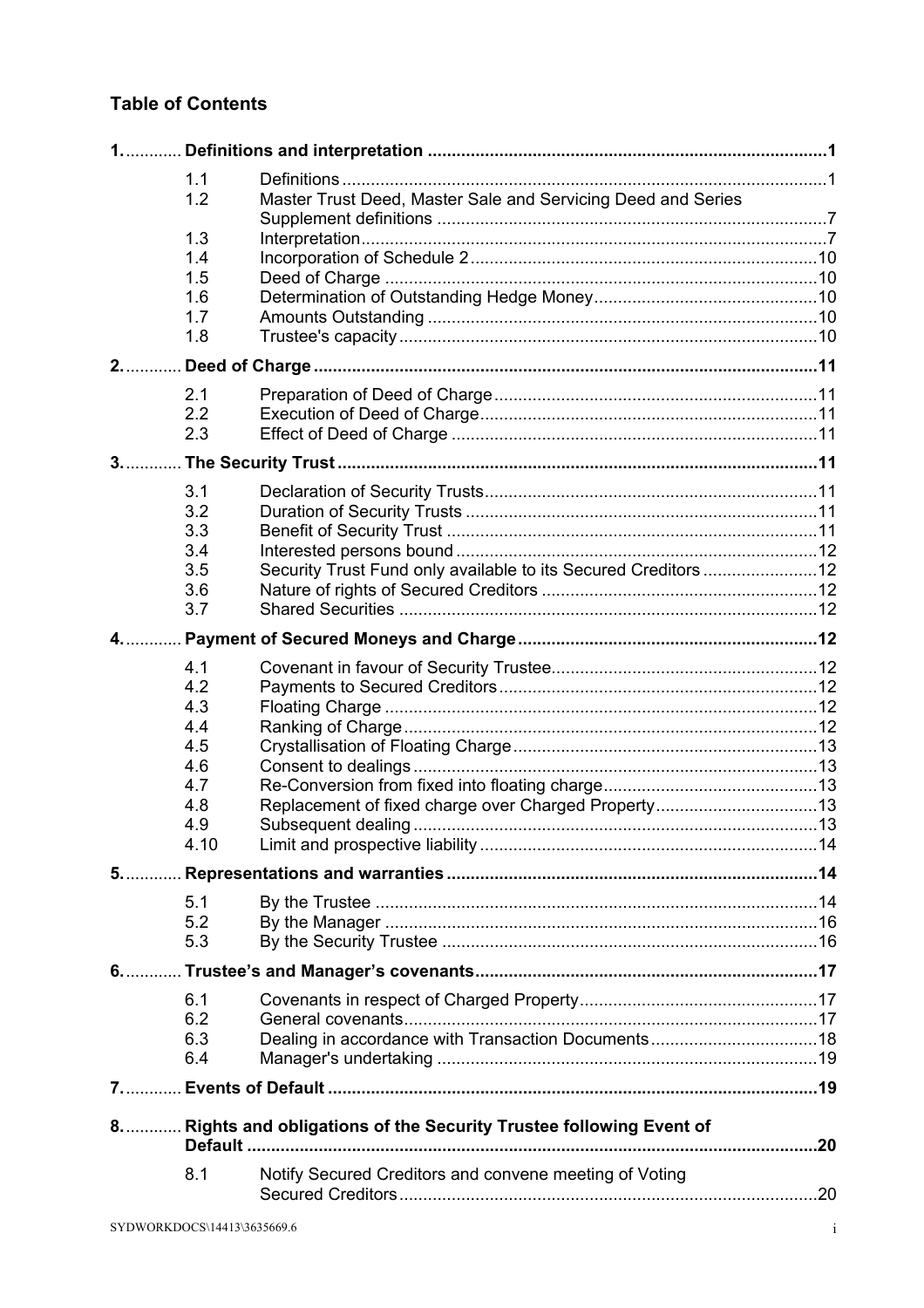## Table of Contents

| | | |
|---|---|---|
| **1.** | **Definitions and interpretation** | **1** |
| 1.1 | Definitions | 1 |
| 1.2 | Master Trust Deed, Master Sale and Servicing Deed and Series Supplement definitions | 7 |
| 1.3 | Interpretation | 7 |
| 1.4 | Incorporation of Schedule 2 | 10 |
| 1.5 | Deed of Charge | 10 |
| 1.6 | Determination of Outstanding Hedge Money | 10 |
| 1.7 | Amounts Outstanding | 10 |
| 1.8 | Trustee's capacity | 10 |
| **2.** | **Deed of Charge** | **11** |
| 2.1 | Preparation of Deed of Charge | 11 |
| 2.2 | Execution of Deed of Charge | 11 |
| 2.3 | Effect of Deed of Charge | 11 |
| **3.** | **The Security Trust** | **11** |
| 3.1 | Declaration of Security Trusts | 11 |
| 3.2 | Duration of Security Trusts | 11 |
| 3.3 | Benefit of Security Trust | 11 |
| 3.4 | Interested persons bound | 12 |
| 3.5 | Security Trust Fund only available to its Secured Creditors | 12 |
| 3.6 | Nature of rights of Secured Creditors | 12 |
| 3.7 | Shared Securities | 12 |
| **4.** | **Payment of Secured Moneys and Charge** | **12** |
| 4.1 | Covenant in favour of Security Trustee | 12 |
| 4.2 | Payments to Secured Creditors | 12 |
| 4.3 | Floating Charge | 12 |
| 4.4 | Ranking of Charge | 12 |
| 4.5 | Crystallisation of Floating Charge | 13 |
| 4.6 | Consent to dealings | 13 |
| 4.7 | Re-Conversion from fixed into floating charge | 13 |
| 4.8 | Replacement of fixed charge over Charged Property | 13 |
| 4.9 | Subsequent dealing | 13 |
| 4.10 | Limit and prospective liability | 14 |
| **5.** | **Representations and warranties** | **14** |
| 5.1 | By the Trustee | 14 |
| 5.2 | By the Manager | 16 |
| 5.3 | By the Security Trustee | 16 |
| **6.** | **Trustee's and Manager's covenants** | **17** |
| 6.1 | Covenants in respect of Charged Property | 17 |
| 6.2 | General covenants | 17 |
| 6.3 | Dealing in accordance with Transaction Documents | 18 |
| 6.4 | Manager's undertaking | 19 |
| **7.** | **Events of Default** | **19** |
| **8.** | **Rights and obligations of the Security Trustee following Event of Default** | **20** |
| 8.1 | Notify Secured Creditors and convene meeting of Voting Secured Creditors | 20 |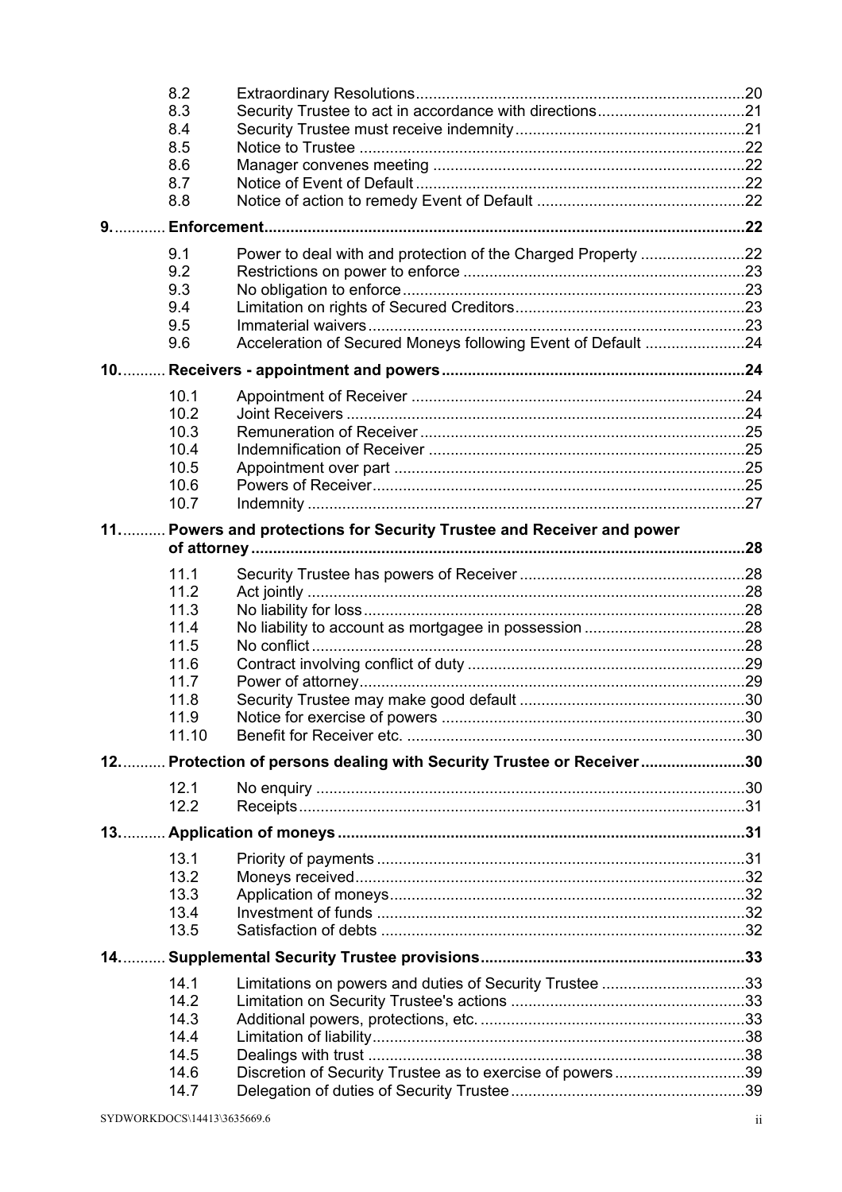| | | |
|---|---|---|
| 8.2 | Extraordinary Resolutions | 20 |
| 8.3 | Security Trustee to act in accordance with directions | 21 |
| 8.4 | Security Trustee must receive indemnity | 21 |
| 8.5 | Notice to Trustee | 22 |
| 8.6 | Manager convenes meeting | 22 |
| 8.7 | Notice of Event of Default | 22 |
| 8.8 | Notice of action to remedy Event of Default | 22 |
| **9.** | **Enforcement** | **22** |
| 9.1 | Power to deal with and protection of the Charged Property | 22 |
| 9.2 | Restrictions on power to enforce | 23 |
| 9.3 | No obligation to enforce | 23 |
| 9.4 | Limitation on rights of Secured Creditors | 23 |
| 9.5 | Immaterial waivers | 23 |
| 9.6 | Acceleration of Secured Moneys following Event of Default | 24 |
| **10.** | **Receivers - appointment and powers** | **24** |
| 10.1 | Appointment of Receiver | 24 |
| 10.2 | Joint Receivers | 24 |
| 10.3 | Remuneration of Receiver | 25 |
| 10.4 | Indemnification of Receiver | 25 |
| 10.5 | Appointment over part | 25 |
| 10.6 | Powers of Receiver | 25 |
| 10.7 | Indemnity | 27 |
| **11.** | **Powers and protections for Security Trustee and Receiver and power of attorney** | **28** |
| 11.1 | Security Trustee has powers of Receiver | 28 |
| 11.2 | Act jointly | 28 |
| 11.3 | No liability for loss | 28 |
| 11.4 | No liability to account as mortgagee in possession | 28 |
| 11.5 | No conflict | 28 |
| 11.6 | Contract involving conflict of duty | 29 |
| 11.7 | Power of attorney | 29 |
| 11.8 | Security Trustee may make good default | 30 |
| 11.9 | Notice for exercise of powers | 30 |
| 11.10 | Benefit for Receiver etc. | 30 |
| **12.** | **Protection of persons dealing with Security Trustee or Receiver** | **30** |
| 12.1 | No enquiry | 30 |
| 12.2 | Receipts | 31 |
| **13.** | **Application of moneys** | **31** |
| 13.1 | Priority of payments | 31 |
| 13.2 | Moneys received | 32 |
| 13.3 | Application of moneys | 32 |
| 13.4 | Investment of funds | 32 |
| 13.5 | Satisfaction of debts | 32 |
| **14.** | **Supplemental Security Trustee provisions** | **33** |
| 14.1 | Limitations on powers and duties of Security Trustee | 33 |
| 14.2 | Limitation on Security Trustee's actions | 33 |
| 14.3 | Additional powers, protections, etc. | 33 |
| 14.4 | Limitation of liability | 38 |
| 14.5 | Dealings with trust | 38 |
| 14.6 | Discretion of Security Trustee as to exercise of powers | 39 |
| 14.7 | Delegation of duties of Security Trustee | 39 |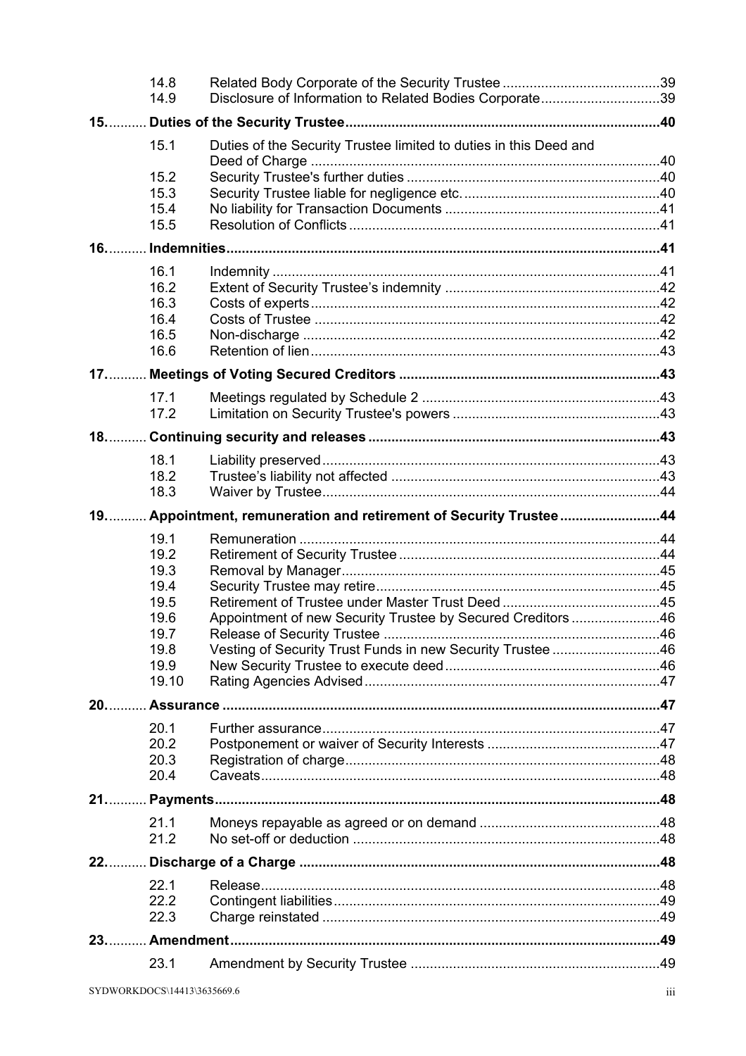| | | | |
|---|---|---|---|
| | 14.8 | Related Body Corporate of the Security Trustee | 39 |
| | 14.9 | Disclosure of Information to Related Bodies Corporate | 39 |
| **15.** | **Duties of the Security Trustee** | | **40** |
| | 15.1 | Duties of the Security Trustee limited to duties in this Deed and Deed of Charge | 40 |
| | 15.2 | Security Trustee's further duties | 40 |
| | 15.3 | Security Trustee liable for negligence etc. | 40 |
| | 15.4 | No liability for Transaction Documents | 41 |
| | 15.5 | Resolution of Conflicts | 41 |
| **16.** | **Indemnities** | | **41** |
| | 16.1 | Indemnity | 41 |
| | 16.2 | Extent of Security Trustee's indemnity | 42 |
| | 16.3 | Costs of experts | 42 |
| | 16.4 | Costs of Trustee | 42 |
| | 16.5 | Non-discharge | 42 |
| | 16.6 | Retention of lien | 43 |
| **17.** | **Meetings of Voting Secured Creditors** | | **43** |
| | 17.1 | Meetings regulated by Schedule 2 | 43 |
| | 17.2 | Limitation on Security Trustee's powers | 43 |
| **18.** | **Continuing security and releases** | | **43** |
| | 18.1 | Liability preserved | 43 |
| | 18.2 | Trustee's liability not affected | 43 |
| | 18.3 | Waiver by Trustee | 44 |
| **19.** | **Appointment, remuneration and retirement of Security Trustee** | | **44** |
| | 19.1 | Remuneration | 44 |
| | 19.2 | Retirement of Security Trustee | 44 |
| | 19.3 | Removal by Manager | 45 |
| | 19.4 | Security Trustee may retire | 45 |
| | 19.5 | Retirement of Trustee under Master Trust Deed | 45 |
| | 19.6 | Appointment of new Security Trustee by Secured Creditors | 46 |
| | 19.7 | Release of Security Trustee | 46 |
| | 19.8 | Vesting of Security Trust Funds in new Security Trustee | 46 |
| | 19.9 | New Security Trustee to execute deed | 46 |
| | 19.10 | Rating Agencies Advised | 47 |
| **20.** | **Assurance** | | **47** |
| | 20.1 | Further assurance | 47 |
| | 20.2 | Postponement or waiver of Security Interests | 47 |
| | 20.3 | Registration of charge | 48 |
| | 20.4 | Caveats | 48 |
| **21.** | **Payments** | | **48** |
| | 21.1 | Moneys repayable as agreed or on demand | 48 |
| | 21.2 | No set-off or deduction | 48 |
| **22.** | **Discharge of a Charge** | | **48** |
| | 22.1 | Release | 48 |
| | 22.2 | Contingent liabilities | 49 |
| | 22.3 | Charge reinstated | 49 |
| **23.** | **Amendment** | | **49** |
| | 23.1 | Amendment by Security Trustee | 49 |

SYDWORKDOCS\14413\3635669.6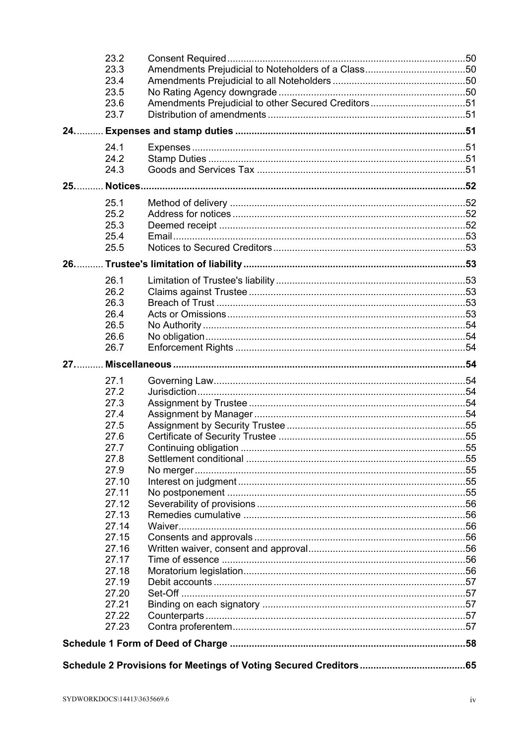| | | |
|---|---|---|
| 23.2 | Consent Required | 50 |
| 23.3 | Amendments Prejudicial to Noteholders of a Class | 50 |
| 23.4 | Amendments Prejudicial to all Noteholders | 50 |
| 23.5 | No Rating Agency downgrade | 50 |
| 23.6 | Amendments Prejudicial to other Secured Creditors | 51 |
| 23.7 | Distribution of amendments | 51 |
| **24.** | **Expenses and stamp duties** | **51** |
| 24.1 | Expenses | 51 |
| 24.2 | Stamp Duties | 51 |
| 24.3 | Goods and Services Tax | 51 |
| **25.** | **Notices** | **52** |
| 25.1 | Method of delivery | 52 |
| 25.2 | Address for notices | 52 |
| 25.3 | Deemed receipt | 52 |
| 25.4 | Email | 53 |
| 25.5 | Notices to Secured Creditors | 53 |
| **26.** | **Trustee's limitation of liability** | **53** |
| 26.1 | Limitation of Trustee's liability | 53 |
| 26.2 | Claims against Trustee | 53 |
| 26.3 | Breach of Trust | 53 |
| 26.4 | Acts or Omissions | 53 |
| 26.5 | No Authority | 54 |
| 26.6 | No obligation | 54 |
| 26.7 | Enforcement Rights | 54 |
| **27.** | **Miscellaneous** | **54** |
| 27.1 | Governing Law | 54 |
| 27.2 | Jurisdiction | 54 |
| 27.3 | Assignment by Trustee | 54 |
| 27.4 | Assignment by Manager | 54 |
| 27.5 | Assignment by Security Trustee | 55 |
| 27.6 | Certificate of Security Trustee | 55 |
| 27.7 | Continuing obligation | 55 |
| 27.8 | Settlement conditional | 55 |
| 27.9 | No merger | 55 |
| 27.10 | Interest on judgment | 55 |
| 27.11 | No postponement | 55 |
| 27.12 | Severability of provisions | 56 |
| 27.13 | Remedies cumulative | 56 |
| 27.14 | Waiver | 56 |
| 27.15 | Consents and approvals | 56 |
| 27.16 | Written waiver, consent and approval | 56 |
| 27.17 | Time of essence | 56 |
| 27.18 | Moratorium legislation | 56 |
| 27.19 | Debit accounts | 57 |
| 27.20 | Set-Off | 57 |
| 27.21 | Binding on each signatory | 57 |
| 27.22 | Counterparts | 57 |
| 27.23 | Contra proferentem | 57 |
| **Schedule 1 Form of Deed of Charge** | | **58** |
| **Schedule 2 Provisions for Meetings of Voting Secured Creditors** | | **65** |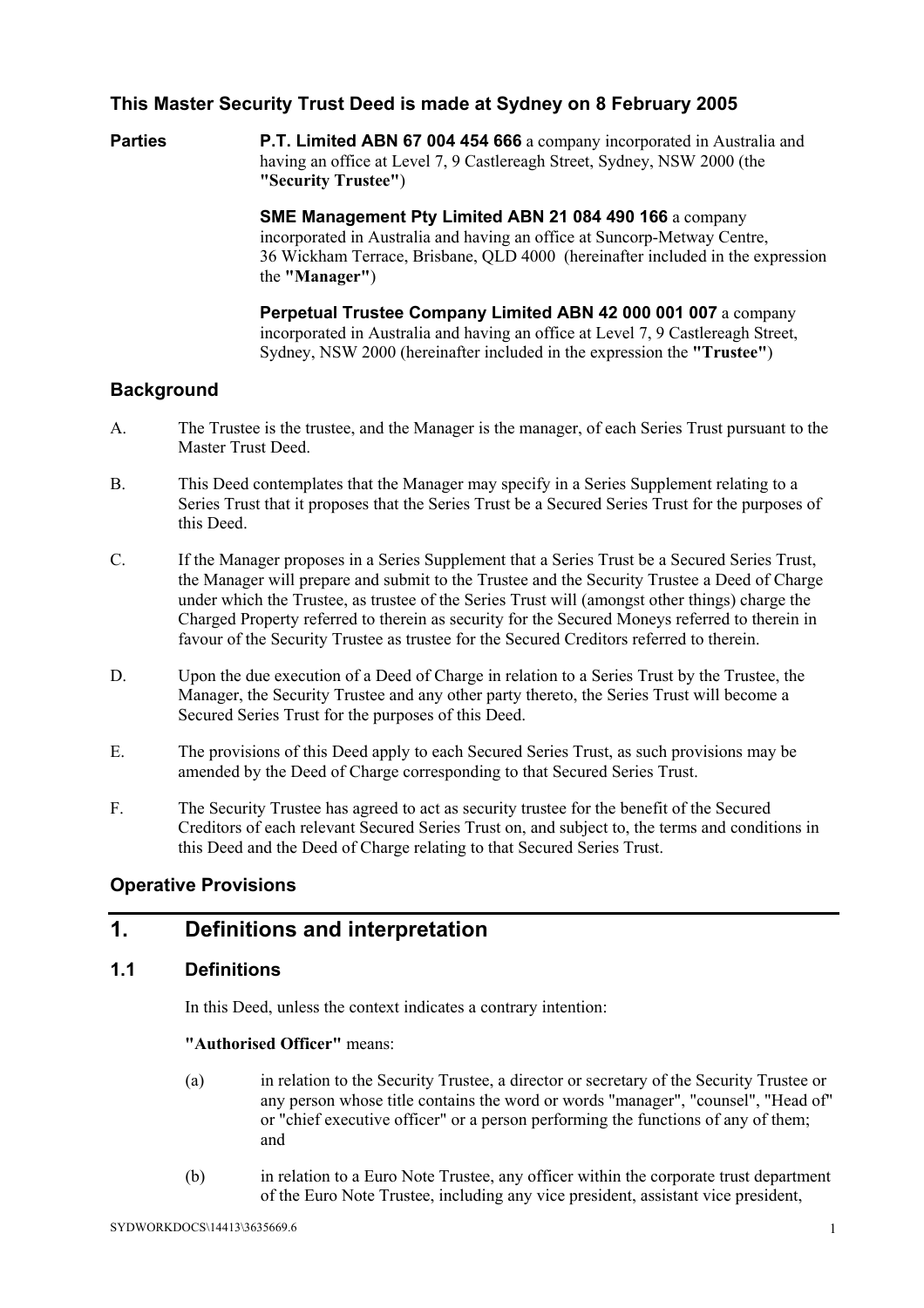**This Master Security Trust Deed is made at Sydney on 8 February 2005**

**Parties**

**P.T. Limited ABN 67 004 454 666** a company incorporated in Australia and having an office at Level 7, 9 Castlereagh Street, Sydney, NSW 2000 (the **"Security Trustee"**)

**SME Management Pty Limited ABN 21 084 490 166** a company incorporated in Australia and having an office at Suncorp-Metway Centre, 36 Wickham Terrace, Brisbane, QLD 4000 (hereinafter included in the expression the **"Manager"**)

**Perpetual Trustee Company Limited ABN 42 000 001 007** a company incorporated in Australia and having an office at Level 7, 9 Castlereagh Street, Sydney, NSW 2000 (hereinafter included in the expression the **"Trustee"**)

## Background

A. The Trustee is the trustee, and the Manager is the manager, of each Series Trust pursuant to the Master Trust Deed.

B. This Deed contemplates that the Manager may specify in a Series Supplement relating to a Series Trust that it proposes that the Series Trust be a Secured Series Trust for the purposes of this Deed.

C. If the Manager proposes in a Series Supplement that a Series Trust be a Secured Series Trust, the Manager will prepare and submit to the Trustee and the Security Trustee a Deed of Charge under which the Trustee, as trustee of the Series Trust will (amongst other things) charge the Charged Property referred to therein as security for the Secured Moneys referred to therein in favour of the Security Trustee as trustee for the Secured Creditors referred to therein.

D. Upon the due execution of a Deed of Charge in relation to a Series Trust by the Trustee, the Manager, the Security Trustee and any other party thereto, the Series Trust will become a Secured Series Trust for the purposes of this Deed.

E. The provisions of this Deed apply to each Secured Series Trust, as such provisions may be amended by the Deed of Charge corresponding to that Secured Series Trust.

F. The Security Trustee has agreed to act as security trustee for the benefit of the Secured Creditors of each relevant Secured Series Trust on, and subject to, the terms and conditions in this Deed and the Deed of Charge relating to that Secured Series Trust.

## Operative Provisions

# 1. Definitions and interpretation

## 1.1 Definitions

In this Deed, unless the context indicates a contrary intention:

**"Authorised Officer"** means:

(a) in relation to the Security Trustee, a director or secretary of the Security Trustee or any person whose title contains the word or words "manager", "counsel", "Head of" or "chief executive officer" or a person performing the functions of any of them; and

(b) in relation to a Euro Note Trustee, any officer within the corporate trust department of the Euro Note Trustee, including any vice president, assistant vice president,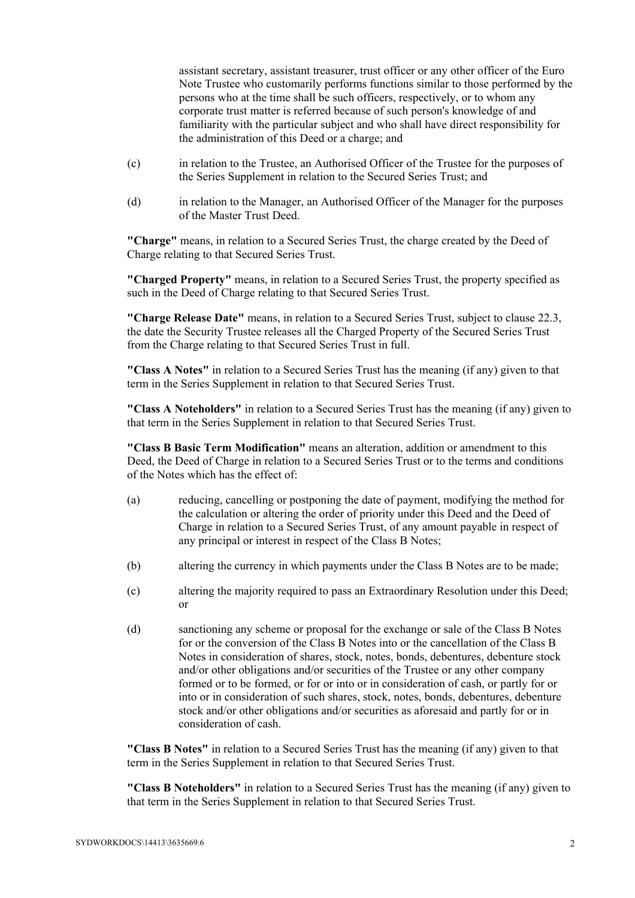assistant secretary, assistant treasurer, trust officer or any other officer of the Euro Note Trustee who customarily performs functions similar to those performed by the persons who at the time shall be such officers, respectively, or to whom any corporate trust matter is referred because of such person's knowledge of and familiarity with the particular subject and who shall have direct responsibility for the administration of this Deed or a charge; and

(c) in relation to the Trustee, an Authorised Officer of the Trustee for the purposes of the Series Supplement in relation to the Secured Series Trust; and

(d) in relation to the Manager, an Authorised Officer of the Manager for the purposes of the Master Trust Deed.

**"Charge"** means, in relation to a Secured Series Trust, the charge created by the Deed of Charge relating to that Secured Series Trust.

**"Charged Property"** means, in relation to a Secured Series Trust, the property specified as such in the Deed of Charge relating to that Secured Series Trust.

**"Charge Release Date"** means, in relation to a Secured Series Trust, subject to clause 22.3, the date the Security Trustee releases all the Charged Property of the Secured Series Trust from the Charge relating to that Secured Series Trust in full.

**"Class A Notes"** in relation to a Secured Series Trust has the meaning (if any) given to that term in the Series Supplement in relation to that Secured Series Trust.

**"Class A Noteholders"** in relation to a Secured Series Trust has the meaning (if any) given to that term in the Series Supplement in relation to that Secured Series Trust.

**"Class B Basic Term Modification"** means an alteration, addition or amendment to this Deed, the Deed of Charge in relation to a Secured Series Trust or to the terms and conditions of the Notes which has the effect of:

(a) reducing, cancelling or postponing the date of payment, modifying the method for the calculation or altering the order of priority under this Deed and the Deed of Charge in relation to a Secured Series Trust, of any amount payable in respect of any principal or interest in respect of the Class B Notes;

(b) altering the currency in which payments under the Class B Notes are to be made;

(c) altering the majority required to pass an Extraordinary Resolution under this Deed; or

(d) sanctioning any scheme or proposal for the exchange or sale of the Class B Notes for or the conversion of the Class B Notes into or the cancellation of the Class B Notes in consideration of shares, stock, notes, bonds, debentures, debenture stock and/or other obligations and/or securities of the Trustee or any other company formed or to be formed, or for or into or in consideration of cash, or partly for or into or in consideration of such shares, stock, notes, bonds, debentures, debenture stock and/or other obligations and/or securities as aforesaid and partly for or in consideration of cash.

**"Class B Notes"** in relation to a Secured Series Trust has the meaning (if any) given to that term in the Series Supplement in relation to that Secured Series Trust.

**"Class B Noteholders"** in relation to a Secured Series Trust has the meaning (if any) given to that term in the Series Supplement in relation to that Secured Series Trust.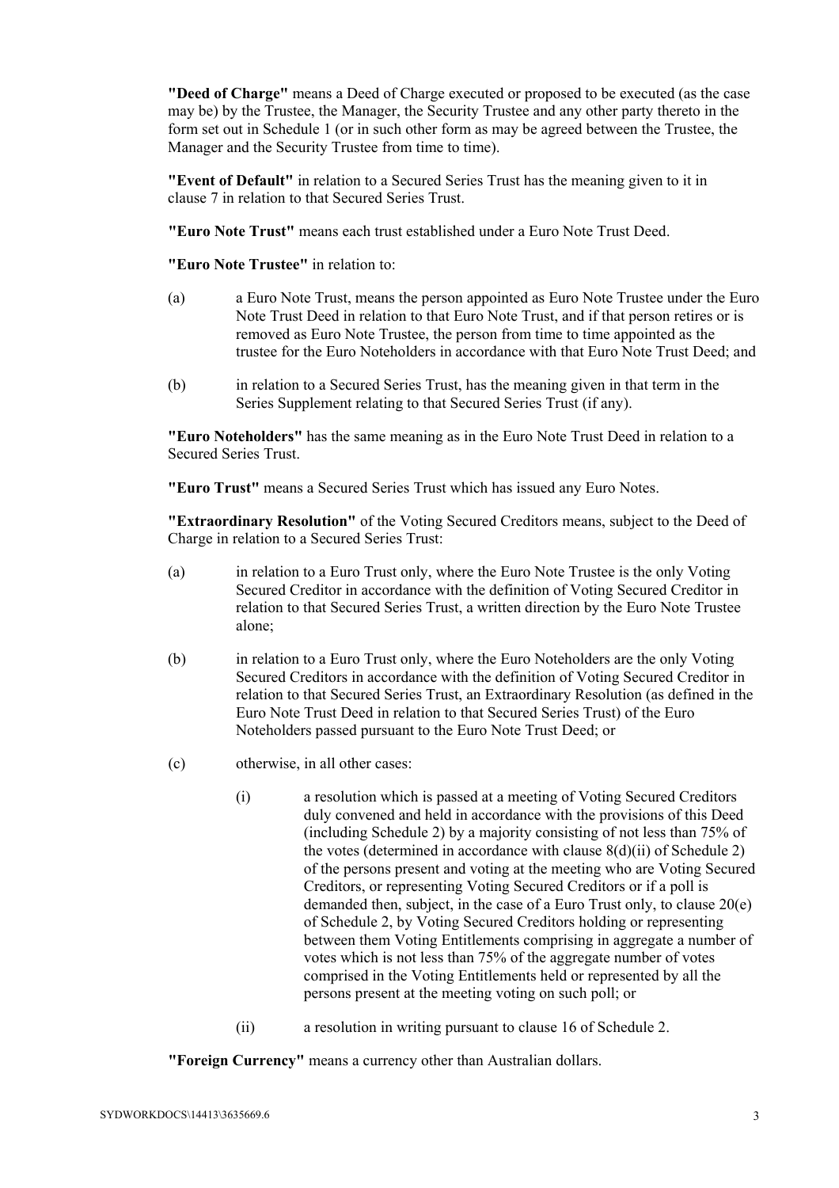**"Deed of Charge"** means a Deed of Charge executed or proposed to be executed (as the case may be) by the Trustee, the Manager, the Security Trustee and any other party thereto in the form set out in Schedule 1 (or in such other form as may be agreed between the Trustee, the Manager and the Security Trustee from time to time).

**"Event of Default"** in relation to a Secured Series Trust has the meaning given to it in clause 7 in relation to that Secured Series Trust.

**"Euro Note Trust"** means each trust established under a Euro Note Trust Deed.

**"Euro Note Trustee"** in relation to:

(a) a Euro Note Trust, means the person appointed as Euro Note Trustee under the Euro Note Trust Deed in relation to that Euro Note Trust, and if that person retires or is removed as Euro Note Trustee, the person from time to time appointed as the trustee for the Euro Noteholders in accordance with that Euro Note Trust Deed; and

(b) in relation to a Secured Series Trust, has the meaning given in that term in the Series Supplement relating to that Secured Series Trust (if any).

**"Euro Noteholders"** has the same meaning as in the Euro Note Trust Deed in relation to a Secured Series Trust.

**"Euro Trust"** means a Secured Series Trust which has issued any Euro Notes.

**"Extraordinary Resolution"** of the Voting Secured Creditors means, subject to the Deed of Charge in relation to a Secured Series Trust:

(a) in relation to a Euro Trust only, where the Euro Note Trustee is the only Voting Secured Creditor in accordance with the definition of Voting Secured Creditor in relation to that Secured Series Trust, a written direction by the Euro Note Trustee alone;

(b) in relation to a Euro Trust only, where the Euro Noteholders are the only Voting Secured Creditors in accordance with the definition of Voting Secured Creditor in relation to that Secured Series Trust, an Extraordinary Resolution (as defined in the Euro Note Trust Deed in relation to that Secured Series Trust) of the Euro Noteholders passed pursuant to the Euro Note Trust Deed; or

(c) otherwise, in all other cases:

   (i) a resolution which is passed at a meeting of Voting Secured Creditors duly convened and held in accordance with the provisions of this Deed (including Schedule 2) by a majority consisting of not less than 75% of the votes (determined in accordance with clause 8(d)(ii) of Schedule 2) of the persons present and voting at the meeting who are Voting Secured Creditors, or representing Voting Secured Creditors or if a poll is demanded then, subject, in the case of a Euro Trust only, to clause 20(e) of Schedule 2, by Voting Secured Creditors holding or representing between them Voting Entitlements comprising in aggregate a number of votes which is not less than 75% of the aggregate number of votes comprised in the Voting Entitlements held or represented by all the persons present at the meeting voting on such poll; or

   (ii) a resolution in writing pursuant to clause 16 of Schedule 2.

**"Foreign Currency"** means a currency other than Australian dollars.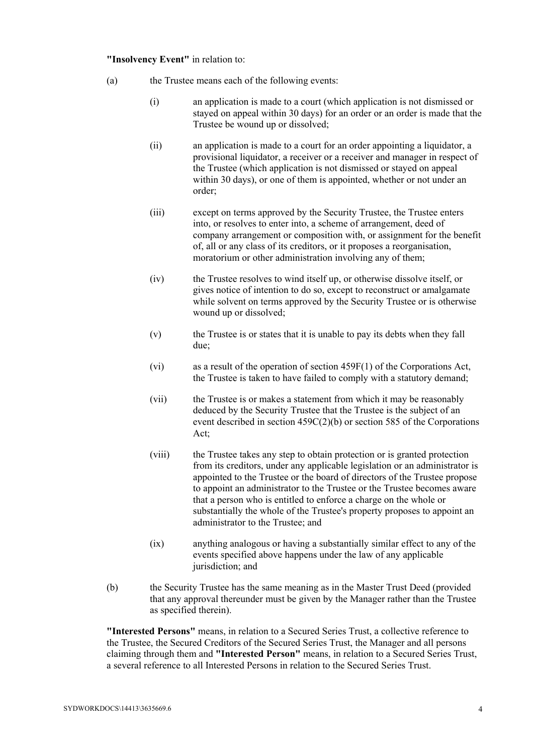**"Insolvency Event"** in relation to:

(a) the Trustee means each of the following events:

  (i) an application is made to a court (which application is not dismissed or stayed on appeal within 30 days) for an order or an order is made that the Trustee be wound up or dissolved;

  (ii) an application is made to a court for an order appointing a liquidator, a provisional liquidator, a receiver or a receiver and manager in respect of the Trustee (which application is not dismissed or stayed on appeal within 30 days), or one of them is appointed, whether or not under an order;

  (iii) except on terms approved by the Security Trustee, the Trustee enters into, or resolves to enter into, a scheme of arrangement, deed of company arrangement or composition with, or assignment for the benefit of, all or any class of its creditors, or it proposes a reorganisation, moratorium or other administration involving any of them;

  (iv) the Trustee resolves to wind itself up, or otherwise dissolve itself, or gives notice of intention to do so, except to reconstruct or amalgamate while solvent on terms approved by the Security Trustee or is otherwise wound up or dissolved;

  (v) the Trustee is or states that it is unable to pay its debts when they fall due;

  (vi) as a result of the operation of section 459F(1) of the Corporations Act, the Trustee is taken to have failed to comply with a statutory demand;

  (vii) the Trustee is or makes a statement from which it may be reasonably deduced by the Security Trustee that the Trustee is the subject of an event described in section 459C(2)(b) or section 585 of the Corporations Act;

  (viii) the Trustee takes any step to obtain protection or is granted protection from its creditors, under any applicable legislation or an administrator is appointed to the Trustee or the board of directors of the Trustee propose to appoint an administrator to the Trustee or the Trustee becomes aware that a person who is entitled to enforce a charge on the whole or substantially the whole of the Trustee's property proposes to appoint an administrator to the Trustee; and

  (ix) anything analogous or having a substantially similar effect to any of the events specified above happens under the law of any applicable jurisdiction; and

(b) the Security Trustee has the same meaning as in the Master Trust Deed (provided that any approval thereunder must be given by the Manager rather than the Trustee as specified therein).

**"Interested Persons"** means, in relation to a Secured Series Trust, a collective reference to the Trustee, the Secured Creditors of the Secured Series Trust, the Manager and all persons claiming through them and **"Interested Person"** means, in relation to a Secured Series Trust, a several reference to all Interested Persons in relation to the Secured Series Trust.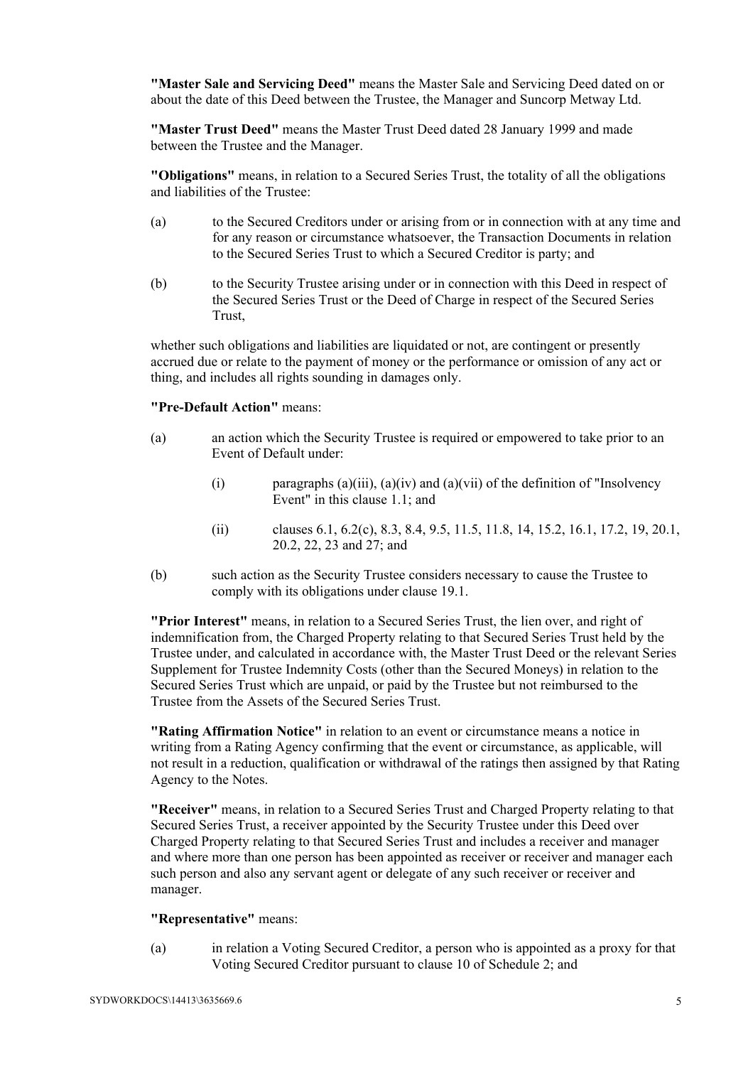**"Master Sale and Servicing Deed"** means the Master Sale and Servicing Deed dated on or about the date of this Deed between the Trustee, the Manager and Suncorp Metway Ltd.

**"Master Trust Deed"** means the Master Trust Deed dated 28 January 1999 and made between the Trustee and the Manager.

**"Obligations"** means, in relation to a Secured Series Trust, the totality of all the obligations and liabilities of the Trustee:

(a) to the Secured Creditors under or arising from or in connection with at any time and for any reason or circumstance whatsoever, the Transaction Documents in relation to the Secured Series Trust to which a Secured Creditor is party; and

(b) to the Security Trustee arising under or in connection with this Deed in respect of the Secured Series Trust or the Deed of Charge in respect of the Secured Series Trust,

whether such obligations and liabilities are liquidated or not, are contingent or presently accrued due or relate to the payment of money or the performance or omission of any act or thing, and includes all rights sounding in damages only.

**"Pre-Default Action"** means:

(a) an action which the Security Trustee is required or empowered to take prior to an Event of Default under:

  (i) paragraphs (a)(iii), (a)(iv) and (a)(vii) of the definition of "Insolvency Event" in this clause 1.1; and

  (ii) clauses 6.1, 6.2(c), 8.3, 8.4, 9.5, 11.5, 11.8, 14, 15.2, 16.1, 17.2, 19, 20.1, 20.2, 22, 23 and 27; and

(b) such action as the Security Trustee considers necessary to cause the Trustee to comply with its obligations under clause 19.1.

**"Prior Interest"** means, in relation to a Secured Series Trust, the lien over, and right of indemnification from, the Charged Property relating to that Secured Series Trust held by the Trustee under, and calculated in accordance with, the Master Trust Deed or the relevant Series Supplement for Trustee Indemnity Costs (other than the Secured Moneys) in relation to the Secured Series Trust which are unpaid, or paid by the Trustee but not reimbursed to the Trustee from the Assets of the Secured Series Trust.

**"Rating Affirmation Notice"** in relation to an event or circumstance means a notice in writing from a Rating Agency confirming that the event or circumstance, as applicable, will not result in a reduction, qualification or withdrawal of the ratings then assigned by that Rating Agency to the Notes.

**"Receiver"** means, in relation to a Secured Series Trust and Charged Property relating to that Secured Series Trust, a receiver appointed by the Security Trustee under this Deed over Charged Property relating to that Secured Series Trust and includes a receiver and manager and where more than one person has been appointed as receiver or receiver and manager each such person and also any servant agent or delegate of any such receiver or receiver and manager.

**"Representative"** means:

(a) in relation a Voting Secured Creditor, a person who is appointed as a proxy for that Voting Secured Creditor pursuant to clause 10 of Schedule 2; and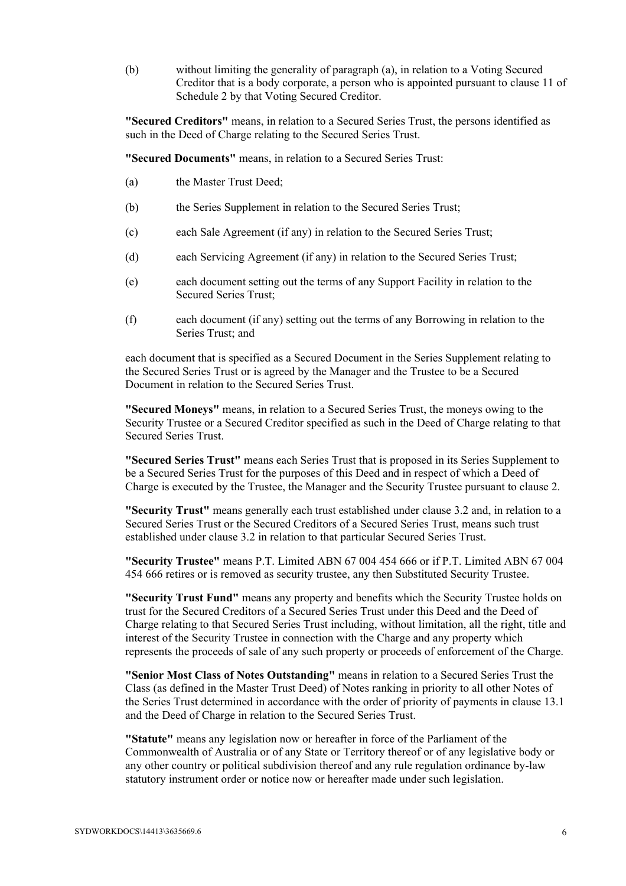(b) without limiting the generality of paragraph (a), in relation to a Voting Secured Creditor that is a body corporate, a person who is appointed pursuant to clause 11 of Schedule 2 by that Voting Secured Creditor.

**"Secured Creditors"** means, in relation to a Secured Series Trust, the persons identified as such in the Deed of Charge relating to the Secured Series Trust.

**"Secured Documents"** means, in relation to a Secured Series Trust:

(a) the Master Trust Deed;

(b) the Series Supplement in relation to the Secured Series Trust;

(c) each Sale Agreement (if any) in relation to the Secured Series Trust;

(d) each Servicing Agreement (if any) in relation to the Secured Series Trust;

(e) each document setting out the terms of any Support Facility in relation to the Secured Series Trust;

(f) each document (if any) setting out the terms of any Borrowing in relation to the Series Trust; and

each document that is specified as a Secured Document in the Series Supplement relating to the Secured Series Trust or is agreed by the Manager and the Trustee to be a Secured Document in relation to the Secured Series Trust.

**"Secured Moneys"** means, in relation to a Secured Series Trust, the moneys owing to the Security Trustee or a Secured Creditor specified as such in the Deed of Charge relating to that Secured Series Trust.

**"Secured Series Trust"** means each Series Trust that is proposed in its Series Supplement to be a Secured Series Trust for the purposes of this Deed and in respect of which a Deed of Charge is executed by the Trustee, the Manager and the Security Trustee pursuant to clause 2.

**"Security Trust"** means generally each trust established under clause 3.2 and, in relation to a Secured Series Trust or the Secured Creditors of a Secured Series Trust, means such trust established under clause 3.2 in relation to that particular Secured Series Trust.

**"Security Trustee"** means P.T. Limited ABN 67 004 454 666 or if P.T. Limited ABN 67 004 454 666 retires or is removed as security trustee, any then Substituted Security Trustee.

**"Security Trust Fund"** means any property and benefits which the Security Trustee holds on trust for the Secured Creditors of a Secured Series Trust under this Deed and the Deed of Charge relating to that Secured Series Trust including, without limitation, all the right, title and interest of the Security Trustee in connection with the Charge and any property which represents the proceeds of sale of any such property or proceeds of enforcement of the Charge.

**"Senior Most Class of Notes Outstanding"** means in relation to a Secured Series Trust the Class (as defined in the Master Trust Deed) of Notes ranking in priority to all other Notes of the Series Trust determined in accordance with the order of priority of payments in clause 13.1 and the Deed of Charge in relation to the Secured Series Trust.

**"Statute"** means any legislation now or hereafter in force of the Parliament of the Commonwealth of Australia or of any State or Territory thereof or of any legislative body or any other country or political subdivision thereof and any rule regulation ordinance by-law statutory instrument order or notice now or hereafter made under such legislation.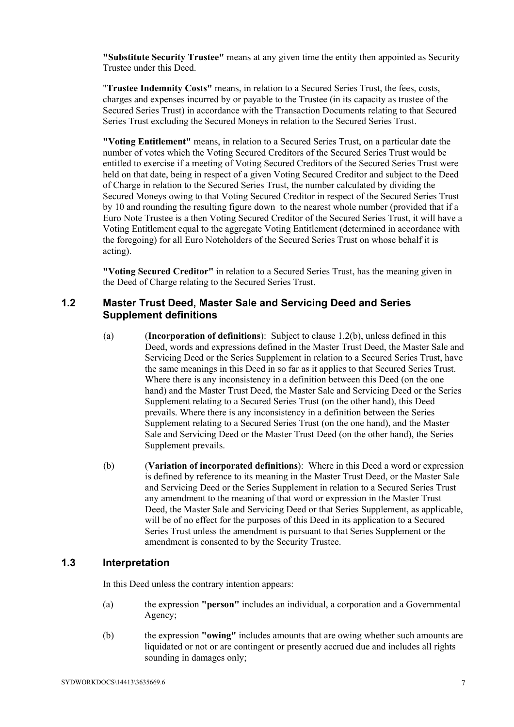**"Substitute Security Trustee"** means at any given time the entity then appointed as Security Trustee under this Deed.

"**Trustee Indemnity Costs"** means, in relation to a Secured Series Trust, the fees, costs, charges and expenses incurred by or payable to the Trustee (in its capacity as trustee of the Secured Series Trust) in accordance with the Transaction Documents relating to that Secured Series Trust excluding the Secured Moneys in relation to the Secured Series Trust.

**"Voting Entitlement"** means, in relation to a Secured Series Trust, on a particular date the number of votes which the Voting Secured Creditors of the Secured Series Trust would be entitled to exercise if a meeting of Voting Secured Creditors of the Secured Series Trust were held on that date, being in respect of a given Voting Secured Creditor and subject to the Deed of Charge in relation to the Secured Series Trust, the number calculated by dividing the Secured Moneys owing to that Voting Secured Creditor in respect of the Secured Series Trust by 10 and rounding the resulting figure down to the nearest whole number (provided that if a Euro Note Trustee is a then Voting Secured Creditor of the Secured Series Trust, it will have a Voting Entitlement equal to the aggregate Voting Entitlement (determined in accordance with the foregoing) for all Euro Noteholders of the Secured Series Trust on whose behalf it is acting).

**"Voting Secured Creditor"** in relation to a Secured Series Trust, has the meaning given in the Deed of Charge relating to the Secured Series Trust.

## 1.2 Master Trust Deed, Master Sale and Servicing Deed and Series Supplement definitions

(a) (**Incorporation of definitions**): Subject to clause 1.2(b), unless defined in this Deed, words and expressions defined in the Master Trust Deed, the Master Sale and Servicing Deed or the Series Supplement in relation to a Secured Series Trust, have the same meanings in this Deed in so far as it applies to that Secured Series Trust. Where there is any inconsistency in a definition between this Deed (on the one hand) and the Master Trust Deed, the Master Sale and Servicing Deed or the Series Supplement relating to a Secured Series Trust (on the other hand), this Deed prevails. Where there is any inconsistency in a definition between the Series Supplement relating to a Secured Series Trust (on the one hand), and the Master Sale and Servicing Deed or the Master Trust Deed (on the other hand), the Series Supplement prevails.

(b) (**Variation of incorporated definitions**): Where in this Deed a word or expression is defined by reference to its meaning in the Master Trust Deed, or the Master Sale and Servicing Deed or the Series Supplement in relation to a Secured Series Trust any amendment to the meaning of that word or expression in the Master Trust Deed, the Master Sale and Servicing Deed or that Series Supplement, as applicable, will be of no effect for the purposes of this Deed in its application to a Secured Series Trust unless the amendment is pursuant to that Series Supplement or the amendment is consented to by the Security Trustee.

## 1.3 Interpretation

In this Deed unless the contrary intention appears:

(a) the expression **"person"** includes an individual, a corporation and a Governmental Agency;

(b) the expression **"owing"** includes amounts that are owing whether such amounts are liquidated or not or are contingent or presently accrued due and includes all rights sounding in damages only;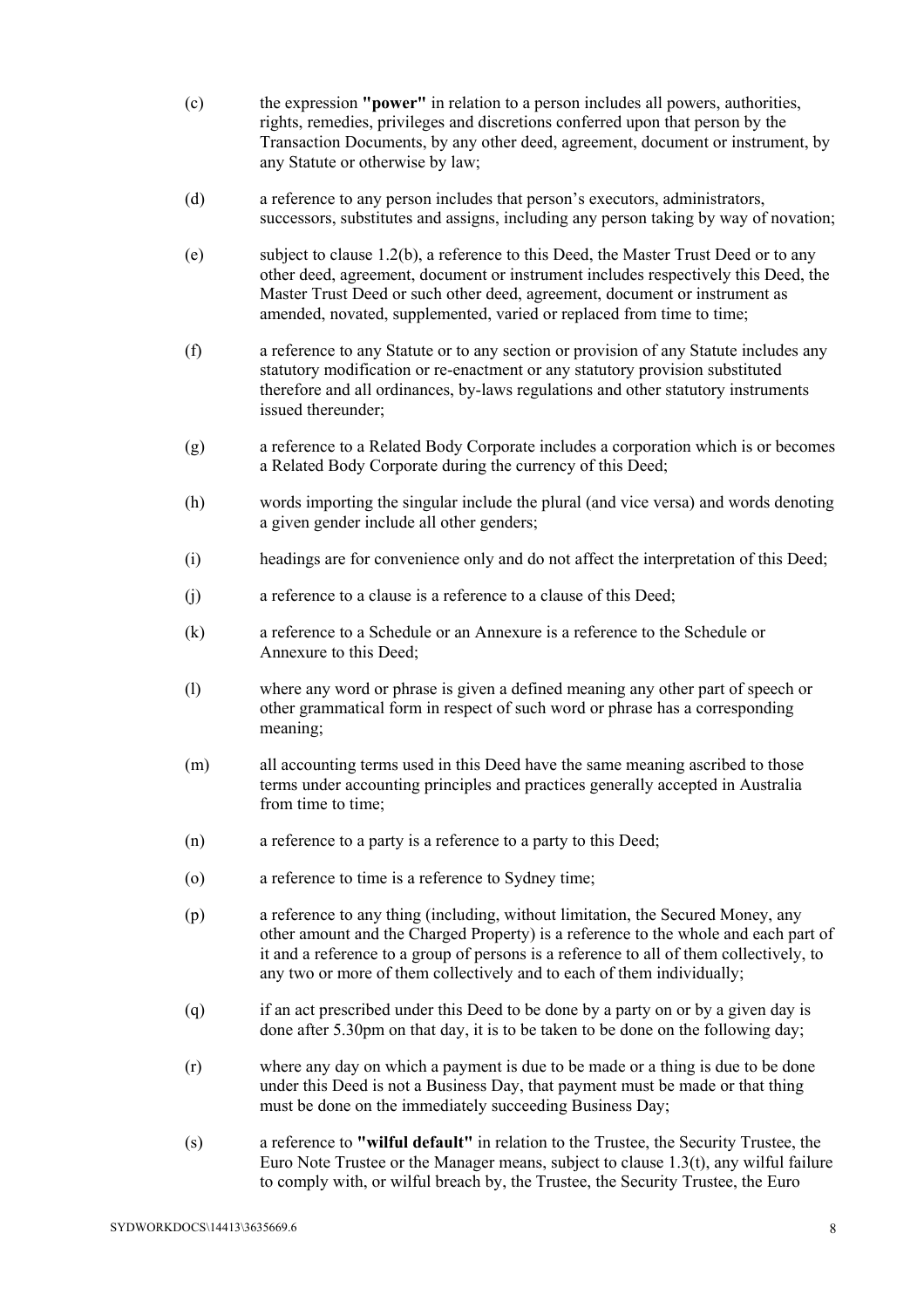(c) the expression **"power"** in relation to a person includes all powers, authorities, rights, remedies, privileges and discretions conferred upon that person by the Transaction Documents, by any other deed, agreement, document or instrument, by any Statute or otherwise by law;

(d) a reference to any person includes that person's executors, administrators, successors, substitutes and assigns, including any person taking by way of novation;

(e) subject to clause 1.2(b), a reference to this Deed, the Master Trust Deed or to any other deed, agreement, document or instrument includes respectively this Deed, the Master Trust Deed or such other deed, agreement, document or instrument as amended, novated, supplemented, varied or replaced from time to time;

(f) a reference to any Statute or to any section or provision of any Statute includes any statutory modification or re-enactment or any statutory provision substituted therefore and all ordinances, by-laws regulations and other statutory instruments issued thereunder;

(g) a reference to a Related Body Corporate includes a corporation which is or becomes a Related Body Corporate during the currency of this Deed;

(h) words importing the singular include the plural (and vice versa) and words denoting a given gender include all other genders;

(i) headings are for convenience only and do not affect the interpretation of this Deed;

(j) a reference to a clause is a reference to a clause of this Deed;

(k) a reference to a Schedule or an Annexure is a reference to the Schedule or Annexure to this Deed;

(l) where any word or phrase is given a defined meaning any other part of speech or other grammatical form in respect of such word or phrase has a corresponding meaning;

(m) all accounting terms used in this Deed have the same meaning ascribed to those terms under accounting principles and practices generally accepted in Australia from time to time;

(n) a reference to a party is a reference to a party to this Deed;

(o) a reference to time is a reference to Sydney time;

(p) a reference to any thing (including, without limitation, the Secured Money, any other amount and the Charged Property) is a reference to the whole and each part of it and a reference to a group of persons is a reference to all of them collectively, to any two or more of them collectively and to each of them individually;

(q) if an act prescribed under this Deed to be done by a party on or by a given day is done after 5.30pm on that day, it is to be taken to be done on the following day;

(r) where any day on which a payment is due to be made or a thing is due to be done under this Deed is not a Business Day, that payment must be made or that thing must be done on the immediately succeeding Business Day;

(s) a reference to **"wilful default"** in relation to the Trustee, the Security Trustee, the Euro Note Trustee or the Manager means, subject to clause 1.3(t), any wilful failure to comply with, or wilful breach by, the Trustee, the Security Trustee, the Euro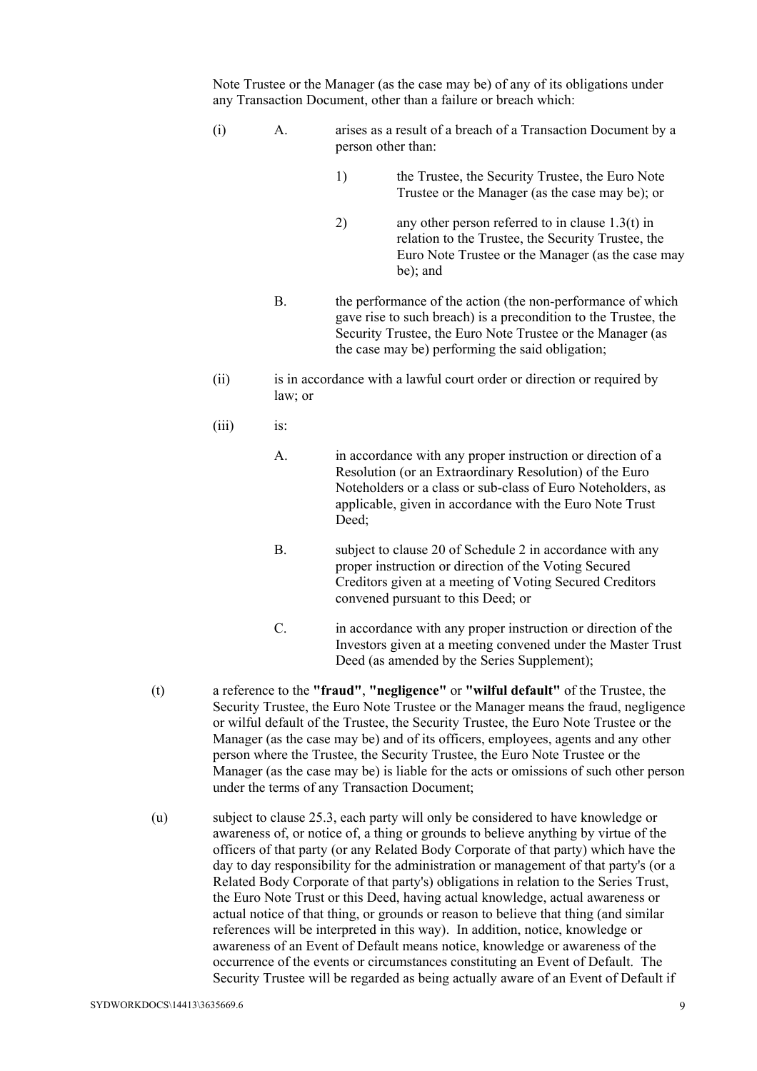Note Trustee or the Manager (as the case may be) of any of its obligations under any Transaction Document, other than a failure or breach which:

(i) A. arises as a result of a breach of a Transaction Document by a person other than:

1) the Trustee, the Security Trustee, the Euro Note Trustee or the Manager (as the case may be); or

2) any other person referred to in clause 1.3(t) in relation to the Trustee, the Security Trustee, the Euro Note Trustee or the Manager (as the case may be); and

B. the performance of the action (the non-performance of which gave rise to such breach) is a precondition to the Trustee, the Security Trustee, the Euro Note Trustee or the Manager (as the case may be) performing the said obligation;

(ii) is in accordance with a lawful court order or direction or required by law; or

(iii) is:

A. in accordance with any proper instruction or direction of a Resolution (or an Extraordinary Resolution) of the Euro Noteholders or a class or sub-class of Euro Noteholders, as applicable, given in accordance with the Euro Note Trust Deed;

B. subject to clause 20 of Schedule 2 in accordance with any proper instruction or direction of the Voting Secured Creditors given at a meeting of Voting Secured Creditors convened pursuant to this Deed; or

C. in accordance with any proper instruction or direction of the Investors given at a meeting convened under the Master Trust Deed (as amended by the Series Supplement);

(t) a reference to the **"fraud"**, **"negligence"** or **"wilful default"** of the Trustee, the Security Trustee, the Euro Note Trustee or the Manager means the fraud, negligence or wilful default of the Trustee, the Security Trustee, the Euro Note Trustee or the Manager (as the case may be) and of its officers, employees, agents and any other person where the Trustee, the Security Trustee, the Euro Note Trustee or the Manager (as the case may be) is liable for the acts or omissions of such other person under the terms of any Transaction Document;

(u) subject to clause 25.3, each party will only be considered to have knowledge or awareness of, or notice of, a thing or grounds to believe anything by virtue of the officers of that party (or any Related Body Corporate of that party) which have the day to day responsibility for the administration or management of that party's (or a Related Body Corporate of that party's) obligations in relation to the Series Trust, the Euro Note Trust or this Deed, having actual knowledge, actual awareness or actual notice of that thing, or grounds or reason to believe that thing (and similar references will be interpreted in this way). In addition, notice, knowledge or awareness of an Event of Default means notice, knowledge or awareness of the occurrence of the events or circumstances constituting an Event of Default. The Security Trustee will be regarded as being actually aware of an Event of Default if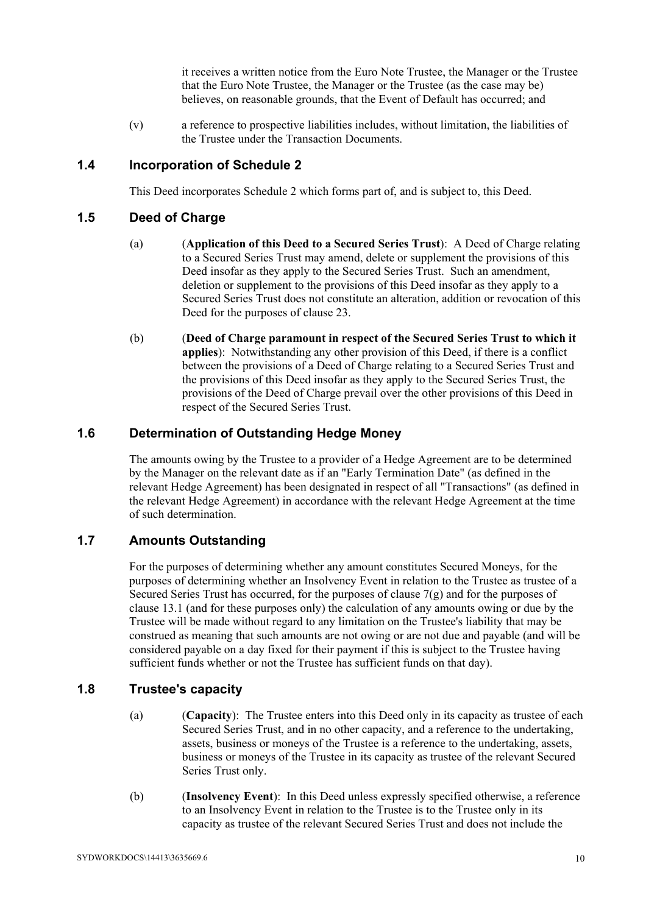it receives a written notice from the Euro Note Trustee, the Manager or the Trustee that the Euro Note Trustee, the Manager or the Trustee (as the case may be) believes, on reasonable grounds, that the Event of Default has occurred; and

(v) a reference to prospective liabilities includes, without limitation, the liabilities of the Trustee under the Transaction Documents.

## 1.4 Incorporation of Schedule 2

This Deed incorporates Schedule 2 which forms part of, and is subject to, this Deed.

## 1.5 Deed of Charge

(a) (**Application of this Deed to a Secured Series Trust**): A Deed of Charge relating to a Secured Series Trust may amend, delete or supplement the provisions of this Deed insofar as they apply to the Secured Series Trust. Such an amendment, deletion or supplement to the provisions of this Deed insofar as they apply to a Secured Series Trust does not constitute an alteration, addition or revocation of this Deed for the purposes of clause 23.

(b) (**Deed of Charge paramount in respect of the Secured Series Trust to which it applies**): Notwithstanding any other provision of this Deed, if there is a conflict between the provisions of a Deed of Charge relating to a Secured Series Trust and the provisions of this Deed insofar as they apply to the Secured Series Trust, the provisions of the Deed of Charge prevail over the other provisions of this Deed in respect of the Secured Series Trust.

## 1.6 Determination of Outstanding Hedge Money

The amounts owing by the Trustee to a provider of a Hedge Agreement are to be determined by the Manager on the relevant date as if an "Early Termination Date" (as defined in the relevant Hedge Agreement) has been designated in respect of all "Transactions" (as defined in the relevant Hedge Agreement) in accordance with the relevant Hedge Agreement at the time of such determination.

## 1.7 Amounts Outstanding

For the purposes of determining whether any amount constitutes Secured Moneys, for the purposes of determining whether an Insolvency Event in relation to the Trustee as trustee of a Secured Series Trust has occurred, for the purposes of clause 7(g) and for the purposes of clause 13.1 (and for these purposes only) the calculation of any amounts owing or due by the Trustee will be made without regard to any limitation on the Trustee's liability that may be construed as meaning that such amounts are not owing or are not due and payable (and will be considered payable on a day fixed for their payment if this is subject to the Trustee having sufficient funds whether or not the Trustee has sufficient funds on that day).

## 1.8 Trustee's capacity

(a) (**Capacity**): The Trustee enters into this Deed only in its capacity as trustee of each Secured Series Trust, and in no other capacity, and a reference to the undertaking, assets, business or moneys of the Trustee is a reference to the undertaking, assets, business or moneys of the Trustee in its capacity as trustee of the relevant Secured Series Trust only.

(b) (**Insolvency Event**): In this Deed unless expressly specified otherwise, a reference to an Insolvency Event in relation to the Trustee is to the Trustee only in its capacity as trustee of the relevant Secured Series Trust and does not include the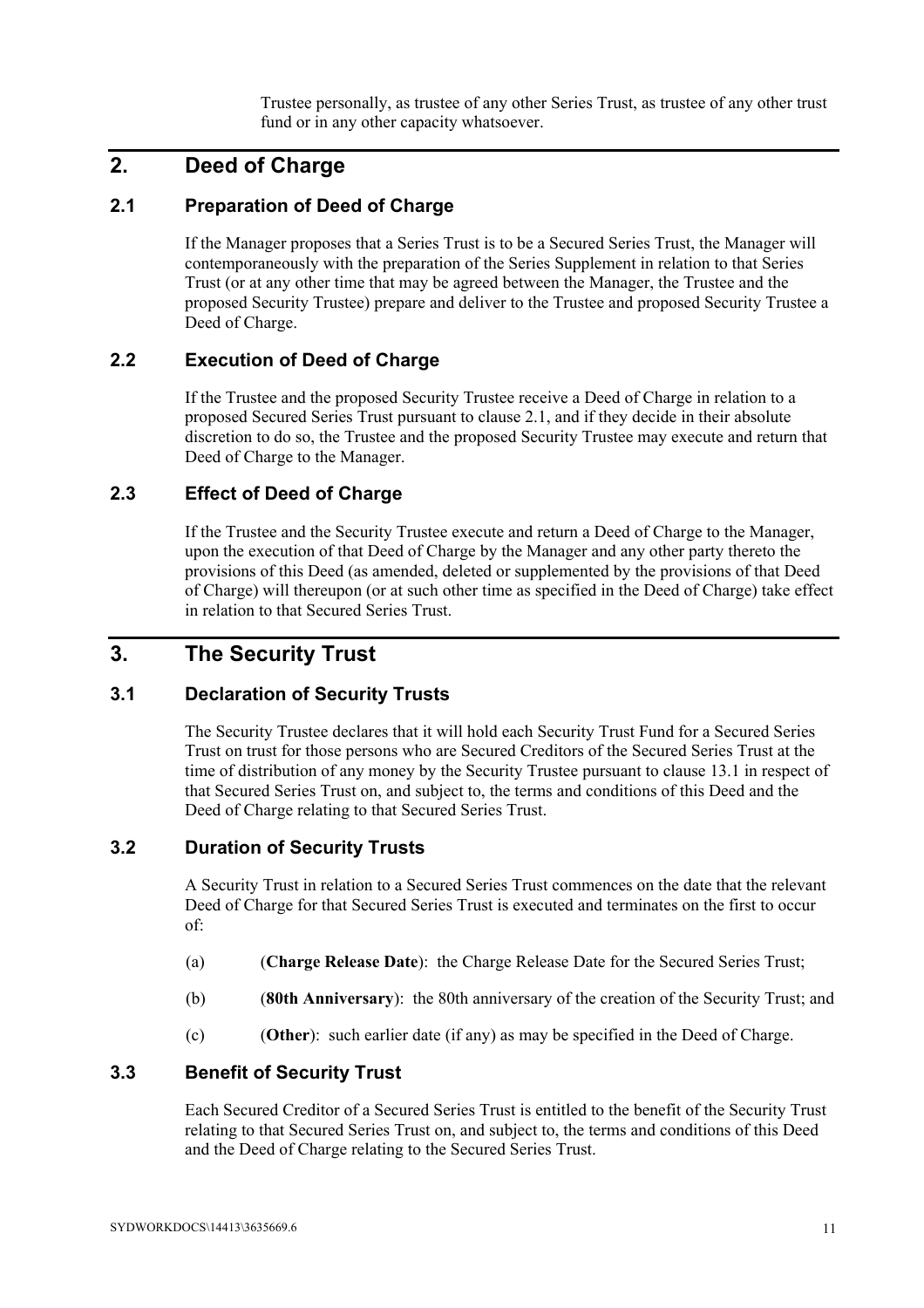Trustee personally, as trustee of any other Series Trust, as trustee of any other trust fund or in any other capacity whatsoever.

## 2. Deed of Charge

### 2.1 Preparation of Deed of Charge

If the Manager proposes that a Series Trust is to be a Secured Series Trust, the Manager will contemporaneously with the preparation of the Series Supplement in relation to that Series Trust (or at any other time that may be agreed between the Manager, the Trustee and the proposed Security Trustee) prepare and deliver to the Trustee and proposed Security Trustee a Deed of Charge.

### 2.2 Execution of Deed of Charge

If the Trustee and the proposed Security Trustee receive a Deed of Charge in relation to a proposed Secured Series Trust pursuant to clause 2.1, and if they decide in their absolute discretion to do so, the Trustee and the proposed Security Trustee may execute and return that Deed of Charge to the Manager.

### 2.3 Effect of Deed of Charge

If the Trustee and the Security Trustee execute and return a Deed of Charge to the Manager, upon the execution of that Deed of Charge by the Manager and any other party thereto the provisions of this Deed (as amended, deleted or supplemented by the provisions of that Deed of Charge) will thereupon (or at such other time as specified in the Deed of Charge) take effect in relation to that Secured Series Trust.

## 3. The Security Trust

### 3.1 Declaration of Security Trusts

The Security Trustee declares that it will hold each Security Trust Fund for a Secured Series Trust on trust for those persons who are Secured Creditors of the Secured Series Trust at the time of distribution of any money by the Security Trustee pursuant to clause 13.1 in respect of that Secured Series Trust on, and subject to, the terms and conditions of this Deed and the Deed of Charge relating to that Secured Series Trust.

### 3.2 Duration of Security Trusts

A Security Trust in relation to a Secured Series Trust commences on the date that the relevant Deed of Charge for that Secured Series Trust is executed and terminates on the first to occur of:

(a) (**Charge Release Date**): the Charge Release Date for the Secured Series Trust;

(b) (**80th Anniversary**): the 80th anniversary of the creation of the Security Trust; and

(c) (**Other**): such earlier date (if any) as may be specified in the Deed of Charge.

### 3.3 Benefit of Security Trust

Each Secured Creditor of a Secured Series Trust is entitled to the benefit of the Security Trust relating to that Secured Series Trust on, and subject to, the terms and conditions of this Deed and the Deed of Charge relating to the Secured Series Trust.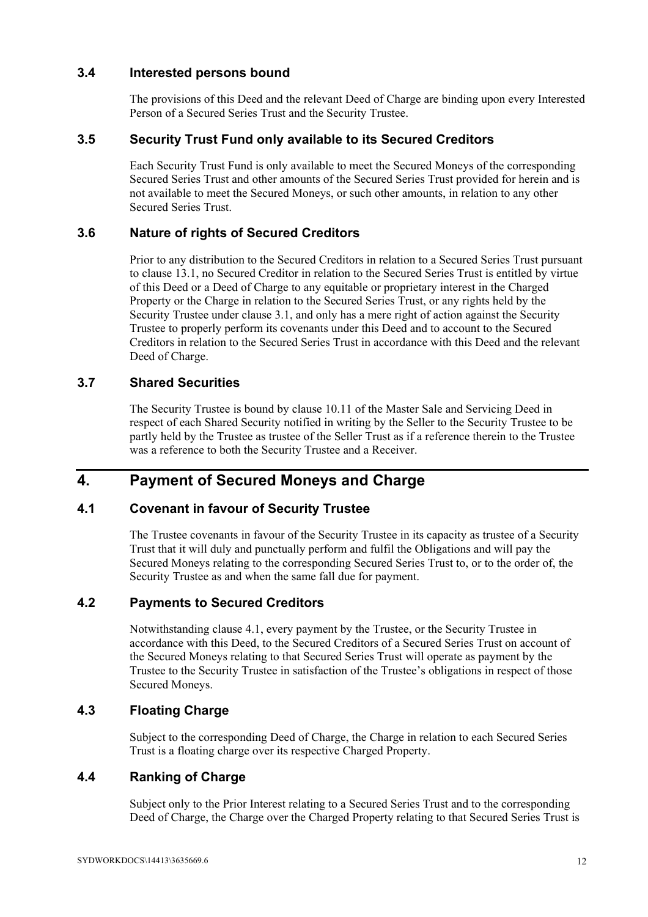### 3.4 Interested persons bound

The provisions of this Deed and the relevant Deed of Charge are binding upon every Interested Person of a Secured Series Trust and the Security Trustee.

### 3.5 Security Trust Fund only available to its Secured Creditors

Each Security Trust Fund is only available to meet the Secured Moneys of the corresponding Secured Series Trust and other amounts of the Secured Series Trust provided for herein and is not available to meet the Secured Moneys, or such other amounts, in relation to any other Secured Series Trust.

### 3.6 Nature of rights of Secured Creditors

Prior to any distribution to the Secured Creditors in relation to a Secured Series Trust pursuant to clause 13.1, no Secured Creditor in relation to the Secured Series Trust is entitled by virtue of this Deed or a Deed of Charge to any equitable or proprietary interest in the Charged Property or the Charge in relation to the Secured Series Trust, or any rights held by the Security Trustee under clause 3.1, and only has a mere right of action against the Security Trustee to properly perform its covenants under this Deed and to account to the Secured Creditors in relation to the Secured Series Trust in accordance with this Deed and the relevant Deed of Charge.

### 3.7 Shared Securities

The Security Trustee is bound by clause 10.11 of the Master Sale and Servicing Deed in respect of each Shared Security notified in writing by the Seller to the Security Trustee to be partly held by the Trustee as trustee of the Seller Trust as if a reference therein to the Trustee was a reference to both the Security Trustee and a Receiver.

## 4. Payment of Secured Moneys and Charge

### 4.1 Covenant in favour of Security Trustee

The Trustee covenants in favour of the Security Trustee in its capacity as trustee of a Security Trust that it will duly and punctually perform and fulfil the Obligations and will pay the Secured Moneys relating to the corresponding Secured Series Trust to, or to the order of, the Security Trustee as and when the same fall due for payment.

### 4.2 Payments to Secured Creditors

Notwithstanding clause 4.1, every payment by the Trustee, or the Security Trustee in accordance with this Deed, to the Secured Creditors of a Secured Series Trust on account of the Secured Moneys relating to that Secured Series Trust will operate as payment by the Trustee to the Security Trustee in satisfaction of the Trustee's obligations in respect of those Secured Moneys.

### 4.3 Floating Charge

Subject to the corresponding Deed of Charge, the Charge in relation to each Secured Series Trust is a floating charge over its respective Charged Property.

### 4.4 Ranking of Charge

Subject only to the Prior Interest relating to a Secured Series Trust and to the corresponding Deed of Charge, the Charge over the Charged Property relating to that Secured Series Trust is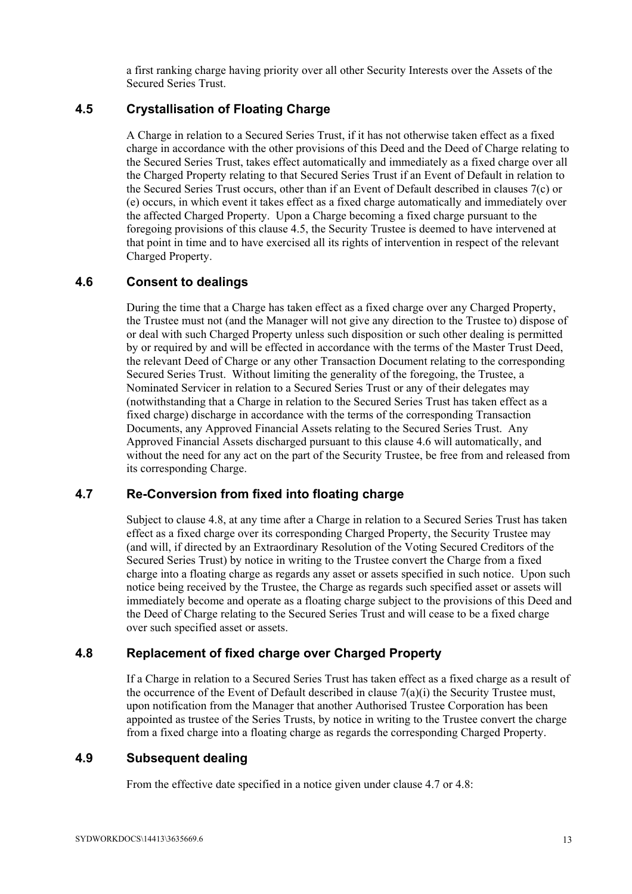a first ranking charge having priority over all other Security Interests over the Assets of the Secured Series Trust.

### 4.5 Crystallisation of Floating Charge

A Charge in relation to a Secured Series Trust, if it has not otherwise taken effect as a fixed charge in accordance with the other provisions of this Deed and the Deed of Charge relating to the Secured Series Trust, takes effect automatically and immediately as a fixed charge over all the Charged Property relating to that Secured Series Trust if an Event of Default in relation to the Secured Series Trust occurs, other than if an Event of Default described in clauses 7(c) or (e) occurs, in which event it takes effect as a fixed charge automatically and immediately over the affected Charged Property. Upon a Charge becoming a fixed charge pursuant to the foregoing provisions of this clause 4.5, the Security Trustee is deemed to have intervened at that point in time and to have exercised all its rights of intervention in respect of the relevant Charged Property.

### 4.6 Consent to dealings

During the time that a Charge has taken effect as a fixed charge over any Charged Property, the Trustee must not (and the Manager will not give any direction to the Trustee to) dispose of or deal with such Charged Property unless such disposition or such other dealing is permitted by or required by and will be effected in accordance with the terms of the Master Trust Deed, the relevant Deed of Charge or any other Transaction Document relating to the corresponding Secured Series Trust. Without limiting the generality of the foregoing, the Trustee, a Nominated Servicer in relation to a Secured Series Trust or any of their delegates may (notwithstanding that a Charge in relation to the Secured Series Trust has taken effect as a fixed charge) discharge in accordance with the terms of the corresponding Transaction Documents, any Approved Financial Assets relating to the Secured Series Trust. Any Approved Financial Assets discharged pursuant to this clause 4.6 will automatically, and without the need for any act on the part of the Security Trustee, be free from and released from its corresponding Charge.

### 4.7 Re-Conversion from fixed into floating charge

Subject to clause 4.8, at any time after a Charge in relation to a Secured Series Trust has taken effect as a fixed charge over its corresponding Charged Property, the Security Trustee may (and will, if directed by an Extraordinary Resolution of the Voting Secured Creditors of the Secured Series Trust) by notice in writing to the Trustee convert the Charge from a fixed charge into a floating charge as regards any asset or assets specified in such notice. Upon such notice being received by the Trustee, the Charge as regards such specified asset or assets will immediately become and operate as a floating charge subject to the provisions of this Deed and the Deed of Charge relating to the Secured Series Trust and will cease to be a fixed charge over such specified asset or assets.

### 4.8 Replacement of fixed charge over Charged Property

If a Charge in relation to a Secured Series Trust has taken effect as a fixed charge as a result of the occurrence of the Event of Default described in clause 7(a)(i) the Security Trustee must, upon notification from the Manager that another Authorised Trustee Corporation has been appointed as trustee of the Series Trusts, by notice in writing to the Trustee convert the charge from a fixed charge into a floating charge as regards the corresponding Charged Property.

### 4.9 Subsequent dealing

From the effective date specified in a notice given under clause 4.7 or 4.8: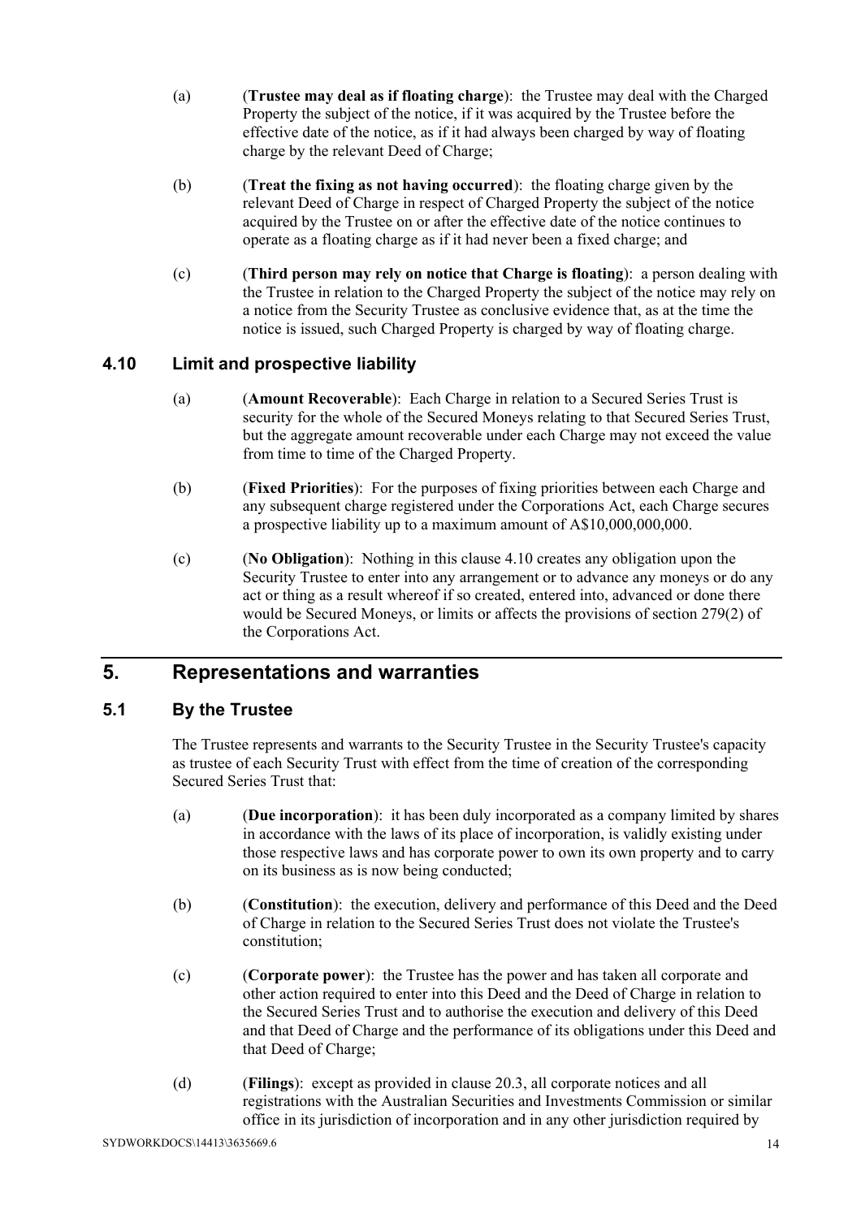(a) (**Trustee may deal as if floating charge**): the Trustee may deal with the Charged Property the subject of the notice, if it was acquired by the Trustee before the effective date of the notice, as if it had always been charged by way of floating charge by the relevant Deed of Charge;

(b) (**Treat the fixing as not having occurred**): the floating charge given by the relevant Deed of Charge in respect of Charged Property the subject of the notice acquired by the Trustee on or after the effective date of the notice continues to operate as a floating charge as if it had never been a fixed charge; and

(c) (**Third person may rely on notice that Charge is floating**): a person dealing with the Trustee in relation to the Charged Property the subject of the notice may rely on a notice from the Security Trustee as conclusive evidence that, as at the time the notice is issued, such Charged Property is charged by way of floating charge.

### 4.10 Limit and prospective liability

(a) (**Amount Recoverable**): Each Charge in relation to a Secured Series Trust is security for the whole of the Secured Moneys relating to that Secured Series Trust, but the aggregate amount recoverable under each Charge may not exceed the value from time to time of the Charged Property.

(b) (**Fixed Priorities**): For the purposes of fixing priorities between each Charge and any subsequent charge registered under the Corporations Act, each Charge secures a prospective liability up to a maximum amount of A$10,000,000,000.

(c) (**No Obligation**): Nothing in this clause 4.10 creates any obligation upon the Security Trustee to enter into any arrangement or to advance any moneys or do any act or thing as a result whereof if so created, entered into, advanced or done there would be Secured Moneys, or limits or affects the provisions of section 279(2) of the Corporations Act.

## 5. Representations and warranties

### 5.1 By the Trustee

The Trustee represents and warrants to the Security Trustee in the Security Trustee's capacity as trustee of each Security Trust with effect from the time of creation of the corresponding Secured Series Trust that:

(a) (**Due incorporation**): it has been duly incorporated as a company limited by shares in accordance with the laws of its place of incorporation, is validly existing under those respective laws and has corporate power to own its own property and to carry on its business as is now being conducted;

(b) (**Constitution**): the execution, delivery and performance of this Deed and the Deed of Charge in relation to the Secured Series Trust does not violate the Trustee's constitution;

(c) (**Corporate power**): the Trustee has the power and has taken all corporate and other action required to enter into this Deed and the Deed of Charge in relation to the Secured Series Trust and to authorise the execution and delivery of this Deed and that Deed of Charge and the performance of its obligations under this Deed and that Deed of Charge;

(d) (**Filings**): except as provided in clause 20.3, all corporate notices and all registrations with the Australian Securities and Investments Commission or similar office in its jurisdiction of incorporation and in any other jurisdiction required by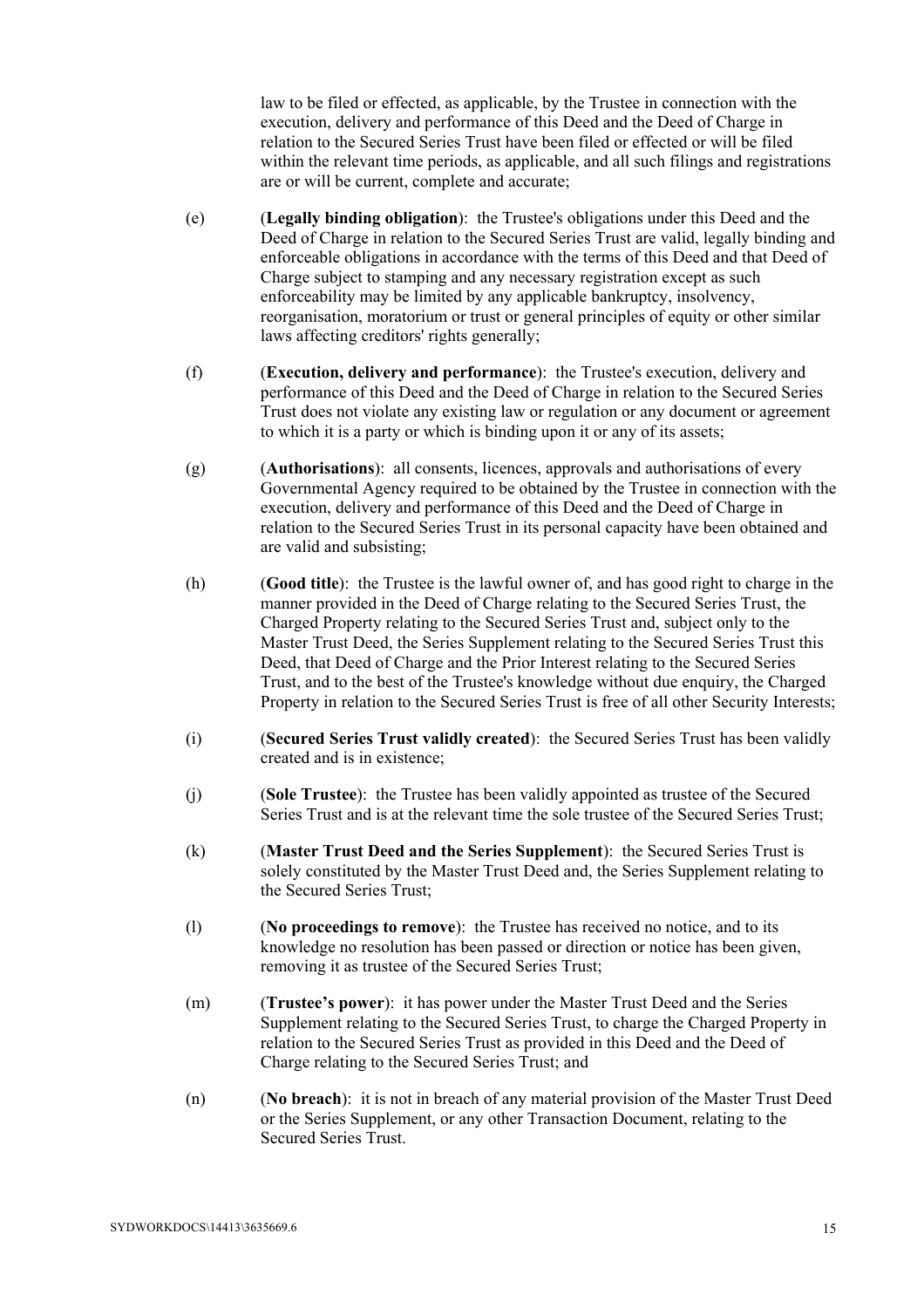law to be filed or effected, as applicable, by the Trustee in connection with the execution, delivery and performance of this Deed and the Deed of Charge in relation to the Secured Series Trust have been filed or effected or will be filed within the relevant time periods, as applicable, and all such filings and registrations are or will be current, complete and accurate;

(e) (**Legally binding obligation**): the Trustee's obligations under this Deed and the Deed of Charge in relation to the Secured Series Trust are valid, legally binding and enforceable obligations in accordance with the terms of this Deed and that Deed of Charge subject to stamping and any necessary registration except as such enforceability may be limited by any applicable bankruptcy, insolvency, reorganisation, moratorium or trust or general principles of equity or other similar laws affecting creditors' rights generally;

(f) (**Execution, delivery and performance**): the Trustee's execution, delivery and performance of this Deed and the Deed of Charge in relation to the Secured Series Trust does not violate any existing law or regulation or any document or agreement to which it is a party or which is binding upon it or any of its assets;

(g) (**Authorisations**): all consents, licences, approvals and authorisations of every Governmental Agency required to be obtained by the Trustee in connection with the execution, delivery and performance of this Deed and the Deed of Charge in relation to the Secured Series Trust in its personal capacity have been obtained and are valid and subsisting;

(h) (**Good title**): the Trustee is the lawful owner of, and has good right to charge in the manner provided in the Deed of Charge relating to the Secured Series Trust, the Charged Property relating to the Secured Series Trust and, subject only to the Master Trust Deed, the Series Supplement relating to the Secured Series Trust this Deed, that Deed of Charge and the Prior Interest relating to the Secured Series Trust, and to the best of the Trustee's knowledge without due enquiry, the Charged Property in relation to the Secured Series Trust is free of all other Security Interests;

(i) (**Secured Series Trust validly created**): the Secured Series Trust has been validly created and is in existence;

(j) (**Sole Trustee**): the Trustee has been validly appointed as trustee of the Secured Series Trust and is at the relevant time the sole trustee of the Secured Series Trust;

(k) (**Master Trust Deed and the Series Supplement**): the Secured Series Trust is solely constituted by the Master Trust Deed and, the Series Supplement relating to the Secured Series Trust;

(l) (**No proceedings to remove**): the Trustee has received no notice, and to its knowledge no resolution has been passed or direction or notice has been given, removing it as trustee of the Secured Series Trust;

(m) (**Trustee's power**): it has power under the Master Trust Deed and the Series Supplement relating to the Secured Series Trust, to charge the Charged Property in relation to the Secured Series Trust as provided in this Deed and the Deed of Charge relating to the Secured Series Trust; and

(n) (**No breach**): it is not in breach of any material provision of the Master Trust Deed or the Series Supplement, or any other Transaction Document, relating to the Secured Series Trust.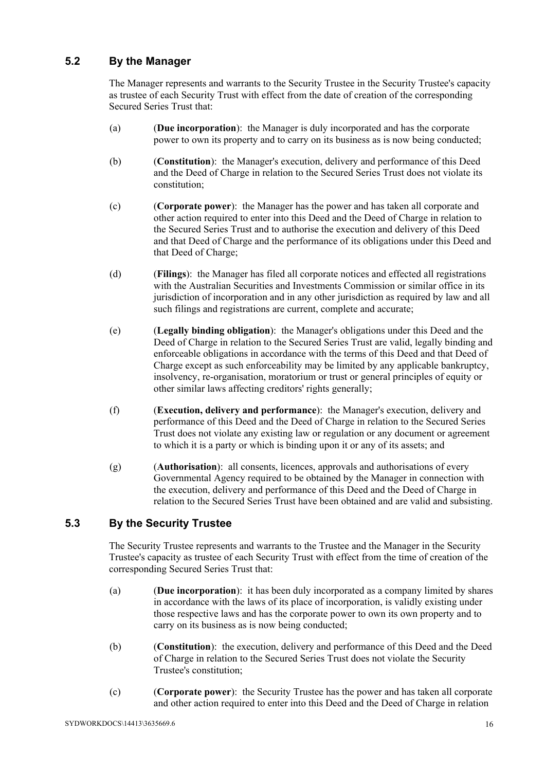## 5.2 By the Manager

The Manager represents and warrants to the Security Trustee in the Security Trustee's capacity as trustee of each Security Trust with effect from the date of creation of the corresponding Secured Series Trust that:

(a) (**Due incorporation**): the Manager is duly incorporated and has the corporate power to own its property and to carry on its business as is now being conducted;

(b) (**Constitution**): the Manager's execution, delivery and performance of this Deed and the Deed of Charge in relation to the Secured Series Trust does not violate its constitution;

(c) (**Corporate power**): the Manager has the power and has taken all corporate and other action required to enter into this Deed and the Deed of Charge in relation to the Secured Series Trust and to authorise the execution and delivery of this Deed and that Deed of Charge and the performance of its obligations under this Deed and that Deed of Charge;

(d) (**Filings**): the Manager has filed all corporate notices and effected all registrations with the Australian Securities and Investments Commission or similar office in its jurisdiction of incorporation and in any other jurisdiction as required by law and all such filings and registrations are current, complete and accurate;

(e) (**Legally binding obligation**): the Manager's obligations under this Deed and the Deed of Charge in relation to the Secured Series Trust are valid, legally binding and enforceable obligations in accordance with the terms of this Deed and that Deed of Charge except as such enforceability may be limited by any applicable bankruptcy, insolvency, re-organisation, moratorium or trust or general principles of equity or other similar laws affecting creditors' rights generally;

(f) (**Execution, delivery and performance**): the Manager's execution, delivery and performance of this Deed and the Deed of Charge in relation to the Secured Series Trust does not violate any existing law or regulation or any document or agreement to which it is a party or which is binding upon it or any of its assets; and

(g) (**Authorisation**): all consents, licences, approvals and authorisations of every Governmental Agency required to be obtained by the Manager in connection with the execution, delivery and performance of this Deed and the Deed of Charge in relation to the Secured Series Trust have been obtained and are valid and subsisting.

## 5.3 By the Security Trustee

The Security Trustee represents and warrants to the Trustee and the Manager in the Security Trustee's capacity as trustee of each Security Trust with effect from the time of creation of the corresponding Secured Series Trust that:

(a) (**Due incorporation**): it has been duly incorporated as a company limited by shares in accordance with the laws of its place of incorporation, is validly existing under those respective laws and has the corporate power to own its own property and to carry on its business as is now being conducted;

(b) (**Constitution**): the execution, delivery and performance of this Deed and the Deed of Charge in relation to the Secured Series Trust does not violate the Security Trustee's constitution;

(c) (**Corporate power**): the Security Trustee has the power and has taken all corporate and other action required to enter into this Deed and the Deed of Charge in relation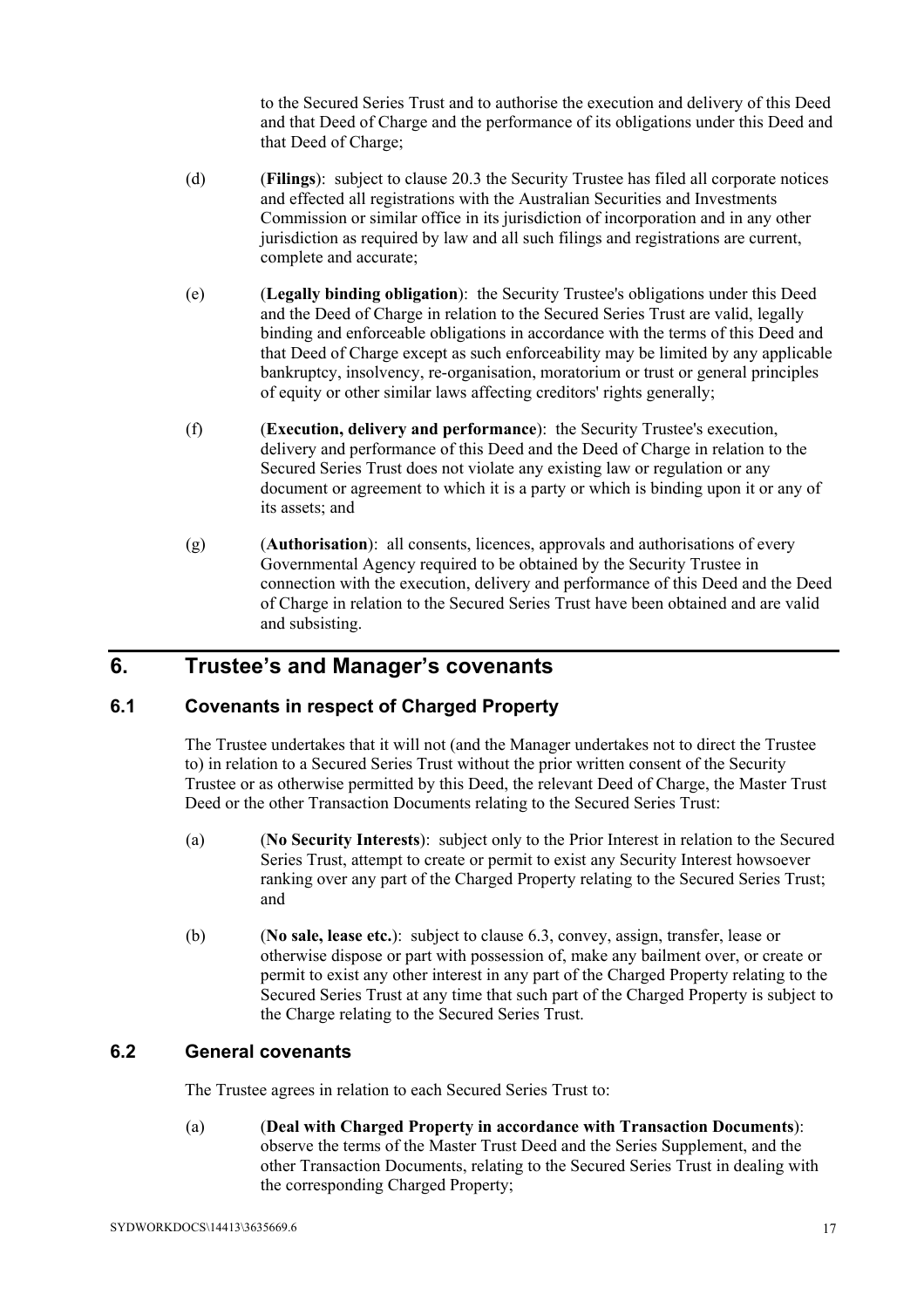to the Secured Series Trust and to authorise the execution and delivery of this Deed and that Deed of Charge and the performance of its obligations under this Deed and that Deed of Charge;

(d) (**Filings**): subject to clause 20.3 the Security Trustee has filed all corporate notices and effected all registrations with the Australian Securities and Investments Commission or similar office in its jurisdiction of incorporation and in any other jurisdiction as required by law and all such filings and registrations are current, complete and accurate;

(e) (**Legally binding obligation**): the Security Trustee's obligations under this Deed and the Deed of Charge in relation to the Secured Series Trust are valid, legally binding and enforceable obligations in accordance with the terms of this Deed and that Deed of Charge except as such enforceability may be limited by any applicable bankruptcy, insolvency, re-organisation, moratorium or trust or general principles of equity or other similar laws affecting creditors' rights generally;

(f) (**Execution, delivery and performance**): the Security Trustee's execution, delivery and performance of this Deed and the Deed of Charge in relation to the Secured Series Trust does not violate any existing law or regulation or any document or agreement to which it is a party or which is binding upon it or any of its assets; and

(g) (**Authorisation**): all consents, licences, approvals and authorisations of every Governmental Agency required to be obtained by the Security Trustee in connection with the execution, delivery and performance of this Deed and the Deed of Charge in relation to the Secured Series Trust have been obtained and are valid and subsisting.

# 6. Trustee's and Manager's covenants

## 6.1 Covenants in respect of Charged Property

The Trustee undertakes that it will not (and the Manager undertakes not to direct the Trustee to) in relation to a Secured Series Trust without the prior written consent of the Security Trustee or as otherwise permitted by this Deed, the relevant Deed of Charge, the Master Trust Deed or the other Transaction Documents relating to the Secured Series Trust:

(a) (**No Security Interests**): subject only to the Prior Interest in relation to the Secured Series Trust, attempt to create or permit to exist any Security Interest howsoever ranking over any part of the Charged Property relating to the Secured Series Trust; and

(b) (**No sale, lease etc.**): subject to clause 6.3, convey, assign, transfer, lease or otherwise dispose or part with possession of, make any bailment over, or create or permit to exist any other interest in any part of the Charged Property relating to the Secured Series Trust at any time that such part of the Charged Property is subject to the Charge relating to the Secured Series Trust.

## 6.2 General covenants

The Trustee agrees in relation to each Secured Series Trust to:

(a) (**Deal with Charged Property in accordance with Transaction Documents**): observe the terms of the Master Trust Deed and the Series Supplement, and the other Transaction Documents, relating to the Secured Series Trust in dealing with the corresponding Charged Property;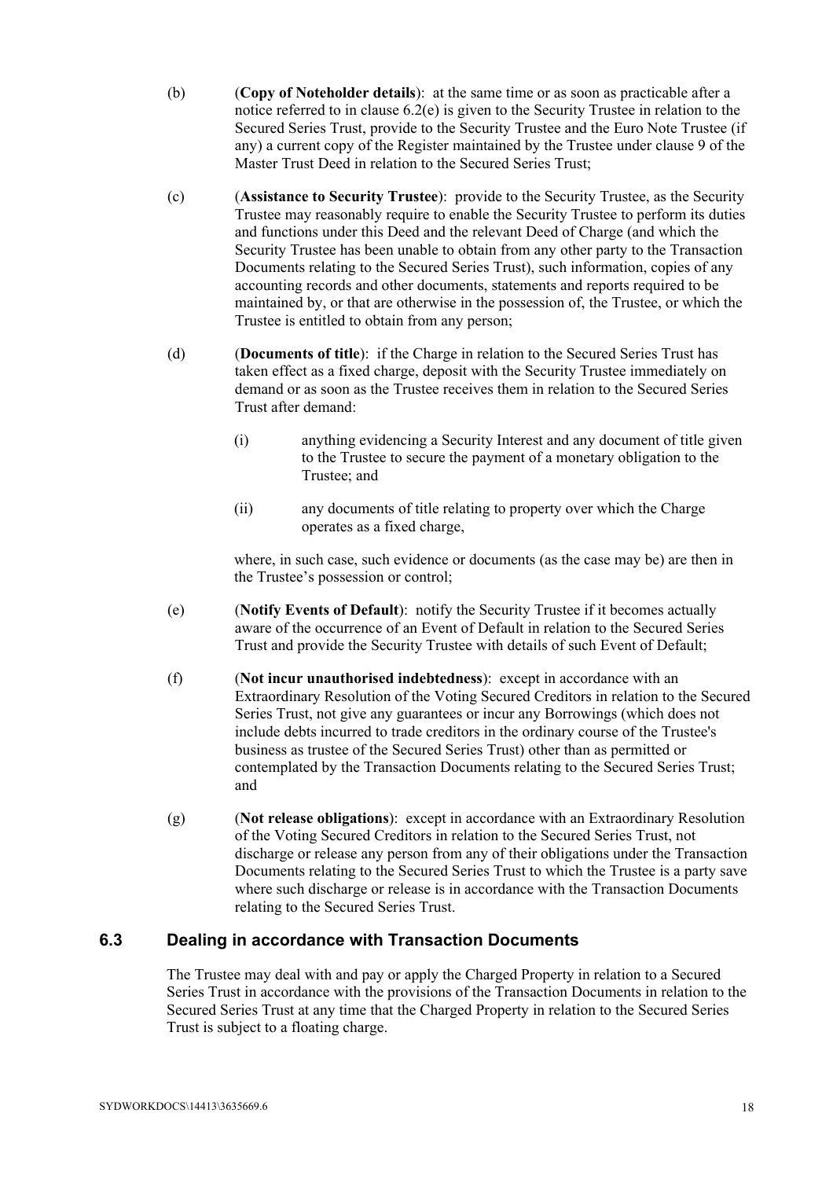(b) (**Copy of Noteholder details**): at the same time or as soon as practicable after a notice referred to in clause 6.2(e) is given to the Security Trustee in relation to the Secured Series Trust, provide to the Security Trustee and the Euro Note Trustee (if any) a current copy of the Register maintained by the Trustee under clause 9 of the Master Trust Deed in relation to the Secured Series Trust;

(c) (**Assistance to Security Trustee**): provide to the Security Trustee, as the Security Trustee may reasonably require to enable the Security Trustee to perform its duties and functions under this Deed and the relevant Deed of Charge (and which the Security Trustee has been unable to obtain from any other party to the Transaction Documents relating to the Secured Series Trust), such information, copies of any accounting records and other documents, statements and reports required to be maintained by, or that are otherwise in the possession of, the Trustee, or which the Trustee is entitled to obtain from any person;

(d) (**Documents of title**): if the Charge in relation to the Secured Series Trust has taken effect as a fixed charge, deposit with the Security Trustee immediately on demand or as soon as the Trustee receives them in relation to the Secured Series Trust after demand:

(i) anything evidencing a Security Interest and any document of title given to the Trustee to secure the payment of a monetary obligation to the Trustee; and

(ii) any documents of title relating to property over which the Charge operates as a fixed charge,

where, in such case, such evidence or documents (as the case may be) are then in the Trustee's possession or control;

(e) (**Notify Events of Default**): notify the Security Trustee if it becomes actually aware of the occurrence of an Event of Default in relation to the Secured Series Trust and provide the Security Trustee with details of such Event of Default;

(f) (**Not incur unauthorised indebtedness**): except in accordance with an Extraordinary Resolution of the Voting Secured Creditors in relation to the Secured Series Trust, not give any guarantees or incur any Borrowings (which does not include debts incurred to trade creditors in the ordinary course of the Trustee's business as trustee of the Secured Series Trust) other than as permitted or contemplated by the Transaction Documents relating to the Secured Series Trust; and

(g) (**Not release obligations**): except in accordance with an Extraordinary Resolution of the Voting Secured Creditors in relation to the Secured Series Trust, not discharge or release any person from any of their obligations under the Transaction Documents relating to the Secured Series Trust to which the Trustee is a party save where such discharge or release is in accordance with the Transaction Documents relating to the Secured Series Trust.

## 6.3 Dealing in accordance with Transaction Documents

The Trustee may deal with and pay or apply the Charged Property in relation to a Secured Series Trust in accordance with the provisions of the Transaction Documents in relation to the Secured Series Trust at any time that the Charged Property in relation to the Secured Series Trust is subject to a floating charge.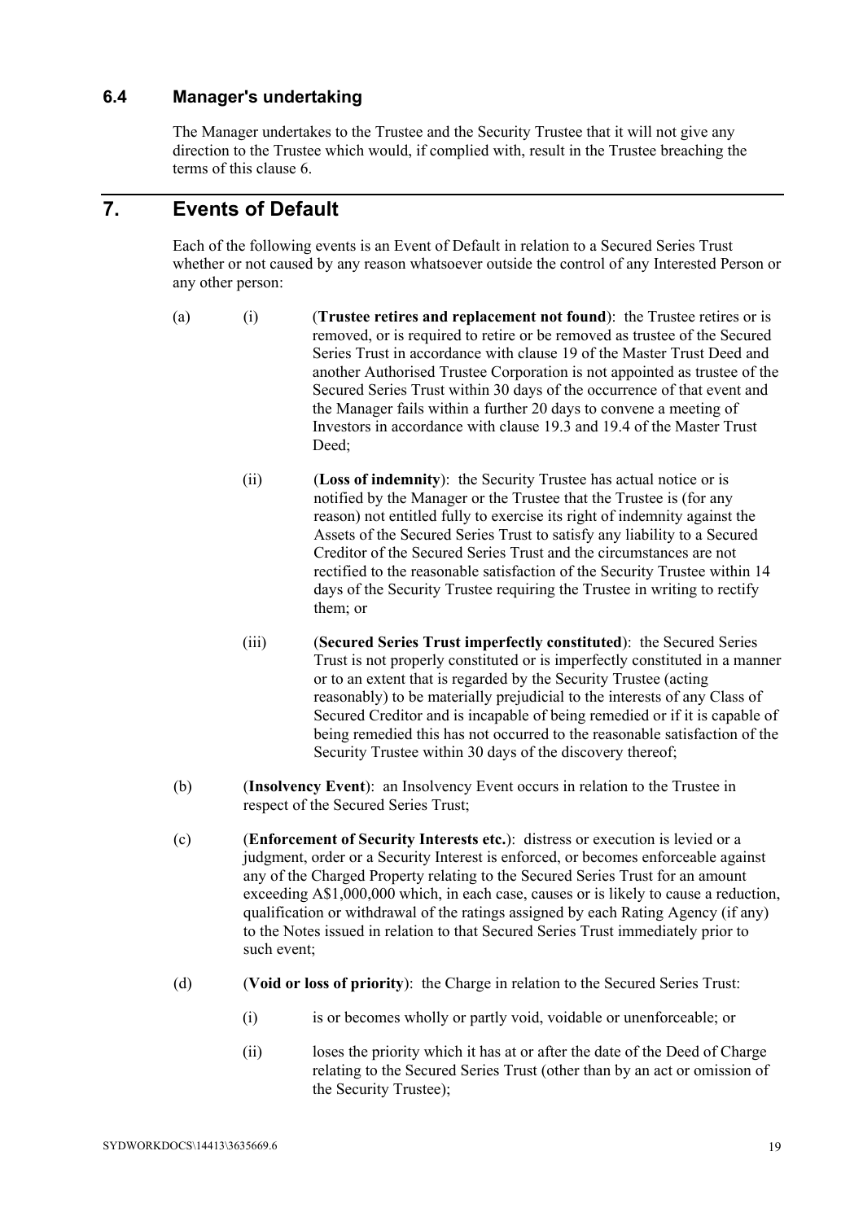### 6.4 Manager's undertaking

The Manager undertakes to the Trustee and the Security Trustee that it will not give any direction to the Trustee which would, if complied with, result in the Trustee breaching the terms of this clause 6.

## 7. Events of Default

Each of the following events is an Event of Default in relation to a Secured Series Trust whether or not caused by any reason whatsoever outside the control of any Interested Person or any other person:

(a) (i) (**Trustee retires and replacement not found**): the Trustee retires or is removed, or is required to retire or be removed as trustee of the Secured Series Trust in accordance with clause 19 of the Master Trust Deed and another Authorised Trustee Corporation is not appointed as trustee of the Secured Series Trust within 30 days of the occurrence of that event and the Manager fails within a further 20 days to convene a meeting of Investors in accordance with clause 19.3 and 19.4 of the Master Trust Deed;

(ii) (**Loss of indemnity**): the Security Trustee has actual notice or is notified by the Manager or the Trustee that the Trustee is (for any reason) not entitled fully to exercise its right of indemnity against the Assets of the Secured Series Trust to satisfy any liability to a Secured Creditor of the Secured Series Trust and the circumstances are not rectified to the reasonable satisfaction of the Security Trustee within 14 days of the Security Trustee requiring the Trustee in writing to rectify them; or

(iii) (**Secured Series Trust imperfectly constituted**): the Secured Series Trust is not properly constituted or is imperfectly constituted in a manner or to an extent that is regarded by the Security Trustee (acting reasonably) to be materially prejudicial to the interests of any Class of Secured Creditor and is incapable of being remedied or if it is capable of being remedied this has not occurred to the reasonable satisfaction of the Security Trustee within 30 days of the discovery thereof;

(b) (**Insolvency Event**): an Insolvency Event occurs in relation to the Trustee in respect of the Secured Series Trust;

(c) (**Enforcement of Security Interests etc.**): distress or execution is levied or a judgment, order or a Security Interest is enforced, or becomes enforceable against any of the Charged Property relating to the Secured Series Trust for an amount exceeding A$1,000,000 which, in each case, causes or is likely to cause a reduction, qualification or withdrawal of the ratings assigned by each Rating Agency (if any) to the Notes issued in relation to that Secured Series Trust immediately prior to such event;

(d) (**Void or loss of priority**): the Charge in relation to the Secured Series Trust:

(i) is or becomes wholly or partly void, voidable or unenforceable; or

(ii) loses the priority which it has at or after the date of the Deed of Charge relating to the Secured Series Trust (other than by an act or omission of the Security Trustee);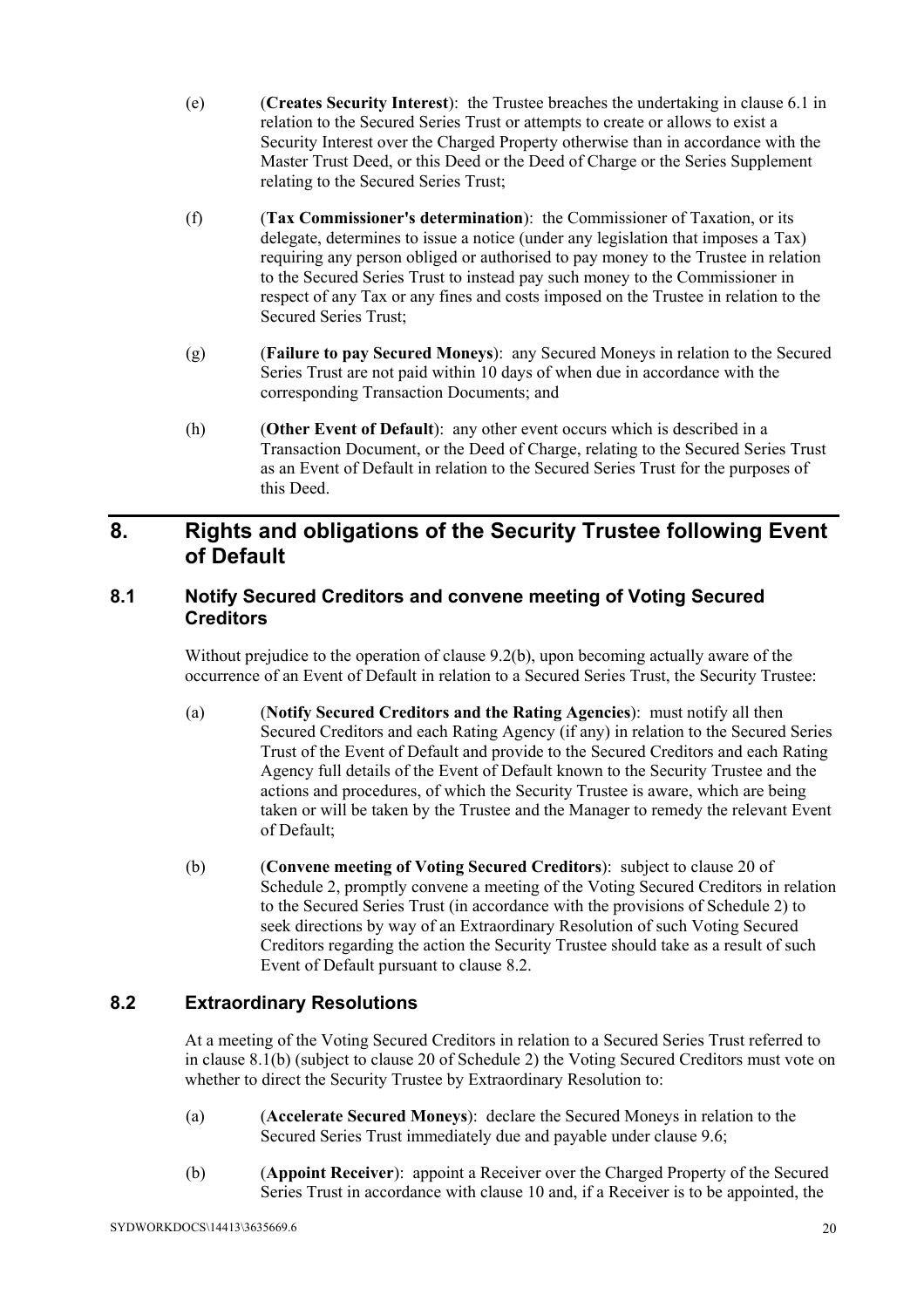(e) (**Creates Security Interest**): the Trustee breaches the undertaking in clause 6.1 in relation to the Secured Series Trust or attempts to create or allows to exist a Security Interest over the Charged Property otherwise than in accordance with the Master Trust Deed, or this Deed or the Deed of Charge or the Series Supplement relating to the Secured Series Trust;

(f) (**Tax Commissioner's determination**): the Commissioner of Taxation, or its delegate, determines to issue a notice (under any legislation that imposes a Tax) requiring any person obliged or authorised to pay money to the Trustee in relation to the Secured Series Trust to instead pay such money to the Commissioner in respect of any Tax or any fines and costs imposed on the Trustee in relation to the Secured Series Trust;

(g) (**Failure to pay Secured Moneys**): any Secured Moneys in relation to the Secured Series Trust are not paid within 10 days of when due in accordance with the corresponding Transaction Documents; and

(h) (**Other Event of Default**): any other event occurs which is described in a Transaction Document, or the Deed of Charge, relating to the Secured Series Trust as an Event of Default in relation to the Secured Series Trust for the purposes of this Deed.

# 8. Rights and obligations of the Security Trustee following Event of Default

## 8.1 Notify Secured Creditors and convene meeting of Voting Secured Creditors

Without prejudice to the operation of clause 9.2(b), upon becoming actually aware of the occurrence of an Event of Default in relation to a Secured Series Trust, the Security Trustee:

(a) (**Notify Secured Creditors and the Rating Agencies**): must notify all then Secured Creditors and each Rating Agency (if any) in relation to the Secured Series Trust of the Event of Default and provide to the Secured Creditors and each Rating Agency full details of the Event of Default known to the Security Trustee and the actions and procedures, of which the Security Trustee is aware, which are being taken or will be taken by the Trustee and the Manager to remedy the relevant Event of Default;

(b) (**Convene meeting of Voting Secured Creditors**): subject to clause 20 of Schedule 2, promptly convene a meeting of the Voting Secured Creditors in relation to the Secured Series Trust (in accordance with the provisions of Schedule 2) to seek directions by way of an Extraordinary Resolution of such Voting Secured Creditors regarding the action the Security Trustee should take as a result of such Event of Default pursuant to clause 8.2.

## 8.2 Extraordinary Resolutions

At a meeting of the Voting Secured Creditors in relation to a Secured Series Trust referred to in clause 8.1(b) (subject to clause 20 of Schedule 2) the Voting Secured Creditors must vote on whether to direct the Security Trustee by Extraordinary Resolution to:

(a) (**Accelerate Secured Moneys**): declare the Secured Moneys in relation to the Secured Series Trust immediately due and payable under clause 9.6;

(b) (**Appoint Receiver**): appoint a Receiver over the Charged Property of the Secured Series Trust in accordance with clause 10 and, if a Receiver is to be appointed, the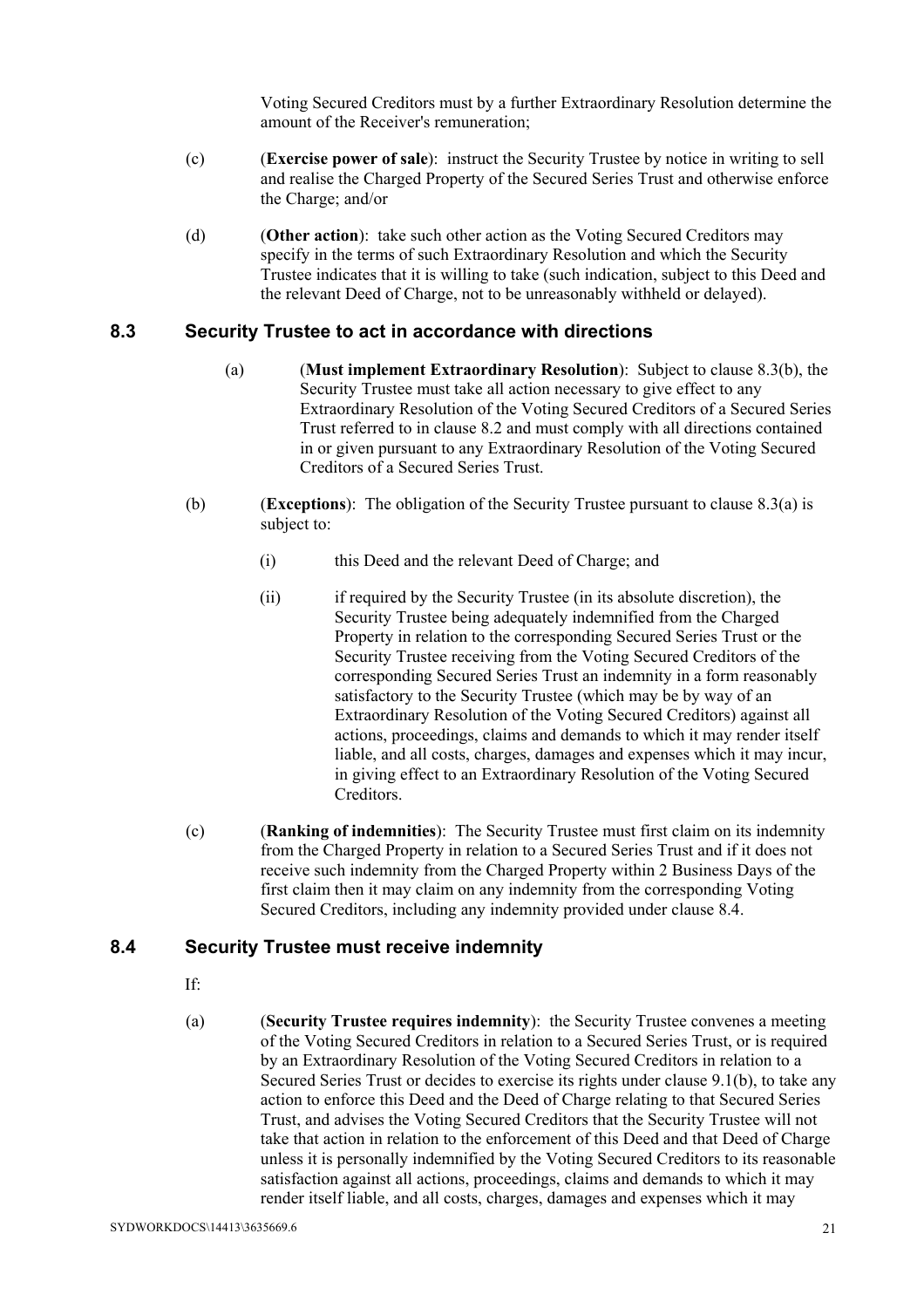Voting Secured Creditors must by a further Extraordinary Resolution determine the amount of the Receiver's remuneration;

(c) (**Exercise power of sale**): instruct the Security Trustee by notice in writing to sell and realise the Charged Property of the Secured Series Trust and otherwise enforce the Charge; and/or

(d) (**Other action**): take such other action as the Voting Secured Creditors may specify in the terms of such Extraordinary Resolution and which the Security Trustee indicates that it is willing to take (such indication, subject to this Deed and the relevant Deed of Charge, not to be unreasonably withheld or delayed).

## 8.3 Security Trustee to act in accordance with directions

(a) (**Must implement Extraordinary Resolution**): Subject to clause 8.3(b), the Security Trustee must take all action necessary to give effect to any Extraordinary Resolution of the Voting Secured Creditors of a Secured Series Trust referred to in clause 8.2 and must comply with all directions contained in or given pursuant to any Extraordinary Resolution of the Voting Secured Creditors of a Secured Series Trust.

(b) (**Exceptions**): The obligation of the Security Trustee pursuant to clause 8.3(a) is subject to:

(i) this Deed and the relevant Deed of Charge; and

(ii) if required by the Security Trustee (in its absolute discretion), the Security Trustee being adequately indemnified from the Charged Property in relation to the corresponding Secured Series Trust or the Security Trustee receiving from the Voting Secured Creditors of the corresponding Secured Series Trust an indemnity in a form reasonably satisfactory to the Security Trustee (which may be by way of an Extraordinary Resolution of the Voting Secured Creditors) against all actions, proceedings, claims and demands to which it may render itself liable, and all costs, charges, damages and expenses which it may incur, in giving effect to an Extraordinary Resolution of the Voting Secured Creditors.

(c) (**Ranking of indemnities**): The Security Trustee must first claim on its indemnity from the Charged Property in relation to a Secured Series Trust and if it does not receive such indemnity from the Charged Property within 2 Business Days of the first claim then it may claim on any indemnity from the corresponding Voting Secured Creditors, including any indemnity provided under clause 8.4.

## 8.4 Security Trustee must receive indemnity

If:

(a) (**Security Trustee requires indemnity**): the Security Trustee convenes a meeting of the Voting Secured Creditors in relation to a Secured Series Trust, or is required by an Extraordinary Resolution of the Voting Secured Creditors in relation to a Secured Series Trust or decides to exercise its rights under clause 9.1(b), to take any action to enforce this Deed and the Deed of Charge relating to that Secured Series Trust, and advises the Voting Secured Creditors that the Security Trustee will not take that action in relation to the enforcement of this Deed and that Deed of Charge unless it is personally indemnified by the Voting Secured Creditors to its reasonable satisfaction against all actions, proceedings, claims and demands to which it may render itself liable, and all costs, charges, damages and expenses which it may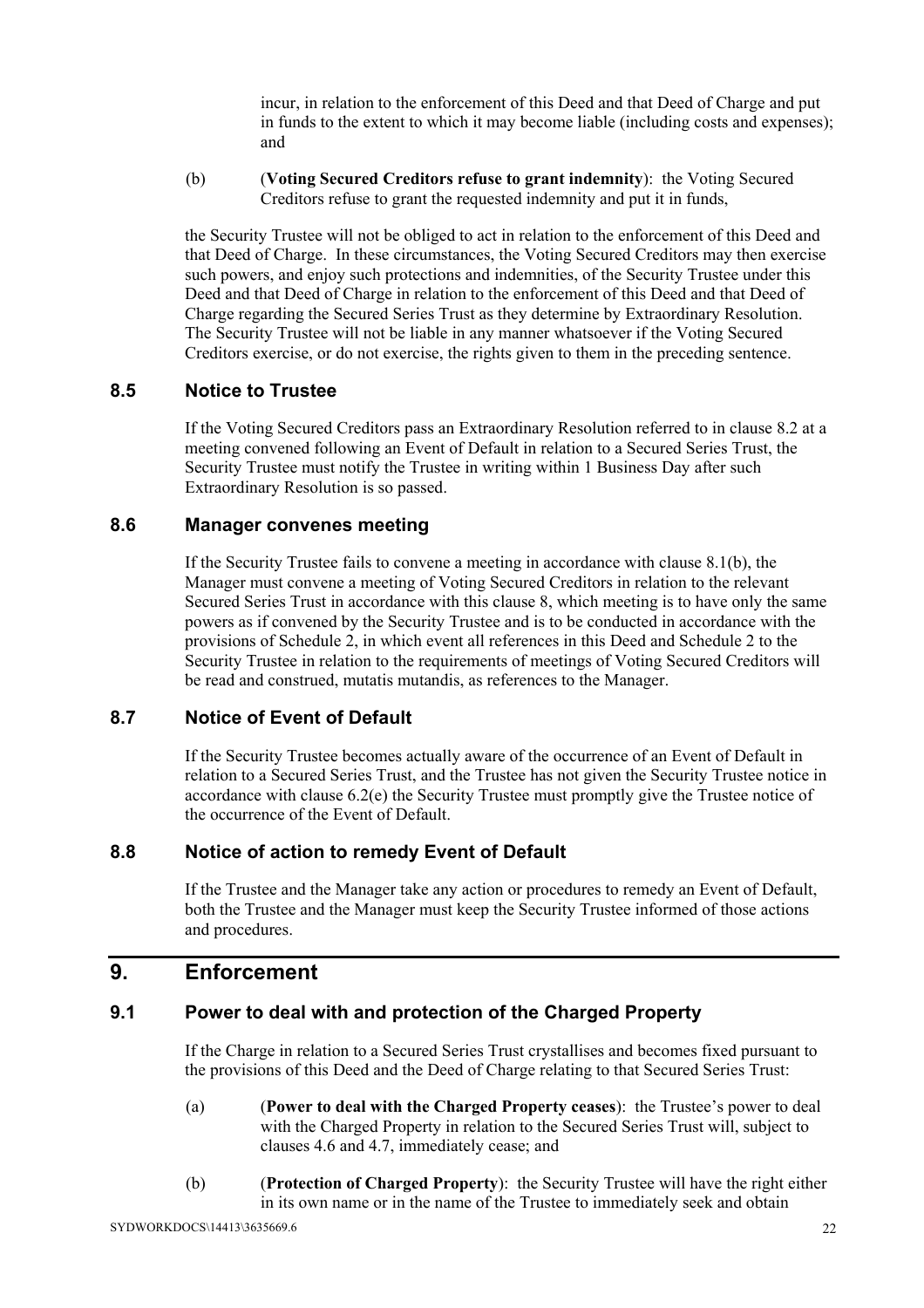incur, in relation to the enforcement of this Deed and that Deed of Charge and put in funds to the extent to which it may become liable (including costs and expenses); and

(b) (**Voting Secured Creditors refuse to grant indemnity**): the Voting Secured Creditors refuse to grant the requested indemnity and put it in funds,

the Security Trustee will not be obliged to act in relation to the enforcement of this Deed and that Deed of Charge. In these circumstances, the Voting Secured Creditors may then exercise such powers, and enjoy such protections and indemnities, of the Security Trustee under this Deed and that Deed of Charge in relation to the enforcement of this Deed and that Deed of Charge regarding the Secured Series Trust as they determine by Extraordinary Resolution. The Security Trustee will not be liable in any manner whatsoever if the Voting Secured Creditors exercise, or do not exercise, the rights given to them in the preceding sentence.

### 8.5 Notice to Trustee

If the Voting Secured Creditors pass an Extraordinary Resolution referred to in clause 8.2 at a meeting convened following an Event of Default in relation to a Secured Series Trust, the Security Trustee must notify the Trustee in writing within 1 Business Day after such Extraordinary Resolution is so passed.

### 8.6 Manager convenes meeting

If the Security Trustee fails to convene a meeting in accordance with clause 8.1(b), the Manager must convene a meeting of Voting Secured Creditors in relation to the relevant Secured Series Trust in accordance with this clause 8, which meeting is to have only the same powers as if convened by the Security Trustee and is to be conducted in accordance with the provisions of Schedule 2, in which event all references in this Deed and Schedule 2 to the Security Trustee in relation to the requirements of meetings of Voting Secured Creditors will be read and construed, mutatis mutandis, as references to the Manager.

### 8.7 Notice of Event of Default

If the Security Trustee becomes actually aware of the occurrence of an Event of Default in relation to a Secured Series Trust, and the Trustee has not given the Security Trustee notice in accordance with clause 6.2(e) the Security Trustee must promptly give the Trustee notice of the occurrence of the Event of Default.

### 8.8 Notice of action to remedy Event of Default

If the Trustee and the Manager take any action or procedures to remedy an Event of Default, both the Trustee and the Manager must keep the Security Trustee informed of those actions and procedures.

## 9. Enforcement

### 9.1 Power to deal with and protection of the Charged Property

If the Charge in relation to a Secured Series Trust crystallises and becomes fixed pursuant to the provisions of this Deed and the Deed of Charge relating to that Secured Series Trust:

(a) (**Power to deal with the Charged Property ceases**): the Trustee's power to deal with the Charged Property in relation to the Secured Series Trust will, subject to clauses 4.6 and 4.7, immediately cease; and

(b) (**Protection of Charged Property**): the Security Trustee will have the right either in its own name or in the name of the Trustee to immediately seek and obtain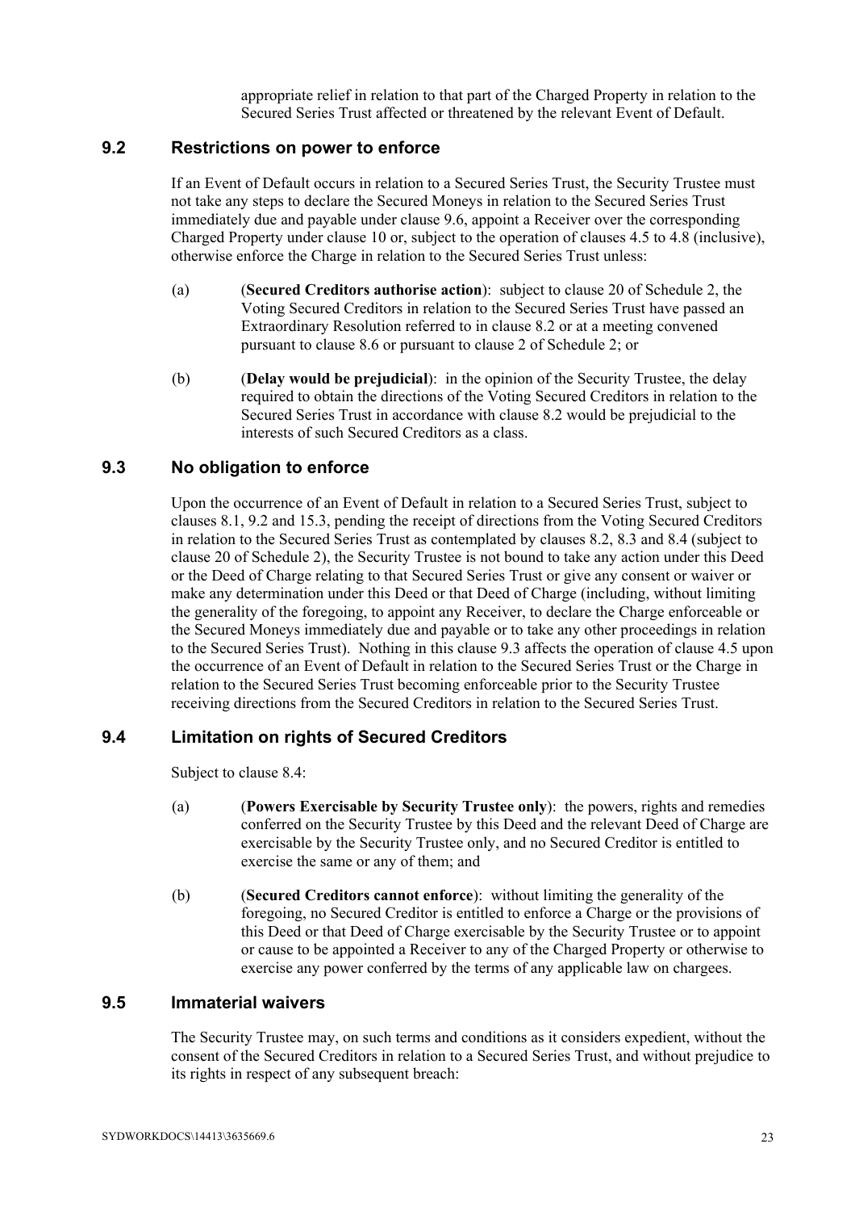appropriate relief in relation to that part of the Charged Property in relation to the Secured Series Trust affected or threatened by the relevant Event of Default.

## 9.2 Restrictions on power to enforce

If an Event of Default occurs in relation to a Secured Series Trust, the Security Trustee must not take any steps to declare the Secured Moneys in relation to the Secured Series Trust immediately due and payable under clause 9.6, appoint a Receiver over the corresponding Charged Property under clause 10 or, subject to the operation of clauses 4.5 to 4.8 (inclusive), otherwise enforce the Charge in relation to the Secured Series Trust unless:

(a) (**Secured Creditors authorise action**): subject to clause 20 of Schedule 2, the Voting Secured Creditors in relation to the Secured Series Trust have passed an Extraordinary Resolution referred to in clause 8.2 or at a meeting convened pursuant to clause 8.6 or pursuant to clause 2 of Schedule 2; or

(b) (**Delay would be prejudicial**): in the opinion of the Security Trustee, the delay required to obtain the directions of the Voting Secured Creditors in relation to the Secured Series Trust in accordance with clause 8.2 would be prejudicial to the interests of such Secured Creditors as a class.

## 9.3 No obligation to enforce

Upon the occurrence of an Event of Default in relation to a Secured Series Trust, subject to clauses 8.1, 9.2 and 15.3, pending the receipt of directions from the Voting Secured Creditors in relation to the Secured Series Trust as contemplated by clauses 8.2, 8.3 and 8.4 (subject to clause 20 of Schedule 2), the Security Trustee is not bound to take any action under this Deed or the Deed of Charge relating to that Secured Series Trust or give any consent or waiver or make any determination under this Deed or that Deed of Charge (including, without limiting the generality of the foregoing, to appoint any Receiver, to declare the Charge enforceable or the Secured Moneys immediately due and payable or to take any other proceedings in relation to the Secured Series Trust). Nothing in this clause 9.3 affects the operation of clause 4.5 upon the occurrence of an Event of Default in relation to the Secured Series Trust or the Charge in relation to the Secured Series Trust becoming enforceable prior to the Security Trustee receiving directions from the Secured Creditors in relation to the Secured Series Trust.

## 9.4 Limitation on rights of Secured Creditors

Subject to clause 8.4:

(a) (**Powers Exercisable by Security Trustee only**): the powers, rights and remedies conferred on the Security Trustee by this Deed and the relevant Deed of Charge are exercisable by the Security Trustee only, and no Secured Creditor is entitled to exercise the same or any of them; and

(b) (**Secured Creditors cannot enforce**): without limiting the generality of the foregoing, no Secured Creditor is entitled to enforce a Charge or the provisions of this Deed or that Deed of Charge exercisable by the Security Trustee or to appoint or cause to be appointed a Receiver to any of the Charged Property or otherwise to exercise any power conferred by the terms of any applicable law on chargees.

## 9.5 Immaterial waivers

The Security Trustee may, on such terms and conditions as it considers expedient, without the consent of the Secured Creditors in relation to a Secured Series Trust, and without prejudice to its rights in respect of any subsequent breach: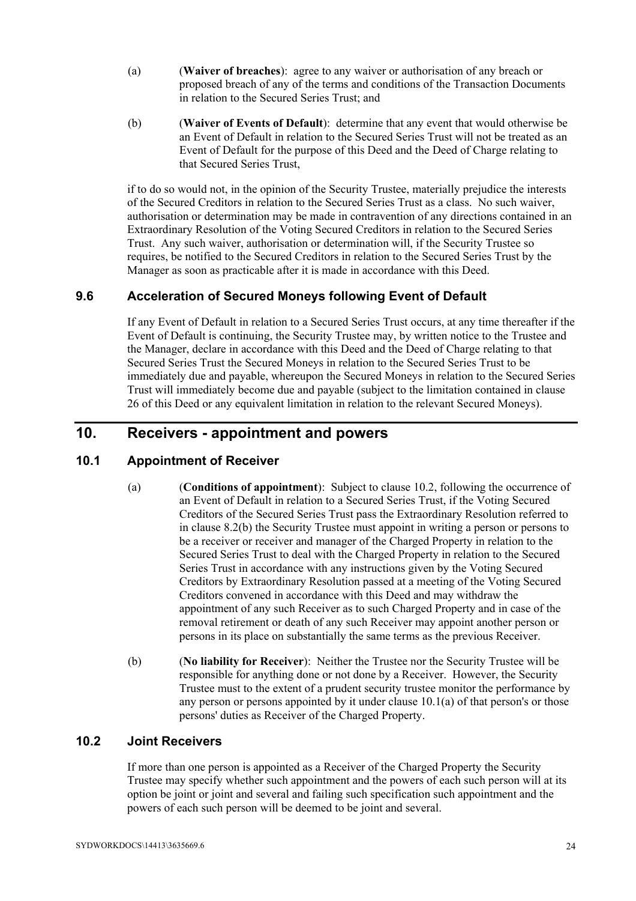(a) (**Waiver of breaches**): agree to any waiver or authorisation of any breach or proposed breach of any of the terms and conditions of the Transaction Documents in relation to the Secured Series Trust; and

(b) (**Waiver of Events of Default**): determine that any event that would otherwise be an Event of Default in relation to the Secured Series Trust will not be treated as an Event of Default for the purpose of this Deed and the Deed of Charge relating to that Secured Series Trust,

if to do so would not, in the opinion of the Security Trustee, materially prejudice the interests of the Secured Creditors in relation to the Secured Series Trust as a class. No such waiver, authorisation or determination may be made in contravention of any directions contained in an Extraordinary Resolution of the Voting Secured Creditors in relation to the Secured Series Trust. Any such waiver, authorisation or determination will, if the Security Trustee so requires, be notified to the Secured Creditors in relation to the Secured Series Trust by the Manager as soon as practicable after it is made in accordance with this Deed.

### 9.6 Acceleration of Secured Moneys following Event of Default

If any Event of Default in relation to a Secured Series Trust occurs, at any time thereafter if the Event of Default is continuing, the Security Trustee may, by written notice to the Trustee and the Manager, declare in accordance with this Deed and the Deed of Charge relating to that Secured Series Trust the Secured Moneys in relation to the Secured Series Trust to be immediately due and payable, whereupon the Secured Moneys in relation to the Secured Series Trust will immediately become due and payable (subject to the limitation contained in clause 26 of this Deed or any equivalent limitation in relation to the relevant Secured Moneys).

## 10. Receivers - appointment and powers

### 10.1 Appointment of Receiver

(a) (**Conditions of appointment**): Subject to clause 10.2, following the occurrence of an Event of Default in relation to a Secured Series Trust, if the Voting Secured Creditors of the Secured Series Trust pass the Extraordinary Resolution referred to in clause 8.2(b) the Security Trustee must appoint in writing a person or persons to be a receiver or receiver and manager of the Charged Property in relation to the Secured Series Trust to deal with the Charged Property in relation to the Secured Series Trust in accordance with any instructions given by the Voting Secured Creditors by Extraordinary Resolution passed at a meeting of the Voting Secured Creditors convened in accordance with this Deed and may withdraw the appointment of any such Receiver as to such Charged Property and in case of the removal retirement or death of any such Receiver may appoint another person or persons in its place on substantially the same terms as the previous Receiver.

(b) (**No liability for Receiver**): Neither the Trustee nor the Security Trustee will be responsible for anything done or not done by a Receiver. However, the Security Trustee must to the extent of a prudent security trustee monitor the performance by any person or persons appointed by it under clause 10.1(a) of that person's or those persons' duties as Receiver of the Charged Property.

### 10.2 Joint Receivers

If more than one person is appointed as a Receiver of the Charged Property the Security Trustee may specify whether such appointment and the powers of each such person will at its option be joint or joint and several and failing such specification such appointment and the powers of each such person will be deemed to be joint and several.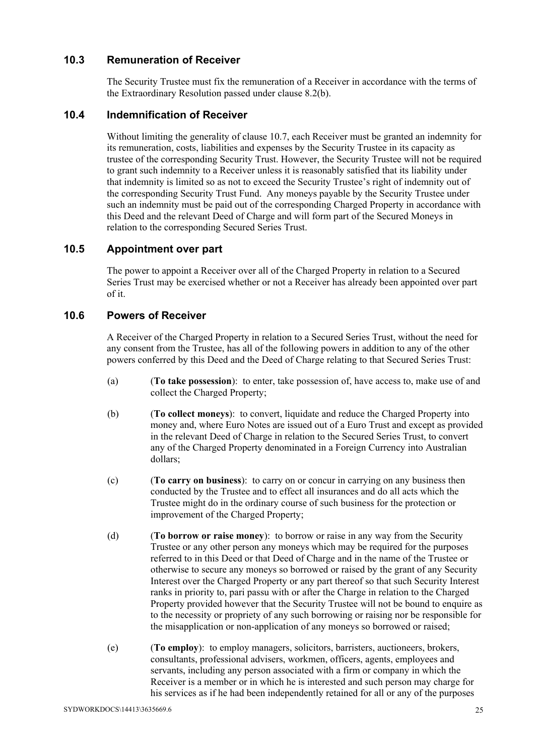## 10.3 Remuneration of Receiver

The Security Trustee must fix the remuneration of a Receiver in accordance with the terms of the Extraordinary Resolution passed under clause 8.2(b).

## 10.4 Indemnification of Receiver

Without limiting the generality of clause 10.7, each Receiver must be granted an indemnity for its remuneration, costs, liabilities and expenses by the Security Trustee in its capacity as trustee of the corresponding Security Trust. However, the Security Trustee will not be required to grant such indemnity to a Receiver unless it is reasonably satisfied that its liability under that indemnity is limited so as not to exceed the Security Trustee's right of indemnity out of the corresponding Security Trust Fund. Any moneys payable by the Security Trustee under such an indemnity must be paid out of the corresponding Charged Property in accordance with this Deed and the relevant Deed of Charge and will form part of the Secured Moneys in relation to the corresponding Secured Series Trust.

## 10.5 Appointment over part

The power to appoint a Receiver over all of the Charged Property in relation to a Secured Series Trust may be exercised whether or not a Receiver has already been appointed over part of it.

## 10.6 Powers of Receiver

A Receiver of the Charged Property in relation to a Secured Series Trust, without the need for any consent from the Trustee, has all of the following powers in addition to any of the other powers conferred by this Deed and the Deed of Charge relating to that Secured Series Trust:

(a) (**To take possession**): to enter, take possession of, have access to, make use of and collect the Charged Property;

(b) (**To collect moneys**): to convert, liquidate and reduce the Charged Property into money and, where Euro Notes are issued out of a Euro Trust and except as provided in the relevant Deed of Charge in relation to the Secured Series Trust, to convert any of the Charged Property denominated in a Foreign Currency into Australian dollars;

(c) (**To carry on business**): to carry on or concur in carrying on any business then conducted by the Trustee and to effect all insurances and do all acts which the Trustee might do in the ordinary course of such business for the protection or improvement of the Charged Property;

(d) (**To borrow or raise money**): to borrow or raise in any way from the Security Trustee or any other person any moneys which may be required for the purposes referred to in this Deed or that Deed of Charge and in the name of the Trustee or otherwise to secure any moneys so borrowed or raised by the grant of any Security Interest over the Charged Property or any part thereof so that such Security Interest ranks in priority to, pari passu with or after the Charge in relation to the Charged Property provided however that the Security Trustee will not be bound to enquire as to the necessity or propriety of any such borrowing or raising nor be responsible for the misapplication or non-application of any moneys so borrowed or raised;

(e) (**To employ**): to employ managers, solicitors, barristers, auctioneers, brokers, consultants, professional advisers, workmen, officers, agents, employees and servants, including any person associated with a firm or company in which the Receiver is a member or in which he is interested and such person may charge for his services as if he had been independently retained for all or any of the purposes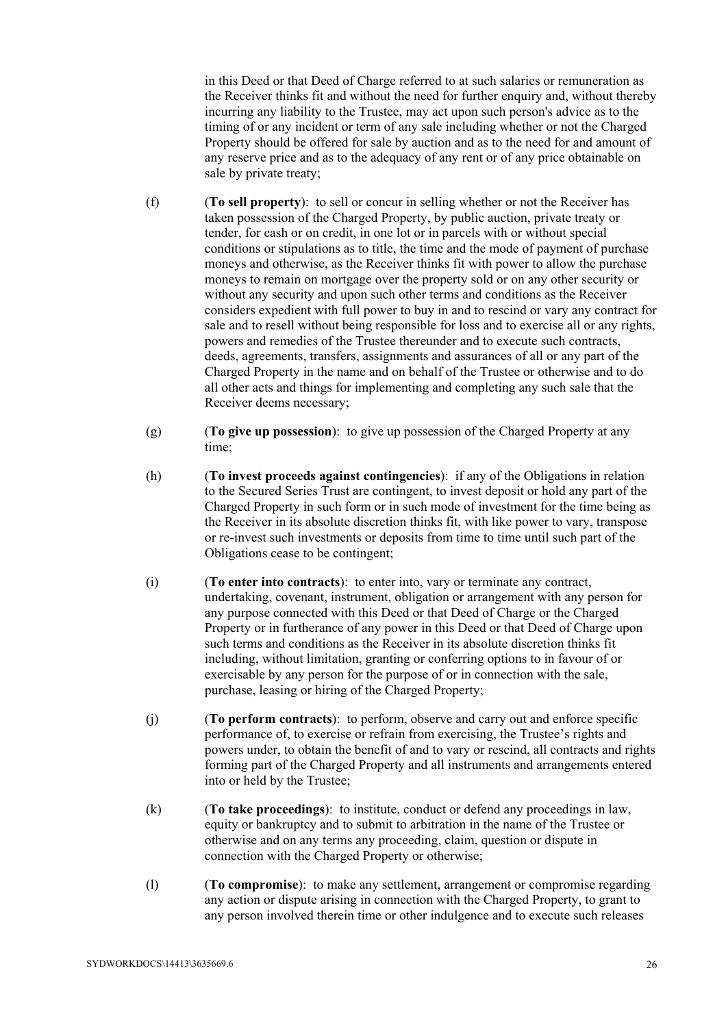in this Deed or that Deed of Charge referred to at such salaries or remuneration as the Receiver thinks fit and without the need for further enquiry and, without thereby incurring any liability to the Trustee, may act upon such person's advice as to the timing of or any incident or term of any sale including whether or not the Charged Property should be offered for sale by auction and as to the need for and amount of any reserve price and as to the adequacy of any rent or of any price obtainable on sale by private treaty;

(f) (**To sell property**): to sell or concur in selling whether or not the Receiver has taken possession of the Charged Property, by public auction, private treaty or tender, for cash or on credit, in one lot or in parcels with or without special conditions or stipulations as to title, the time and the mode of payment of purchase moneys and otherwise, as the Receiver thinks fit with power to allow the purchase moneys to remain on mortgage over the property sold or on any other security or without any security and upon such other terms and conditions as the Receiver considers expedient with full power to buy in and to rescind or vary any contract for sale and to resell without being responsible for loss and to exercise all or any rights, powers and remedies of the Trustee thereunder and to execute such contracts, deeds, agreements, transfers, assignments and assurances of all or any part of the Charged Property in the name and on behalf of the Trustee or otherwise and to do all other acts and things for implementing and completing any such sale that the Receiver deems necessary;

(g) (**To give up possession**): to give up possession of the Charged Property at any time;

(h) (**To invest proceeds against contingencies**): if any of the Obligations in relation to the Secured Series Trust are contingent, to invest deposit or hold any part of the Charged Property in such form or in such mode of investment for the time being as the Receiver in its absolute discretion thinks fit, with like power to vary, transpose or re-invest such investments or deposits from time to time until such part of the Obligations cease to be contingent;

(i) (**To enter into contracts**): to enter into, vary or terminate any contract, undertaking, covenant, instrument, obligation or arrangement with any person for any purpose connected with this Deed or that Deed of Charge or the Charged Property or in furtherance of any power in this Deed or that Deed of Charge upon such terms and conditions as the Receiver in its absolute discretion thinks fit including, without limitation, granting or conferring options to in favour of or exercisable by any person for the purpose of or in connection with the sale, purchase, leasing or hiring of the Charged Property;

(j) (**To perform contracts**): to perform, observe and carry out and enforce specific performance of, to exercise or refrain from exercising, the Trustee's rights and powers under, to obtain the benefit of and to vary or rescind, all contracts and rights forming part of the Charged Property and all instruments and arrangements entered into or held by the Trustee;

(k) (**To take proceedings**): to institute, conduct or defend any proceedings in law, equity or bankruptcy and to submit to arbitration in the name of the Trustee or otherwise and on any terms any proceeding, claim, question or dispute in connection with the Charged Property or otherwise;

(l) (**To compromise**): to make any settlement, arrangement or compromise regarding any action or dispute arising in connection with the Charged Property, to grant to any person involved therein time or other indulgence and to execute such releases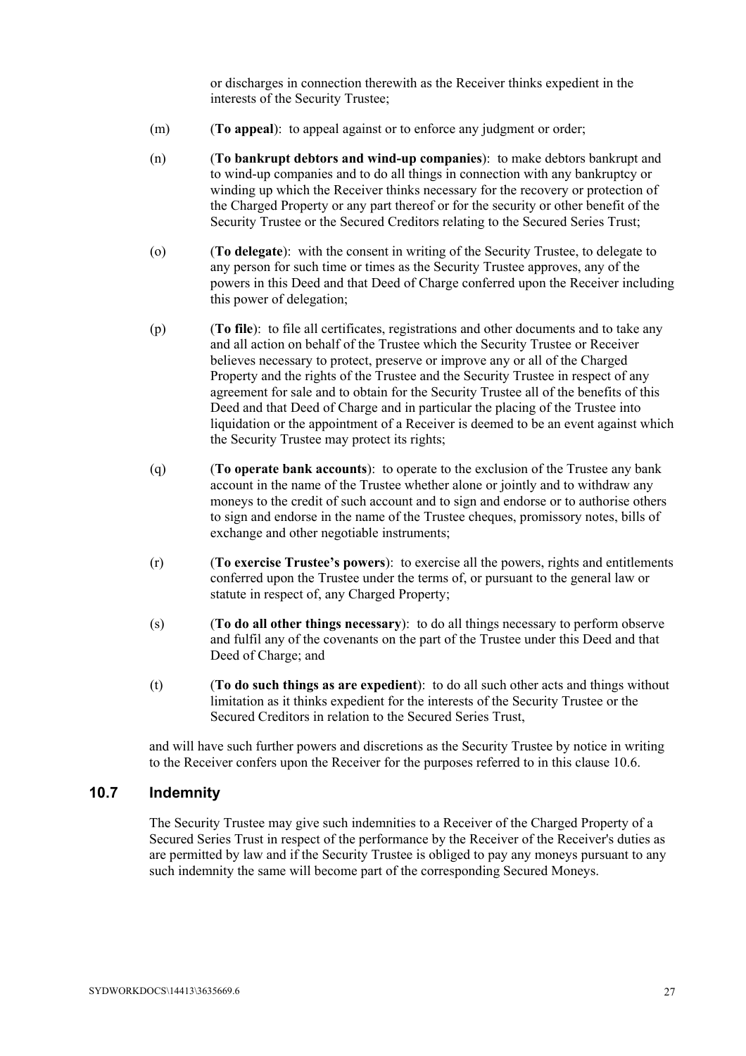or discharges in connection therewith as the Receiver thinks expedient in the interests of the Security Trustee;

(m) (**To appeal**): to appeal against or to enforce any judgment or order;

(n) (**To bankrupt debtors and wind-up companies**): to make debtors bankrupt and to wind-up companies and to do all things in connection with any bankruptcy or winding up which the Receiver thinks necessary for the recovery or protection of the Charged Property or any part thereof or for the security or other benefit of the Security Trustee or the Secured Creditors relating to the Secured Series Trust;

(o) (**To delegate**): with the consent in writing of the Security Trustee, to delegate to any person for such time or times as the Security Trustee approves, any of the powers in this Deed and that Deed of Charge conferred upon the Receiver including this power of delegation;

(p) (**To file**): to file all certificates, registrations and other documents and to take any and all action on behalf of the Trustee which the Security Trustee or Receiver believes necessary to protect, preserve or improve any or all of the Charged Property and the rights of the Trustee and the Security Trustee in respect of any agreement for sale and to obtain for the Security Trustee all of the benefits of this Deed and that Deed of Charge and in particular the placing of the Trustee into liquidation or the appointment of a Receiver is deemed to be an event against which the Security Trustee may protect its rights;

(q) (**To operate bank accounts**): to operate to the exclusion of the Trustee any bank account in the name of the Trustee whether alone or jointly and to withdraw any moneys to the credit of such account and to sign and endorse or to authorise others to sign and endorse in the name of the Trustee cheques, promissory notes, bills of exchange and other negotiable instruments;

(r) (**To exercise Trustee's powers**): to exercise all the powers, rights and entitlements conferred upon the Trustee under the terms of, or pursuant to the general law or statute in respect of, any Charged Property;

(s) (**To do all other things necessary**): to do all things necessary to perform observe and fulfil any of the covenants on the part of the Trustee under this Deed and that Deed of Charge; and

(t) (**To do such things as are expedient**): to do all such other acts and things without limitation as it thinks expedient for the interests of the Security Trustee or the Secured Creditors in relation to the Secured Series Trust,

and will have such further powers and discretions as the Security Trustee by notice in writing to the Receiver confers upon the Receiver for the purposes referred to in this clause 10.6.

## 10.7 Indemnity

The Security Trustee may give such indemnities to a Receiver of the Charged Property of a Secured Series Trust in respect of the performance by the Receiver of the Receiver's duties as are permitted by law and if the Security Trustee is obliged to pay any moneys pursuant to any such indemnity the same will become part of the corresponding Secured Moneys.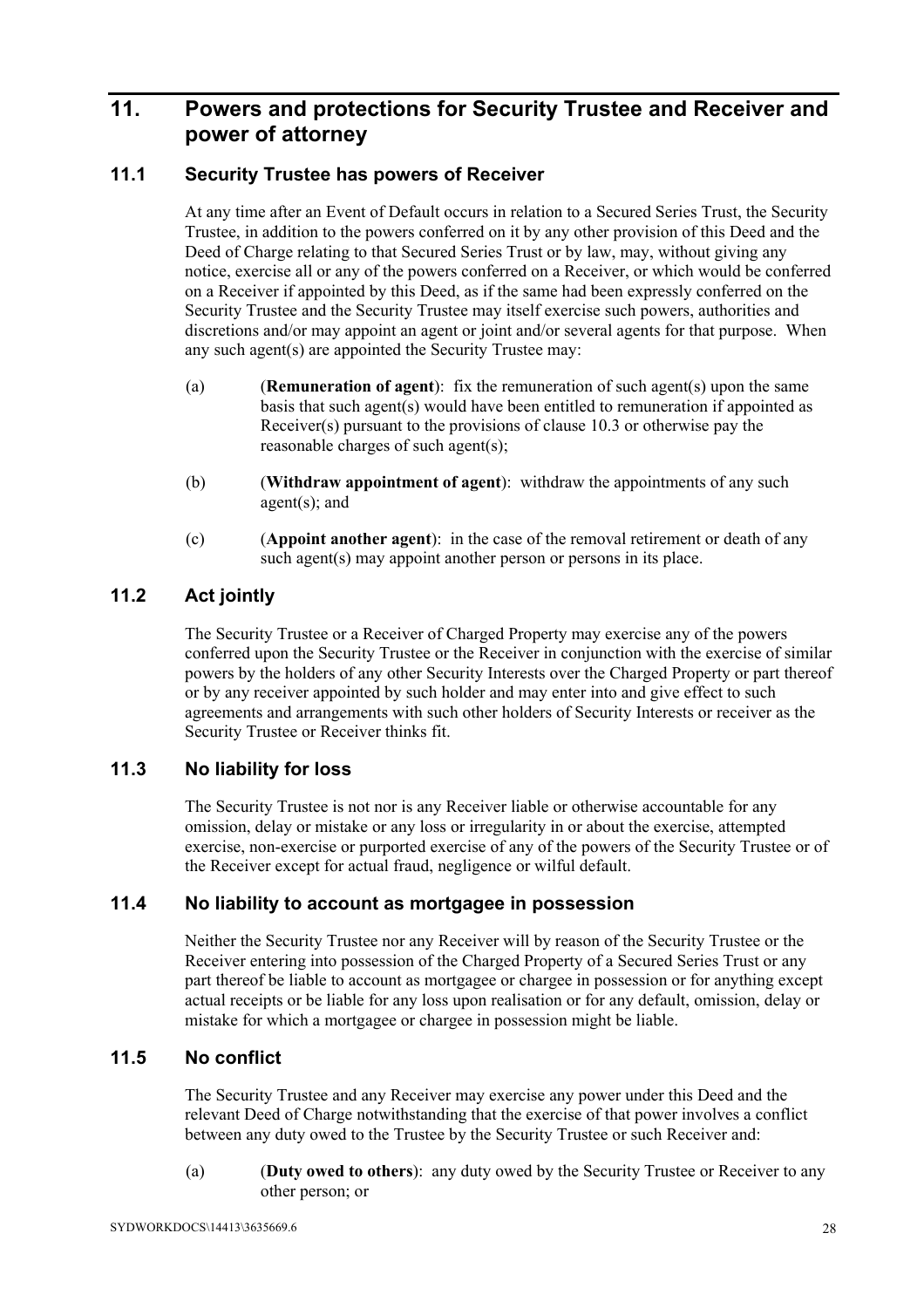## 11. Powers and protections for Security Trustee and Receiver and power of attorney

### 11.1 Security Trustee has powers of Receiver

At any time after an Event of Default occurs in relation to a Secured Series Trust, the Security Trustee, in addition to the powers conferred on it by any other provision of this Deed and the Deed of Charge relating to that Secured Series Trust or by law, may, without giving any notice, exercise all or any of the powers conferred on a Receiver, or which would be conferred on a Receiver if appointed by this Deed, as if the same had been expressly conferred on the Security Trustee and the Security Trustee may itself exercise such powers, authorities and discretions and/or may appoint an agent or joint and/or several agents for that purpose. When any such agent(s) are appointed the Security Trustee may:

(a) (**Remuneration of agent**): fix the remuneration of such agent(s) upon the same basis that such agent(s) would have been entitled to remuneration if appointed as Receiver(s) pursuant to the provisions of clause 10.3 or otherwise pay the reasonable charges of such agent(s);

(b) (**Withdraw appointment of agent**): withdraw the appointments of any such agent(s); and

(c) (**Appoint another agent**): in the case of the removal retirement or death of any such agent(s) may appoint another person or persons in its place.

### 11.2 Act jointly

The Security Trustee or a Receiver of Charged Property may exercise any of the powers conferred upon the Security Trustee or the Receiver in conjunction with the exercise of similar powers by the holders of any other Security Interests over the Charged Property or part thereof or by any receiver appointed by such holder and may enter into and give effect to such agreements and arrangements with such other holders of Security Interests or receiver as the Security Trustee or Receiver thinks fit.

### 11.3 No liability for loss

The Security Trustee is not nor is any Receiver liable or otherwise accountable for any omission, delay or mistake or any loss or irregularity in or about the exercise, attempted exercise, non-exercise or purported exercise of any of the powers of the Security Trustee or of the Receiver except for actual fraud, negligence or wilful default.

### 11.4 No liability to account as mortgagee in possession

Neither the Security Trustee nor any Receiver will by reason of the Security Trustee or the Receiver entering into possession of the Charged Property of a Secured Series Trust or any part thereof be liable to account as mortgagee or chargee in possession or for anything except actual receipts or be liable for any loss upon realisation or for any default, omission, delay or mistake for which a mortgagee or chargee in possession might be liable.

### 11.5 No conflict

The Security Trustee and any Receiver may exercise any power under this Deed and the relevant Deed of Charge notwithstanding that the exercise of that power involves a conflict between any duty owed to the Trustee by the Security Trustee or such Receiver and:

(a) (**Duty owed to others**): any duty owed by the Security Trustee or Receiver to any other person; or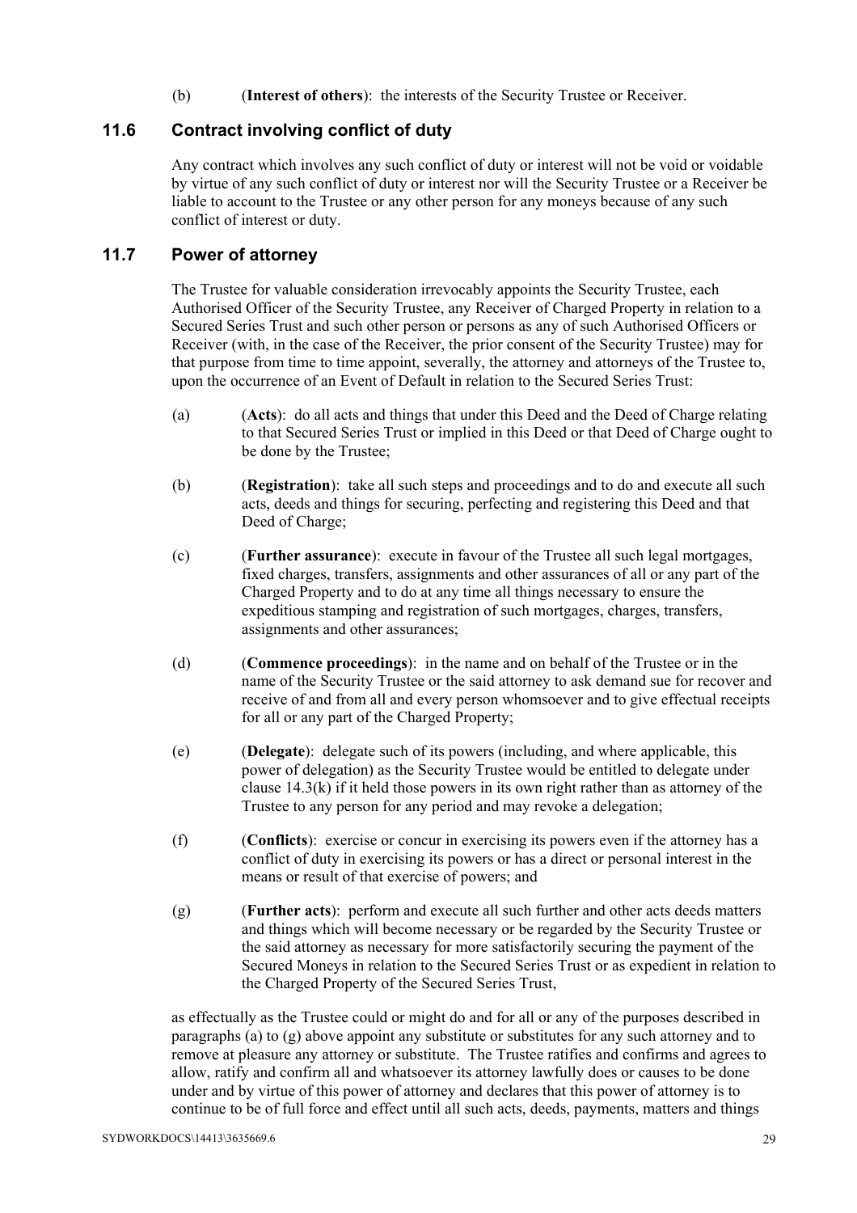(b) (**Interest of others**): the interests of the Security Trustee or Receiver.

## 11.6 Contract involving conflict of duty

Any contract which involves any such conflict of duty or interest will not be void or voidable by virtue of any such conflict of duty or interest nor will the Security Trustee or a Receiver be liable to account to the Trustee or any other person for any moneys because of any such conflict of interest or duty.

## 11.7 Power of attorney

The Trustee for valuable consideration irrevocably appoints the Security Trustee, each Authorised Officer of the Security Trustee, any Receiver of Charged Property in relation to a Secured Series Trust and such other person or persons as any of such Authorised Officers or Receiver (with, in the case of the Receiver, the prior consent of the Security Trustee) may for that purpose from time to time appoint, severally, the attorney and attorneys of the Trustee to, upon the occurrence of an Event of Default in relation to the Secured Series Trust:

(a) (**Acts**): do all acts and things that under this Deed and the Deed of Charge relating to that Secured Series Trust or implied in this Deed or that Deed of Charge ought to be done by the Trustee;

(b) (**Registration**): take all such steps and proceedings and to do and execute all such acts, deeds and things for securing, perfecting and registering this Deed and that Deed of Charge;

(c) (**Further assurance**): execute in favour of the Trustee all such legal mortgages, fixed charges, transfers, assignments and other assurances of all or any part of the Charged Property and to do at any time all things necessary to ensure the expeditious stamping and registration of such mortgages, charges, transfers, assignments and other assurances;

(d) (**Commence proceedings**): in the name and on behalf of the Trustee or in the name of the Security Trustee or the said attorney to ask demand sue for recover and receive of and from all and every person whomsoever and to give effectual receipts for all or any part of the Charged Property;

(e) (**Delegate**): delegate such of its powers (including, and where applicable, this power of delegation) as the Security Trustee would be entitled to delegate under clause 14.3(k) if it held those powers in its own right rather than as attorney of the Trustee to any person for any period and may revoke a delegation;

(f) (**Conflicts**): exercise or concur in exercising its powers even if the attorney has a conflict of duty in exercising its powers or has a direct or personal interest in the means or result of that exercise of powers; and

(g) (**Further acts**): perform and execute all such further and other acts deeds matters and things which will become necessary or be regarded by the Security Trustee or the said attorney as necessary for more satisfactorily securing the payment of the Secured Moneys in relation to the Secured Series Trust or as expedient in relation to the Charged Property of the Secured Series Trust,

as effectually as the Trustee could or might do and for all or any of the purposes described in paragraphs (a) to (g) above appoint any substitute or substitutes for any such attorney and to remove at pleasure any attorney or substitute. The Trustee ratifies and confirms and agrees to allow, ratify and confirm all and whatsoever its attorney lawfully does or causes to be done under and by virtue of this power of attorney and declares that this power of attorney is to continue to be of full force and effect until all such acts, deeds, payments, matters and things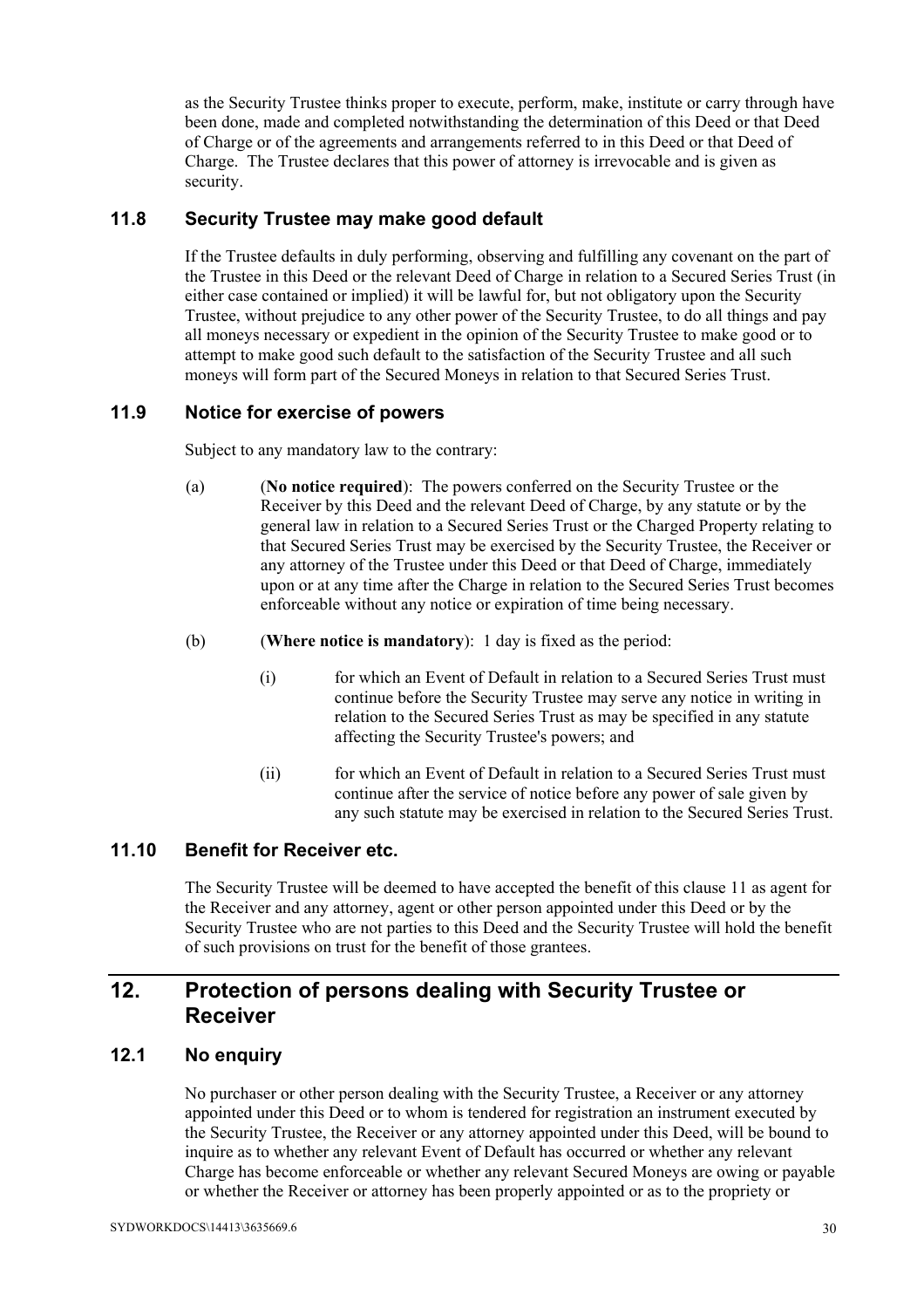as the Security Trustee thinks proper to execute, perform, make, institute or carry through have been done, made and completed notwithstanding the determination of this Deed or that Deed of Charge or of the agreements and arrangements referred to in this Deed or that Deed of Charge. The Trustee declares that this power of attorney is irrevocable and is given as security.

### 11.8 Security Trustee may make good default

If the Trustee defaults in duly performing, observing and fulfilling any covenant on the part of the Trustee in this Deed or the relevant Deed of Charge in relation to a Secured Series Trust (in either case contained or implied) it will be lawful for, but not obligatory upon the Security Trustee, without prejudice to any other power of the Security Trustee, to do all things and pay all moneys necessary or expedient in the opinion of the Security Trustee to make good or to attempt to make good such default to the satisfaction of the Security Trustee and all such moneys will form part of the Secured Moneys in relation to that Secured Series Trust.

### 11.9 Notice for exercise of powers

Subject to any mandatory law to the contrary:

(a) (**No notice required**): The powers conferred on the Security Trustee or the Receiver by this Deed and the relevant Deed of Charge, by any statute or by the general law in relation to a Secured Series Trust or the Charged Property relating to that Secured Series Trust may be exercised by the Security Trustee, the Receiver or any attorney of the Trustee under this Deed or that Deed of Charge, immediately upon or at any time after the Charge in relation to the Secured Series Trust becomes enforceable without any notice or expiration of time being necessary.

(b) (**Where notice is mandatory**): 1 day is fixed as the period:

(i) for which an Event of Default in relation to a Secured Series Trust must continue before the Security Trustee may serve any notice in writing in relation to the Secured Series Trust as may be specified in any statute affecting the Security Trustee's powers; and

(ii) for which an Event of Default in relation to a Secured Series Trust must continue after the service of notice before any power of sale given by any such statute may be exercised in relation to the Secured Series Trust.

### 11.10 Benefit for Receiver etc.

The Security Trustee will be deemed to have accepted the benefit of this clause 11 as agent for the Receiver and any attorney, agent or other person appointed under this Deed or by the Security Trustee who are not parties to this Deed and the Security Trustee will hold the benefit of such provisions on trust for the benefit of those grantees.

## 12. Protection of persons dealing with Security Trustee or Receiver

### 12.1 No enquiry

No purchaser or other person dealing with the Security Trustee, a Receiver or any attorney appointed under this Deed or to whom is tendered for registration an instrument executed by the Security Trustee, the Receiver or any attorney appointed under this Deed, will be bound to inquire as to whether any relevant Event of Default has occurred or whether any relevant Charge has become enforceable or whether any relevant Secured Moneys are owing or payable or whether the Receiver or attorney has been properly appointed or as to the propriety or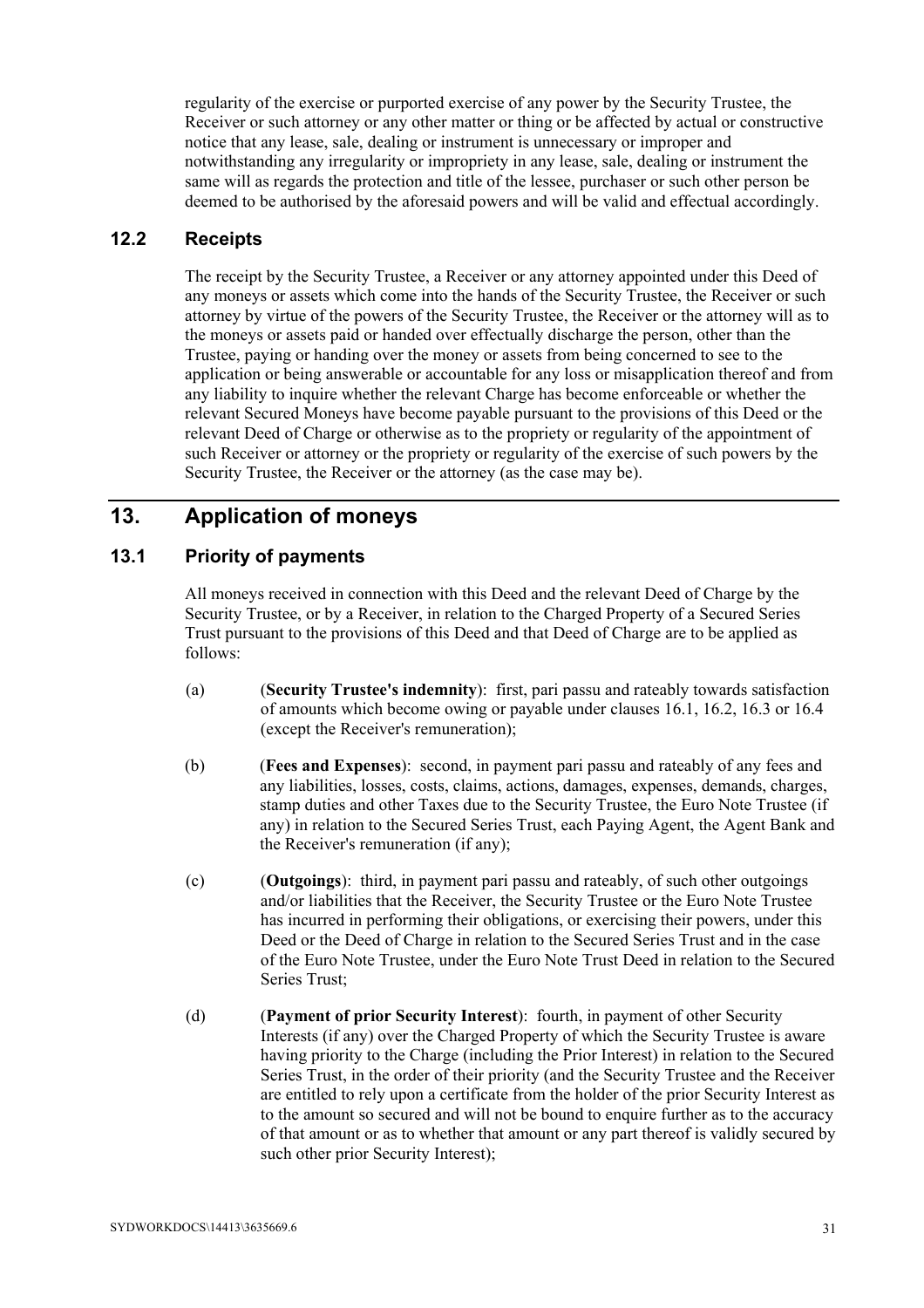regularity of the exercise or purported exercise of any power by the Security Trustee, the Receiver or such attorney or any other matter or thing or be affected by actual or constructive notice that any lease, sale, dealing or instrument is unnecessary or improper and notwithstanding any irregularity or impropriety in any lease, sale, dealing or instrument the same will as regards the protection and title of the lessee, purchaser or such other person be deemed to be authorised by the aforesaid powers and will be valid and effectual accordingly.

### 12.2 Receipts

The receipt by the Security Trustee, a Receiver or any attorney appointed under this Deed of any moneys or assets which come into the hands of the Security Trustee, the Receiver or such attorney by virtue of the powers of the Security Trustee, the Receiver or the attorney will as to the moneys or assets paid or handed over effectually discharge the person, other than the Trustee, paying or handing over the money or assets from being concerned to see to the application or being answerable or accountable for any loss or misapplication thereof and from any liability to inquire whether the relevant Charge has become enforceable or whether the relevant Secured Moneys have become payable pursuant to the provisions of this Deed or the relevant Deed of Charge or otherwise as to the propriety or regularity of the appointment of such Receiver or attorney or the propriety or regularity of the exercise of such powers by the Security Trustee, the Receiver or the attorney (as the case may be).

## 13. Application of moneys

### 13.1 Priority of payments

All moneys received in connection with this Deed and the relevant Deed of Charge by the Security Trustee, or by a Receiver, in relation to the Charged Property of a Secured Series Trust pursuant to the provisions of this Deed and that Deed of Charge are to be applied as follows:

(a) (**Security Trustee's indemnity**): first, pari passu and rateably towards satisfaction of amounts which become owing or payable under clauses 16.1, 16.2, 16.3 or 16.4 (except the Receiver's remuneration);

(b) (**Fees and Expenses**): second, in payment pari passu and rateably of any fees and any liabilities, losses, costs, claims, actions, damages, expenses, demands, charges, stamp duties and other Taxes due to the Security Trustee, the Euro Note Trustee (if any) in relation to the Secured Series Trust, each Paying Agent, the Agent Bank and the Receiver's remuneration (if any);

(c) (**Outgoings**): third, in payment pari passu and rateably, of such other outgoings and/or liabilities that the Receiver, the Security Trustee or the Euro Note Trustee has incurred in performing their obligations, or exercising their powers, under this Deed or the Deed of Charge in relation to the Secured Series Trust and in the case of the Euro Note Trustee, under the Euro Note Trust Deed in relation to the Secured Series Trust;

(d) (**Payment of prior Security Interest**): fourth, in payment of other Security Interests (if any) over the Charged Property of which the Security Trustee is aware having priority to the Charge (including the Prior Interest) in relation to the Secured Series Trust, in the order of their priority (and the Security Trustee and the Receiver are entitled to rely upon a certificate from the holder of the prior Security Interest as to the amount so secured and will not be bound to enquire further as to the accuracy of that amount or as to whether that amount or any part thereof is validly secured by such other prior Security Interest);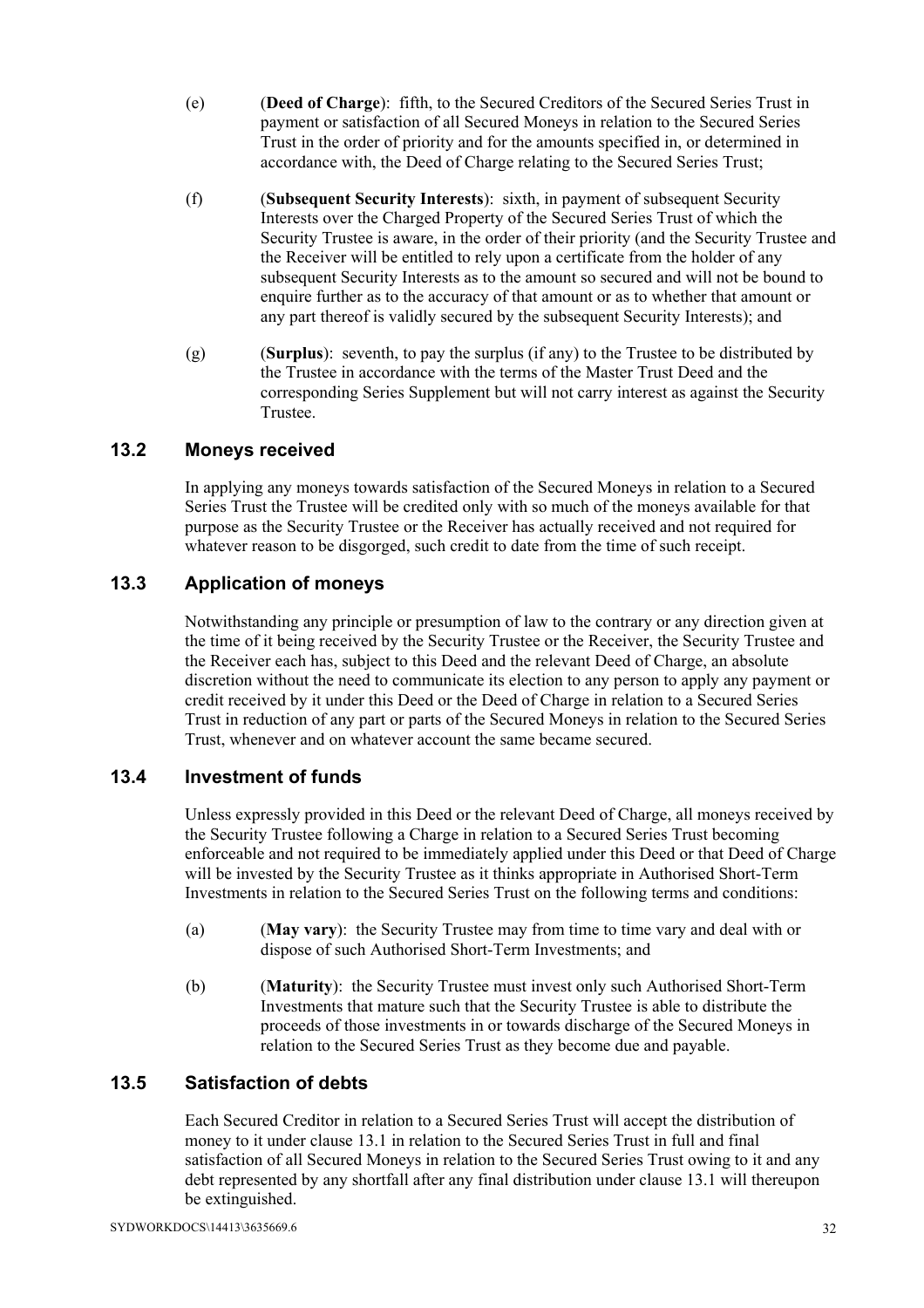(e) (**Deed of Charge**): fifth, to the Secured Creditors of the Secured Series Trust in payment or satisfaction of all Secured Moneys in relation to the Secured Series Trust in the order of priority and for the amounts specified in, or determined in accordance with, the Deed of Charge relating to the Secured Series Trust;

(f) (**Subsequent Security Interests**): sixth, in payment of subsequent Security Interests over the Charged Property of the Secured Series Trust of which the Security Trustee is aware, in the order of their priority (and the Security Trustee and the Receiver will be entitled to rely upon a certificate from the holder of any subsequent Security Interests as to the amount so secured and will not be bound to enquire further as to the accuracy of that amount or as to whether that amount or any part thereof is validly secured by the subsequent Security Interests); and

(g) (**Surplus**): seventh, to pay the surplus (if any) to the Trustee to be distributed by the Trustee in accordance with the terms of the Master Trust Deed and the corresponding Series Supplement but will not carry interest as against the Security Trustee.

## 13.2 Moneys received

In applying any moneys towards satisfaction of the Secured Moneys in relation to a Secured Series Trust the Trustee will be credited only with so much of the moneys available for that purpose as the Security Trustee or the Receiver has actually received and not required for whatever reason to be disgorged, such credit to date from the time of such receipt.

## 13.3 Application of moneys

Notwithstanding any principle or presumption of law to the contrary or any direction given at the time of it being received by the Security Trustee or the Receiver, the Security Trustee and the Receiver each has, subject to this Deed and the relevant Deed of Charge, an absolute discretion without the need to communicate its election to any person to apply any payment or credit received by it under this Deed or the Deed of Charge in relation to a Secured Series Trust in reduction of any part or parts of the Secured Moneys in relation to the Secured Series Trust, whenever and on whatever account the same became secured.

## 13.4 Investment of funds

Unless expressly provided in this Deed or the relevant Deed of Charge, all moneys received by the Security Trustee following a Charge in relation to a Secured Series Trust becoming enforceable and not required to be immediately applied under this Deed or that Deed of Charge will be invested by the Security Trustee as it thinks appropriate in Authorised Short-Term Investments in relation to the Secured Series Trust on the following terms and conditions:

(a) (**May vary**): the Security Trustee may from time to time vary and deal with or dispose of such Authorised Short-Term Investments; and

(b) (**Maturity**): the Security Trustee must invest only such Authorised Short-Term Investments that mature such that the Security Trustee is able to distribute the proceeds of those investments in or towards discharge of the Secured Moneys in relation to the Secured Series Trust as they become due and payable.

## 13.5 Satisfaction of debts

Each Secured Creditor in relation to a Secured Series Trust will accept the distribution of money to it under clause 13.1 in relation to the Secured Series Trust in full and final satisfaction of all Secured Moneys in relation to the Secured Series Trust owing to it and any debt represented by any shortfall after any final distribution under clause 13.1 will thereupon be extinguished.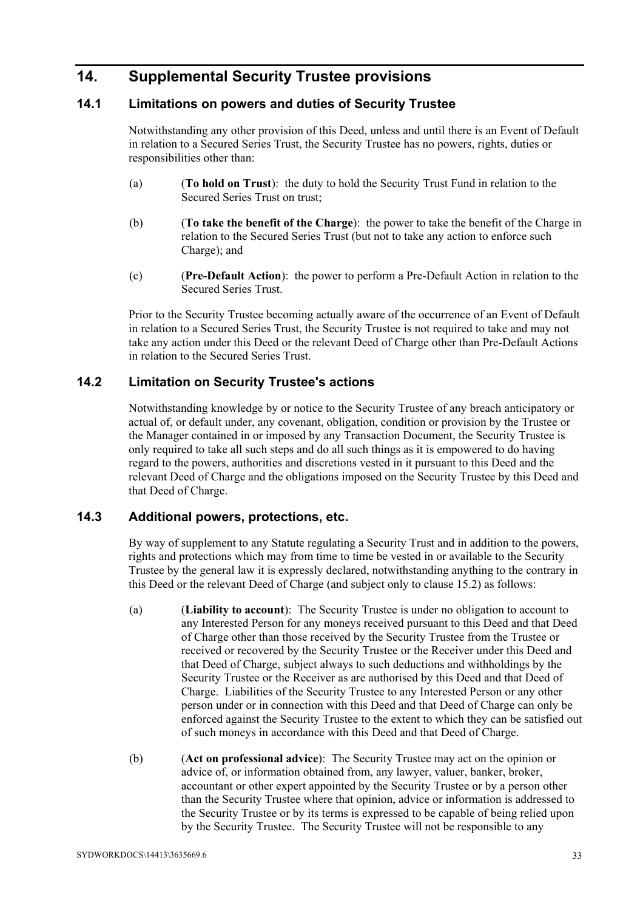## 14. Supplemental Security Trustee provisions

### 14.1 Limitations on powers and duties of Security Trustee

Notwithstanding any other provision of this Deed, unless and until there is an Event of Default in relation to a Secured Series Trust, the Security Trustee has no powers, rights, duties or responsibilities other than:

(a) (**To hold on Trust**): the duty to hold the Security Trust Fund in relation to the Secured Series Trust on trust;

(b) (**To take the benefit of the Charge**): the power to take the benefit of the Charge in relation to the Secured Series Trust (but not to take any action to enforce such Charge); and

(c) (**Pre-Default Action**): the power to perform a Pre-Default Action in relation to the Secured Series Trust.

Prior to the Security Trustee becoming actually aware of the occurrence of an Event of Default in relation to a Secured Series Trust, the Security Trustee is not required to take and may not take any action under this Deed or the relevant Deed of Charge other than Pre-Default Actions in relation to the Secured Series Trust.

### 14.2 Limitation on Security Trustee's actions

Notwithstanding knowledge by or notice to the Security Trustee of any breach anticipatory or actual of, or default under, any covenant, obligation, condition or provision by the Trustee or the Manager contained in or imposed by any Transaction Document, the Security Trustee is only required to take all such steps and do all such things as it is empowered to do having regard to the powers, authorities and discretions vested in it pursuant to this Deed and the relevant Deed of Charge and the obligations imposed on the Security Trustee by this Deed and that Deed of Charge.

### 14.3 Additional powers, protections, etc.

By way of supplement to any Statute regulating a Security Trust and in addition to the powers, rights and protections which may from time to time be vested in or available to the Security Trustee by the general law it is expressly declared, notwithstanding anything to the contrary in this Deed or the relevant Deed of Charge (and subject only to clause 15.2) as follows:

(a) (**Liability to account**): The Security Trustee is under no obligation to account to any Interested Person for any moneys received pursuant to this Deed and that Deed of Charge other than those received by the Security Trustee from the Trustee or received or recovered by the Security Trustee or the Receiver under this Deed and that Deed of Charge, subject always to such deductions and withholdings by the Security Trustee or the Receiver as are authorised by this Deed and that Deed of Charge. Liabilities of the Security Trustee to any Interested Person or any other person under or in connection with this Deed and that Deed of Charge can only be enforced against the Security Trustee to the extent to which they can be satisfied out of such moneys in accordance with this Deed and that Deed of Charge.

(b) (**Act on professional advice**): The Security Trustee may act on the opinion or advice of, or information obtained from, any lawyer, valuer, banker, broker, accountant or other expert appointed by the Security Trustee or by a person other than the Security Trustee where that opinion, advice or information is addressed to the Security Trustee or by its terms is expressed to be capable of being relied upon by the Security Trustee. The Security Trustee will not be responsible to any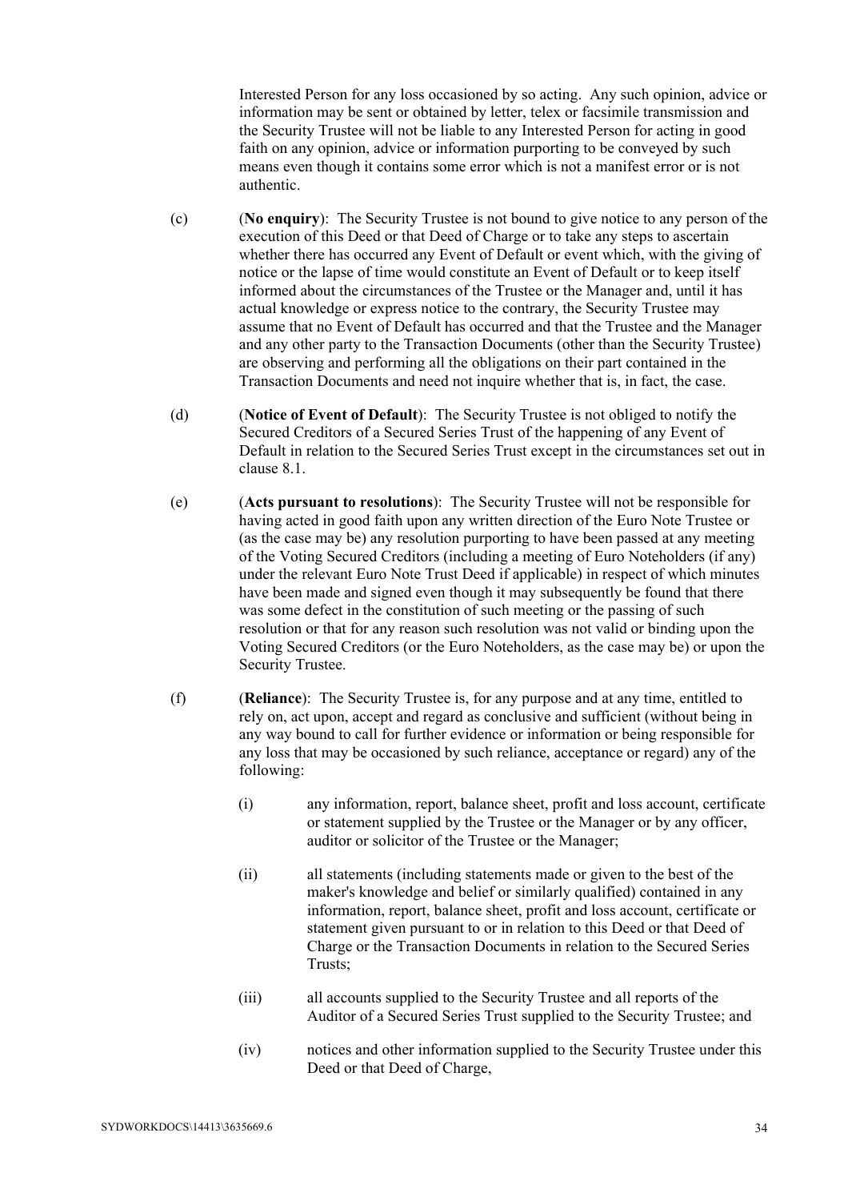Interested Person for any loss occasioned by so acting. Any such opinion, advice or information may be sent or obtained by letter, telex or facsimile transmission and the Security Trustee will not be liable to any Interested Person for acting in good faith on any opinion, advice or information purporting to be conveyed by such means even though it contains some error which is not a manifest error or is not authentic.

(c) (**No enquiry**): The Security Trustee is not bound to give notice to any person of the execution of this Deed or that Deed of Charge or to take any steps to ascertain whether there has occurred any Event of Default or event which, with the giving of notice or the lapse of time would constitute an Event of Default or to keep itself informed about the circumstances of the Trustee or the Manager and, until it has actual knowledge or express notice to the contrary, the Security Trustee may assume that no Event of Default has occurred and that the Trustee and the Manager and any other party to the Transaction Documents (other than the Security Trustee) are observing and performing all the obligations on their part contained in the Transaction Documents and need not inquire whether that is, in fact, the case.

(d) (**Notice of Event of Default**): The Security Trustee is not obliged to notify the Secured Creditors of a Secured Series Trust of the happening of any Event of Default in relation to the Secured Series Trust except in the circumstances set out in clause 8.1.

(e) (**Acts pursuant to resolutions**): The Security Trustee will not be responsible for having acted in good faith upon any written direction of the Euro Note Trustee or (as the case may be) any resolution purporting to have been passed at any meeting of the Voting Secured Creditors (including a meeting of Euro Noteholders (if any) under the relevant Euro Note Trust Deed if applicable) in respect of which minutes have been made and signed even though it may subsequently be found that there was some defect in the constitution of such meeting or the passing of such resolution or that for any reason such resolution was not valid or binding upon the Voting Secured Creditors (or the Euro Noteholders, as the case may be) or upon the Security Trustee.

(f) (**Reliance**): The Security Trustee is, for any purpose and at any time, entitled to rely on, act upon, accept and regard as conclusive and sufficient (without being in any way bound to call for further evidence or information or being responsible for any loss that may be occasioned by such reliance, acceptance or regard) any of the following:

   (i) any information, report, balance sheet, profit and loss account, certificate or statement supplied by the Trustee or the Manager or by any officer, auditor or solicitor of the Trustee or the Manager;

   (ii) all statements (including statements made or given to the best of the maker's knowledge and belief or similarly qualified) contained in any information, report, balance sheet, profit and loss account, certificate or statement given pursuant to or in relation to this Deed or that Deed of Charge or the Transaction Documents in relation to the Secured Series Trusts;

   (iii) all accounts supplied to the Security Trustee and all reports of the Auditor of a Secured Series Trust supplied to the Security Trustee; and

   (iv) notices and other information supplied to the Security Trustee under this Deed or that Deed of Charge,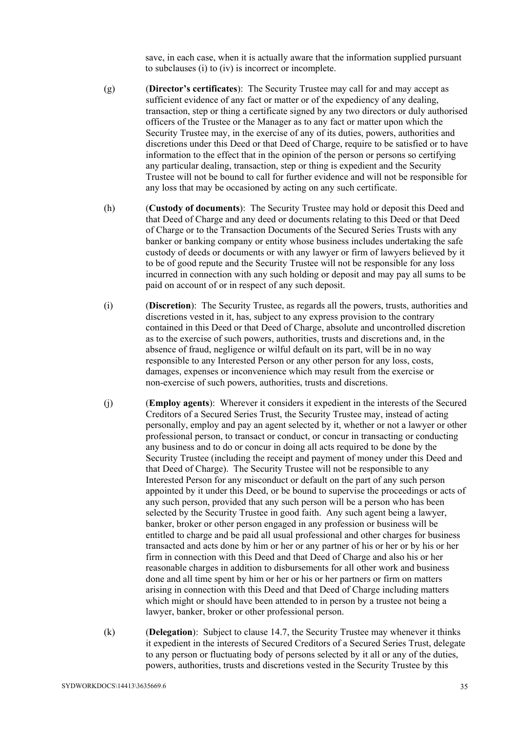save, in each case, when it is actually aware that the information supplied pursuant to subclauses (i) to (iv) is incorrect or incomplete.

(g) (**Director's certificates**): The Security Trustee may call for and may accept as sufficient evidence of any fact or matter or of the expediency of any dealing, transaction, step or thing a certificate signed by any two directors or duly authorised officers of the Trustee or the Manager as to any fact or matter upon which the Security Trustee may, in the exercise of any of its duties, powers, authorities and discretions under this Deed or that Deed of Charge, require to be satisfied or to have information to the effect that in the opinion of the person or persons so certifying any particular dealing, transaction, step or thing is expedient and the Security Trustee will not be bound to call for further evidence and will not be responsible for any loss that may be occasioned by acting on any such certificate.

(h) (**Custody of documents**): The Security Trustee may hold or deposit this Deed and that Deed of Charge and any deed or documents relating to this Deed or that Deed of Charge or to the Transaction Documents of the Secured Series Trusts with any banker or banking company or entity whose business includes undertaking the safe custody of deeds or documents or with any lawyer or firm of lawyers believed by it to be of good repute and the Security Trustee will not be responsible for any loss incurred in connection with any such holding or deposit and may pay all sums to be paid on account of or in respect of any such deposit.

(i) (**Discretion**): The Security Trustee, as regards all the powers, trusts, authorities and discretions vested in it, has, subject to any express provision to the contrary contained in this Deed or that Deed of Charge, absolute and uncontrolled discretion as to the exercise of such powers, authorities, trusts and discretions and, in the absence of fraud, negligence or wilful default on its part, will be in no way responsible to any Interested Person or any other person for any loss, costs, damages, expenses or inconvenience which may result from the exercise or non-exercise of such powers, authorities, trusts and discretions.

(j) (**Employ agents**): Wherever it considers it expedient in the interests of the Secured Creditors of a Secured Series Trust, the Security Trustee may, instead of acting personally, employ and pay an agent selected by it, whether or not a lawyer or other professional person, to transact or conduct, or concur in transacting or conducting any business and to do or concur in doing all acts required to be done by the Security Trustee (including the receipt and payment of money under this Deed and that Deed of Charge). The Security Trustee will not be responsible to any Interested Person for any misconduct or default on the part of any such person appointed by it under this Deed, or be bound to supervise the proceedings or acts of any such person, provided that any such person will be a person who has been selected by the Security Trustee in good faith. Any such agent being a lawyer, banker, broker or other person engaged in any profession or business will be entitled to charge and be paid all usual professional and other charges for business transacted and acts done by him or her or any partner of his or her or by his or her firm in connection with this Deed and that Deed of Charge and also his or her reasonable charges in addition to disbursements for all other work and business done and all time spent by him or her or his or her partners or firm on matters arising in connection with this Deed and that Deed of Charge including matters which might or should have been attended to in person by a trustee not being a lawyer, banker, broker or other professional person.

(k) (**Delegation**): Subject to clause 14.7, the Security Trustee may whenever it thinks it expedient in the interests of Secured Creditors of a Secured Series Trust, delegate to any person or fluctuating body of persons selected by it all or any of the duties, powers, authorities, trusts and discretions vested in the Security Trustee by this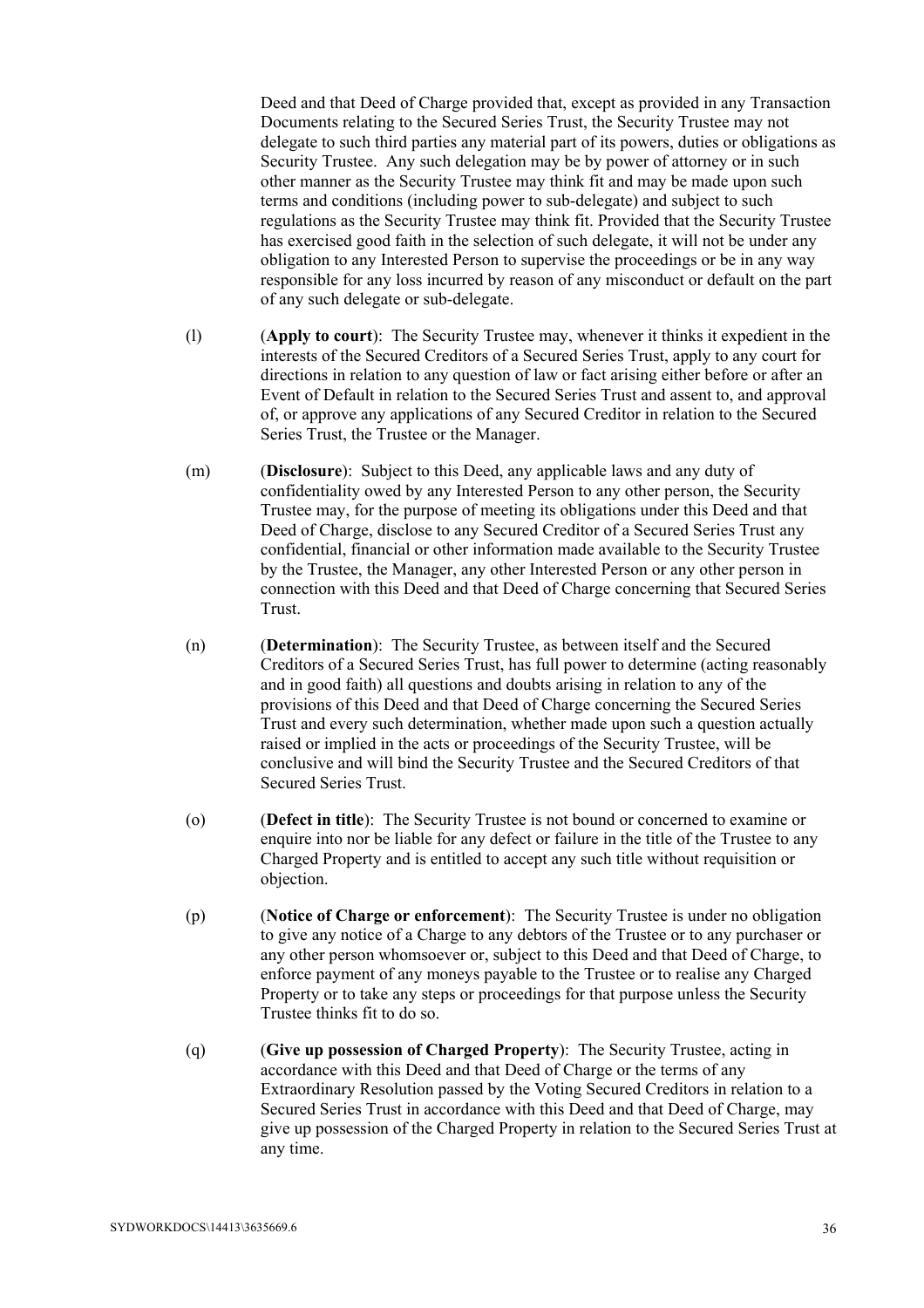Deed and that Deed of Charge provided that, except as provided in any Transaction Documents relating to the Secured Series Trust, the Security Trustee may not delegate to such third parties any material part of its powers, duties or obligations as Security Trustee. Any such delegation may be by power of attorney or in such other manner as the Security Trustee may think fit and may be made upon such terms and conditions (including power to sub-delegate) and subject to such regulations as the Security Trustee may think fit. Provided that the Security Trustee has exercised good faith in the selection of such delegate, it will not be under any obligation to any Interested Person to supervise the proceedings or be in any way responsible for any loss incurred by reason of any misconduct or default on the part of any such delegate or sub-delegate.

(l) (**Apply to court**): The Security Trustee may, whenever it thinks it expedient in the interests of the Secured Creditors of a Secured Series Trust, apply to any court for directions in relation to any question of law or fact arising either before or after an Event of Default in relation to the Secured Series Trust and assent to, and approval of, or approve any applications of any Secured Creditor in relation to the Secured Series Trust, the Trustee or the Manager.

(m) (**Disclosure**): Subject to this Deed, any applicable laws and any duty of confidentiality owed by any Interested Person to any other person, the Security Trustee may, for the purpose of meeting its obligations under this Deed and that Deed of Charge, disclose to any Secured Creditor of a Secured Series Trust any confidential, financial or other information made available to the Security Trustee by the Trustee, the Manager, any other Interested Person or any other person in connection with this Deed and that Deed of Charge concerning that Secured Series Trust.

(n) (**Determination**): The Security Trustee, as between itself and the Secured Creditors of a Secured Series Trust, has full power to determine (acting reasonably and in good faith) all questions and doubts arising in relation to any of the provisions of this Deed and that Deed of Charge concerning the Secured Series Trust and every such determination, whether made upon such a question actually raised or implied in the acts or proceedings of the Security Trustee, will be conclusive and will bind the Security Trustee and the Secured Creditors of that Secured Series Trust.

(o) (**Defect in title**): The Security Trustee is not bound or concerned to examine or enquire into nor be liable for any defect or failure in the title of the Trustee to any Charged Property and is entitled to accept any such title without requisition or objection.

(p) (**Notice of Charge or enforcement**): The Security Trustee is under no obligation to give any notice of a Charge to any debtors of the Trustee or to any purchaser or any other person whomsoever or, subject to this Deed and that Deed of Charge, to enforce payment of any moneys payable to the Trustee or to realise any Charged Property or to take any steps or proceedings for that purpose unless the Security Trustee thinks fit to do so.

(q) (**Give up possession of Charged Property**): The Security Trustee, acting in accordance with this Deed and that Deed of Charge or the terms of any Extraordinary Resolution passed by the Voting Secured Creditors in relation to a Secured Series Trust in accordance with this Deed and that Deed of Charge, may give up possession of the Charged Property in relation to the Secured Series Trust at any time.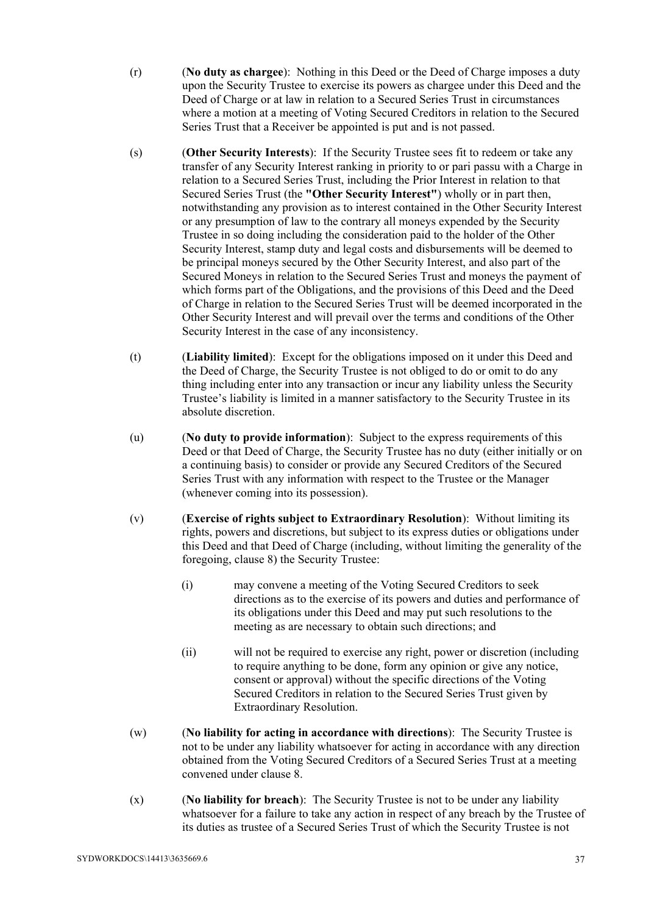(r) (**No duty as chargee**): Nothing in this Deed or the Deed of Charge imposes a duty upon the Security Trustee to exercise its powers as chargee under this Deed and the Deed of Charge or at law in relation to a Secured Series Trust in circumstances where a motion at a meeting of Voting Secured Creditors in relation to the Secured Series Trust that a Receiver be appointed is put and is not passed.

(s) (**Other Security Interests**): If the Security Trustee sees fit to redeem or take any transfer of any Security Interest ranking in priority to or pari passu with a Charge in relation to a Secured Series Trust, including the Prior Interest in relation to that Secured Series Trust (the **"Other Security Interest"**) wholly or in part then, notwithstanding any provision as to interest contained in the Other Security Interest or any presumption of law to the contrary all moneys expended by the Security Trustee in so doing including the consideration paid to the holder of the Other Security Interest, stamp duty and legal costs and disbursements will be deemed to be principal moneys secured by the Other Security Interest, and also part of the Secured Moneys in relation to the Secured Series Trust and moneys the payment of which forms part of the Obligations, and the provisions of this Deed and the Deed of Charge in relation to the Secured Series Trust will be deemed incorporated in the Other Security Interest and will prevail over the terms and conditions of the Other Security Interest in the case of any inconsistency.

(t) (**Liability limited**): Except for the obligations imposed on it under this Deed and the Deed of Charge, the Security Trustee is not obliged to do or omit to do any thing including enter into any transaction or incur any liability unless the Security Trustee's liability is limited in a manner satisfactory to the Security Trustee in its absolute discretion.

(u) (**No duty to provide information**): Subject to the express requirements of this Deed or that Deed of Charge, the Security Trustee has no duty (either initially or on a continuing basis) to consider or provide any Secured Creditors of the Secured Series Trust with any information with respect to the Trustee or the Manager (whenever coming into its possession).

(v) (**Exercise of rights subject to Extraordinary Resolution**): Without limiting its rights, powers and discretions, but subject to its express duties or obligations under this Deed and that Deed of Charge (including, without limiting the generality of the foregoing, clause 8) the Security Trustee:

  (i) may convene a meeting of the Voting Secured Creditors to seek directions as to the exercise of its powers and duties and performance of its obligations under this Deed and may put such resolutions to the meeting as are necessary to obtain such directions; and

  (ii) will not be required to exercise any right, power or discretion (including to require anything to be done, form any opinion or give any notice, consent or approval) without the specific directions of the Voting Secured Creditors in relation to the Secured Series Trust given by Extraordinary Resolution.

(w) (**No liability for acting in accordance with directions**): The Security Trustee is not to be under any liability whatsoever for acting in accordance with any direction obtained from the Voting Secured Creditors of a Secured Series Trust at a meeting convened under clause 8.

(x) (**No liability for breach**): The Security Trustee is not to be under any liability whatsoever for a failure to take any action in respect of any breach by the Trustee of its duties as trustee of a Secured Series Trust of which the Security Trustee is not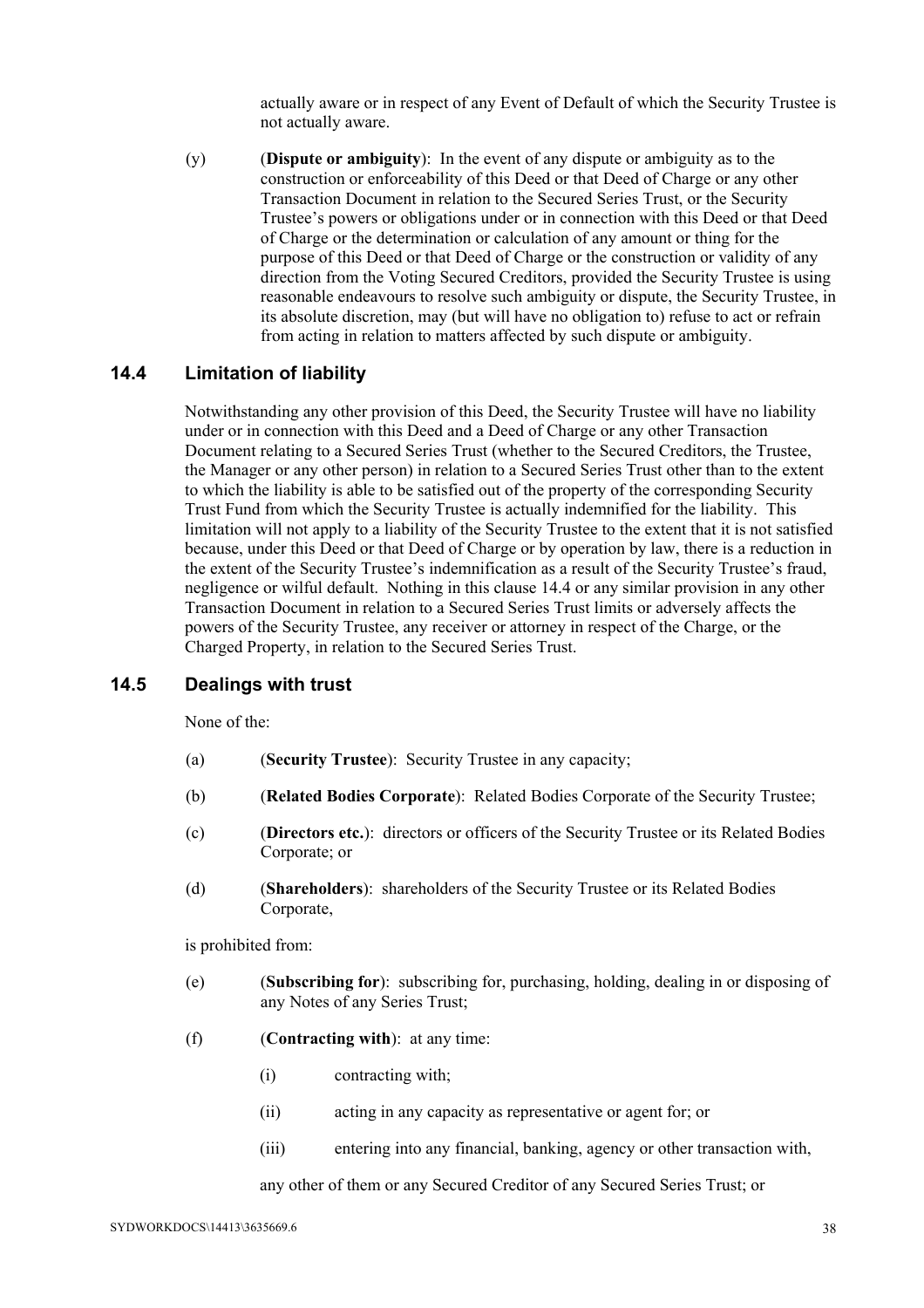actually aware or in respect of any Event of Default of which the Security Trustee is not actually aware.

(y) (**Dispute or ambiguity**): In the event of any dispute or ambiguity as to the construction or enforceability of this Deed or that Deed of Charge or any other Transaction Document in relation to the Secured Series Trust, or the Security Trustee's powers or obligations under or in connection with this Deed or that Deed of Charge or the determination or calculation of any amount or thing for the purpose of this Deed or that Deed of Charge or the construction or validity of any direction from the Voting Secured Creditors, provided the Security Trustee is using reasonable endeavours to resolve such ambiguity or dispute, the Security Trustee, in its absolute discretion, may (but will have no obligation to) refuse to act or refrain from acting in relation to matters affected by such dispute or ambiguity.

## 14.4 Limitation of liability

Notwithstanding any other provision of this Deed, the Security Trustee will have no liability under or in connection with this Deed and a Deed of Charge or any other Transaction Document relating to a Secured Series Trust (whether to the Secured Creditors, the Trustee, the Manager or any other person) in relation to a Secured Series Trust other than to the extent to which the liability is able to be satisfied out of the property of the corresponding Security Trust Fund from which the Security Trustee is actually indemnified for the liability. This limitation will not apply to a liability of the Security Trustee to the extent that it is not satisfied because, under this Deed or that Deed of Charge or by operation by law, there is a reduction in the extent of the Security Trustee's indemnification as a result of the Security Trustee's fraud, negligence or wilful default. Nothing in this clause 14.4 or any similar provision in any other Transaction Document in relation to a Secured Series Trust limits or adversely affects the powers of the Security Trustee, any receiver or attorney in respect of the Charge, or the Charged Property, in relation to the Secured Series Trust.

## 14.5 Dealings with trust

None of the:

(a) (**Security Trustee**): Security Trustee in any capacity;

(b) (**Related Bodies Corporate**): Related Bodies Corporate of the Security Trustee;

(c) (**Directors etc.**): directors or officers of the Security Trustee or its Related Bodies Corporate; or

(d) (**Shareholders**): shareholders of the Security Trustee or its Related Bodies Corporate,

is prohibited from:

(e) (**Subscribing for**): subscribing for, purchasing, holding, dealing in or disposing of any Notes of any Series Trust;

(f) (**Contracting with**): at any time:

(i) contracting with;

(ii) acting in any capacity as representative or agent for; or

(iii) entering into any financial, banking, agency or other transaction with,

any other of them or any Secured Creditor of any Secured Series Trust; or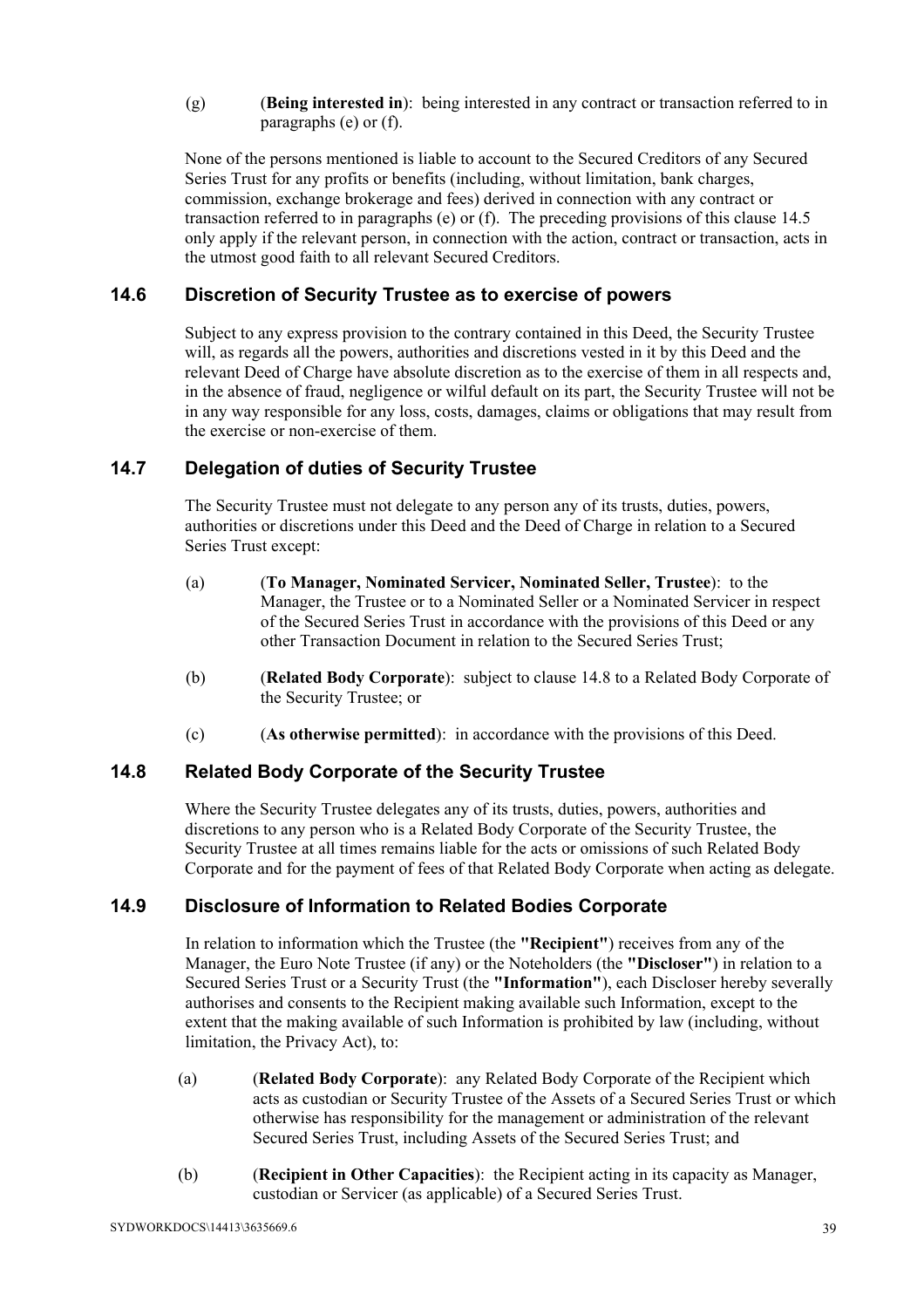(g) (**Being interested in**): being interested in any contract or transaction referred to in paragraphs (e) or (f).

None of the persons mentioned is liable to account to the Secured Creditors of any Secured Series Trust for any profits or benefits (including, without limitation, bank charges, commission, exchange brokerage and fees) derived in connection with any contract or transaction referred to in paragraphs (e) or (f). The preceding provisions of this clause 14.5 only apply if the relevant person, in connection with the action, contract or transaction, acts in the utmost good faith to all relevant Secured Creditors.

## 14.6 Discretion of Security Trustee as to exercise of powers

Subject to any express provision to the contrary contained in this Deed, the Security Trustee will, as regards all the powers, authorities and discretions vested in it by this Deed and the relevant Deed of Charge have absolute discretion as to the exercise of them in all respects and, in the absence of fraud, negligence or wilful default on its part, the Security Trustee will not be in any way responsible for any loss, costs, damages, claims or obligations that may result from the exercise or non-exercise of them.

## 14.7 Delegation of duties of Security Trustee

The Security Trustee must not delegate to any person any of its trusts, duties, powers, authorities or discretions under this Deed and the Deed of Charge in relation to a Secured Series Trust except:

(a) (**To Manager, Nominated Servicer, Nominated Seller, Trustee**): to the Manager, the Trustee or to a Nominated Seller or a Nominated Servicer in respect of the Secured Series Trust in accordance with the provisions of this Deed or any other Transaction Document in relation to the Secured Series Trust;

(b) (**Related Body Corporate**): subject to clause 14.8 to a Related Body Corporate of the Security Trustee; or

(c) (**As otherwise permitted**): in accordance with the provisions of this Deed.

## 14.8 Related Body Corporate of the Security Trustee

Where the Security Trustee delegates any of its trusts, duties, powers, authorities and discretions to any person who is a Related Body Corporate of the Security Trustee, the Security Trustee at all times remains liable for the acts or omissions of such Related Body Corporate and for the payment of fees of that Related Body Corporate when acting as delegate.

## 14.9 Disclosure of Information to Related Bodies Corporate

In relation to information which the Trustee (the **"Recipient"**) receives from any of the Manager, the Euro Note Trustee (if any) or the Noteholders (the **"Discloser"**) in relation to a Secured Series Trust or a Security Trust (the **"Information"**), each Discloser hereby severally authorises and consents to the Recipient making available such Information, except to the extent that the making available of such Information is prohibited by law (including, without limitation, the Privacy Act), to:

(a) (**Related Body Corporate**): any Related Body Corporate of the Recipient which acts as custodian or Security Trustee of the Assets of a Secured Series Trust or which otherwise has responsibility for the management or administration of the relevant Secured Series Trust, including Assets of the Secured Series Trust; and

(b) (**Recipient in Other Capacities**): the Recipient acting in its capacity as Manager, custodian or Servicer (as applicable) of a Secured Series Trust.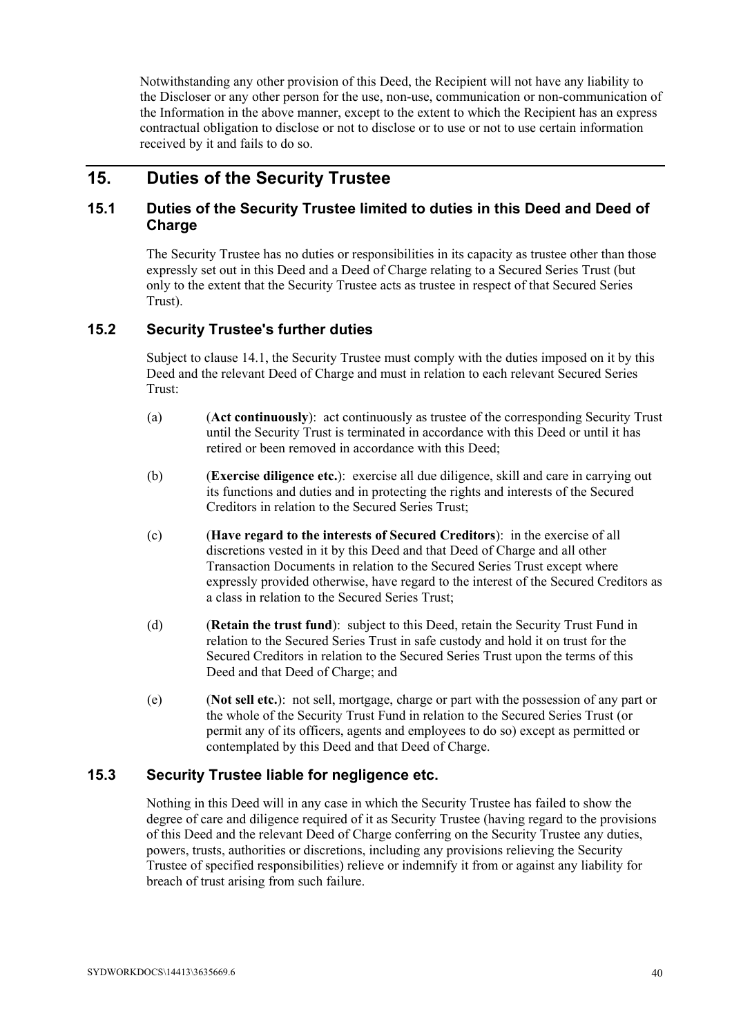Notwithstanding any other provision of this Deed, the Recipient will not have any liability to the Discloser or any other person for the use, non-use, communication or non-communication of the Information in the above manner, except to the extent to which the Recipient has an express contractual obligation to disclose or not to disclose or to use or not to use certain information received by it and fails to do so.

# 15. Duties of the Security Trustee

## 15.1 Duties of the Security Trustee limited to duties in this Deed and Deed of Charge

The Security Trustee has no duties or responsibilities in its capacity as trustee other than those expressly set out in this Deed and a Deed of Charge relating to a Secured Series Trust (but only to the extent that the Security Trustee acts as trustee in respect of that Secured Series Trust).

## 15.2 Security Trustee's further duties

Subject to clause 14.1, the Security Trustee must comply with the duties imposed on it by this Deed and the relevant Deed of Charge and must in relation to each relevant Secured Series Trust:

(a) (**Act continuously**): act continuously as trustee of the corresponding Security Trust until the Security Trust is terminated in accordance with this Deed or until it has retired or been removed in accordance with this Deed;

(b) (**Exercise diligence etc.**): exercise all due diligence, skill and care in carrying out its functions and duties and in protecting the rights and interests of the Secured Creditors in relation to the Secured Series Trust;

(c) (**Have regard to the interests of Secured Creditors**): in the exercise of all discretions vested in it by this Deed and that Deed of Charge and all other Transaction Documents in relation to the Secured Series Trust except where expressly provided otherwise, have regard to the interest of the Secured Creditors as a class in relation to the Secured Series Trust;

(d) (**Retain the trust fund**): subject to this Deed, retain the Security Trust Fund in relation to the Secured Series Trust in safe custody and hold it on trust for the Secured Creditors in relation to the Secured Series Trust upon the terms of this Deed and that Deed of Charge; and

(e) (**Not sell etc.**): not sell, mortgage, charge or part with the possession of any part or the whole of the Security Trust Fund in relation to the Secured Series Trust (or permit any of its officers, agents and employees to do so) except as permitted or contemplated by this Deed and that Deed of Charge.

## 15.3 Security Trustee liable for negligence etc.

Nothing in this Deed will in any case in which the Security Trustee has failed to show the degree of care and diligence required of it as Security Trustee (having regard to the provisions of this Deed and the relevant Deed of Charge conferring on the Security Trustee any duties, powers, trusts, authorities or discretions, including any provisions relieving the Security Trustee of specified responsibilities) relieve or indemnify it from or against any liability for breach of trust arising from such failure.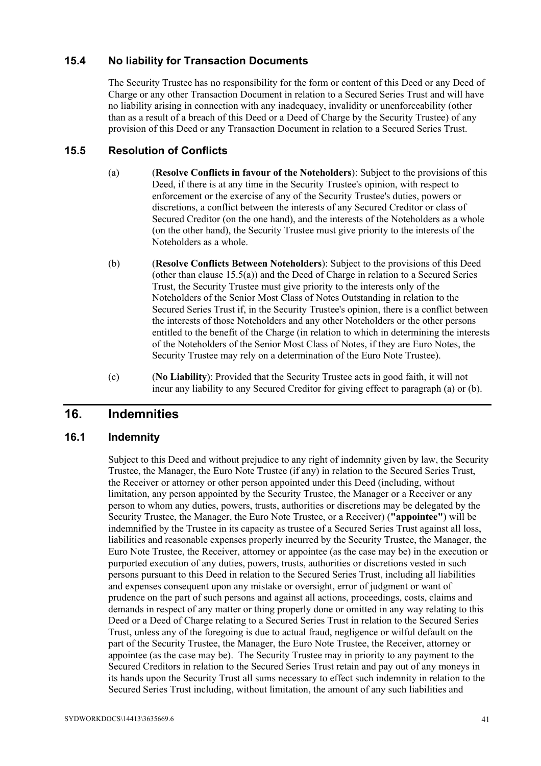### 15.4 No liability for Transaction Documents

The Security Trustee has no responsibility for the form or content of this Deed or any Deed of Charge or any other Transaction Document in relation to a Secured Series Trust and will have no liability arising in connection with any inadequacy, invalidity or unenforceability (other than as a result of a breach of this Deed or a Deed of Charge by the Security Trustee) of any provision of this Deed or any Transaction Document in relation to a Secured Series Trust.

### 15.5 Resolution of Conflicts

(a) (**Resolve Conflicts in favour of the Noteholders**): Subject to the provisions of this Deed, if there is at any time in the Security Trustee's opinion, with respect to enforcement or the exercise of any of the Security Trustee's duties, powers or discretions, a conflict between the interests of any Secured Creditor or class of Secured Creditor (on the one hand), and the interests of the Noteholders as a whole (on the other hand), the Security Trustee must give priority to the interests of the Noteholders as a whole.

(b) (**Resolve Conflicts Between Noteholders**): Subject to the provisions of this Deed (other than clause 15.5(a)) and the Deed of Charge in relation to a Secured Series Trust, the Security Trustee must give priority to the interests only of the Noteholders of the Senior Most Class of Notes Outstanding in relation to the Secured Series Trust if, in the Security Trustee's opinion, there is a conflict between the interests of those Noteholders and any other Noteholders or the other persons entitled to the benefit of the Charge (in relation to which in determining the interests of the Noteholders of the Senior Most Class of Notes, if they are Euro Notes, the Security Trustee may rely on a determination of the Euro Note Trustee).

(c) (**No Liability**): Provided that the Security Trustee acts in good faith, it will not incur any liability to any Secured Creditor for giving effect to paragraph (a) or (b).

## 16. Indemnities

### 16.1 Indemnity

Subject to this Deed and without prejudice to any right of indemnity given by law, the Security Trustee, the Manager, the Euro Note Trustee (if any) in relation to the Secured Series Trust, the Receiver or attorney or other person appointed under this Deed (including, without limitation, any person appointed by the Security Trustee, the Manager or a Receiver or any person to whom any duties, powers, trusts, authorities or discretions may be delegated by the Security Trustee, the Manager, the Euro Note Trustee, or a Receiver) (**"appointee"**) will be indemnified by the Trustee in its capacity as trustee of a Secured Series Trust against all loss, liabilities and reasonable expenses properly incurred by the Security Trustee, the Manager, the Euro Note Trustee, the Receiver, attorney or appointee (as the case may be) in the execution or purported execution of any duties, powers, trusts, authorities or discretions vested in such persons pursuant to this Deed in relation to the Secured Series Trust, including all liabilities and expenses consequent upon any mistake or oversight, error of judgment or want of prudence on the part of such persons and against all actions, proceedings, costs, claims and demands in respect of any matter or thing properly done or omitted in any way relating to this Deed or a Deed of Charge relating to a Secured Series Trust in relation to the Secured Series Trust, unless any of the foregoing is due to actual fraud, negligence or wilful default on the part of the Security Trustee, the Manager, the Euro Note Trustee, the Receiver, attorney or appointee (as the case may be). The Security Trustee may in priority to any payment to the Secured Creditors in relation to the Secured Series Trust retain and pay out of any moneys in its hands upon the Security Trust all sums necessary to effect such indemnity in relation to the Secured Series Trust including, without limitation, the amount of any such liabilities and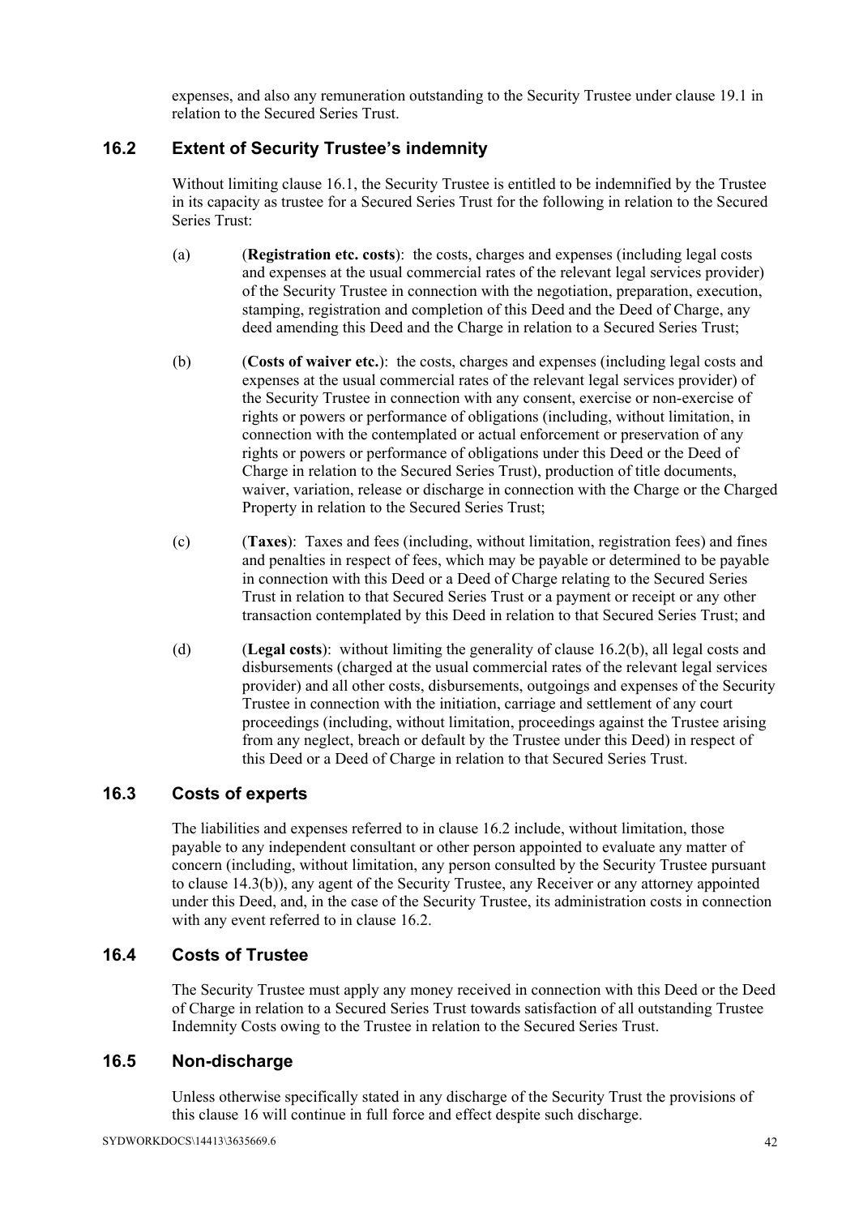expenses, and also any remuneration outstanding to the Security Trustee under clause 19.1 in relation to the Secured Series Trust.

## 16.2 Extent of Security Trustee's indemnity

Without limiting clause 16.1, the Security Trustee is entitled to be indemnified by the Trustee in its capacity as trustee for a Secured Series Trust for the following in relation to the Secured Series Trust:

(a) (**Registration etc. costs**): the costs, charges and expenses (including legal costs and expenses at the usual commercial rates of the relevant legal services provider) of the Security Trustee in connection with the negotiation, preparation, execution, stamping, registration and completion of this Deed and the Deed of Charge, any deed amending this Deed and the Charge in relation to a Secured Series Trust;

(b) (**Costs of waiver etc.**): the costs, charges and expenses (including legal costs and expenses at the usual commercial rates of the relevant legal services provider) of the Security Trustee in connection with any consent, exercise or non-exercise of rights or powers or performance of obligations (including, without limitation, in connection with the contemplated or actual enforcement or preservation of any rights or powers or performance of obligations under this Deed or the Deed of Charge in relation to the Secured Series Trust), production of title documents, waiver, variation, release or discharge in connection with the Charge or the Charged Property in relation to the Secured Series Trust;

(c) (**Taxes**): Taxes and fees (including, without limitation, registration fees) and fines and penalties in respect of fees, which may be payable or determined to be payable in connection with this Deed or a Deed of Charge relating to the Secured Series Trust in relation to that Secured Series Trust or a payment or receipt or any other transaction contemplated by this Deed in relation to that Secured Series Trust; and

(d) (**Legal costs**): without limiting the generality of clause 16.2(b), all legal costs and disbursements (charged at the usual commercial rates of the relevant legal services provider) and all other costs, disbursements, outgoings and expenses of the Security Trustee in connection with the initiation, carriage and settlement of any court proceedings (including, without limitation, proceedings against the Trustee arising from any neglect, breach or default by the Trustee under this Deed) in respect of this Deed or a Deed of Charge in relation to that Secured Series Trust.

## 16.3 Costs of experts

The liabilities and expenses referred to in clause 16.2 include, without limitation, those payable to any independent consultant or other person appointed to evaluate any matter of concern (including, without limitation, any person consulted by the Security Trustee pursuant to clause 14.3(b)), any agent of the Security Trustee, any Receiver or any attorney appointed under this Deed, and, in the case of the Security Trustee, its administration costs in connection with any event referred to in clause 16.2.

## 16.4 Costs of Trustee

The Security Trustee must apply any money received in connection with this Deed or the Deed of Charge in relation to a Secured Series Trust towards satisfaction of all outstanding Trustee Indemnity Costs owing to the Trustee in relation to the Secured Series Trust.

## 16.5 Non-discharge

Unless otherwise specifically stated in any discharge of the Security Trust the provisions of this clause 16 will continue in full force and effect despite such discharge.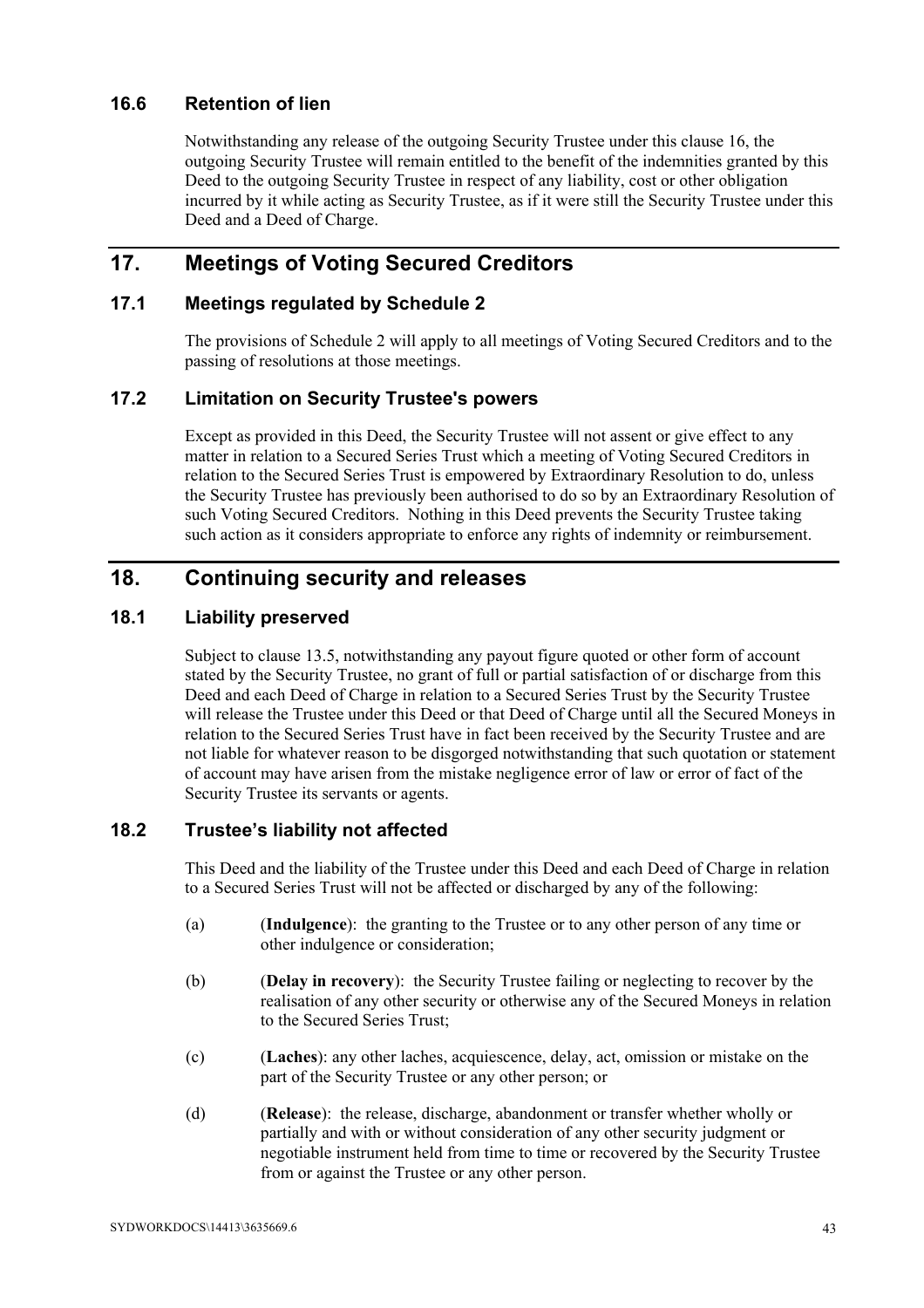### 16.6 Retention of lien

Notwithstanding any release of the outgoing Security Trustee under this clause 16, the outgoing Security Trustee will remain entitled to the benefit of the indemnities granted by this Deed to the outgoing Security Trustee in respect of any liability, cost or other obligation incurred by it while acting as Security Trustee, as if it were still the Security Trustee under this Deed and a Deed of Charge.

## 17. Meetings of Voting Secured Creditors

### 17.1 Meetings regulated by Schedule 2

The provisions of Schedule 2 will apply to all meetings of Voting Secured Creditors and to the passing of resolutions at those meetings.

### 17.2 Limitation on Security Trustee's powers

Except as provided in this Deed, the Security Trustee will not assent or give effect to any matter in relation to a Secured Series Trust which a meeting of Voting Secured Creditors in relation to the Secured Series Trust is empowered by Extraordinary Resolution to do, unless the Security Trustee has previously been authorised to do so by an Extraordinary Resolution of such Voting Secured Creditors. Nothing in this Deed prevents the Security Trustee taking such action as it considers appropriate to enforce any rights of indemnity or reimbursement.

## 18. Continuing security and releases

### 18.1 Liability preserved

Subject to clause 13.5, notwithstanding any payout figure quoted or other form of account stated by the Security Trustee, no grant of full or partial satisfaction of or discharge from this Deed and each Deed of Charge in relation to a Secured Series Trust by the Security Trustee will release the Trustee under this Deed or that Deed of Charge until all the Secured Moneys in relation to the Secured Series Trust have in fact been received by the Security Trustee and are not liable for whatever reason to be disgorged notwithstanding that such quotation or statement of account may have arisen from the mistake negligence error of law or error of fact of the Security Trustee its servants or agents.

### 18.2 Trustee's liability not affected

This Deed and the liability of the Trustee under this Deed and each Deed of Charge in relation to a Secured Series Trust will not be affected or discharged by any of the following:

(a) (**Indulgence**): the granting to the Trustee or to any other person of any time or other indulgence or consideration;

(b) (**Delay in recovery**): the Security Trustee failing or neglecting to recover by the realisation of any other security or otherwise any of the Secured Moneys in relation to the Secured Series Trust;

(c) (**Laches**): any other laches, acquiescence, delay, act, omission or mistake on the part of the Security Trustee or any other person; or

(d) (**Release**): the release, discharge, abandonment or transfer whether wholly or partially and with or without consideration of any other security judgment or negotiable instrument held from time to time or recovered by the Security Trustee from or against the Trustee or any other person.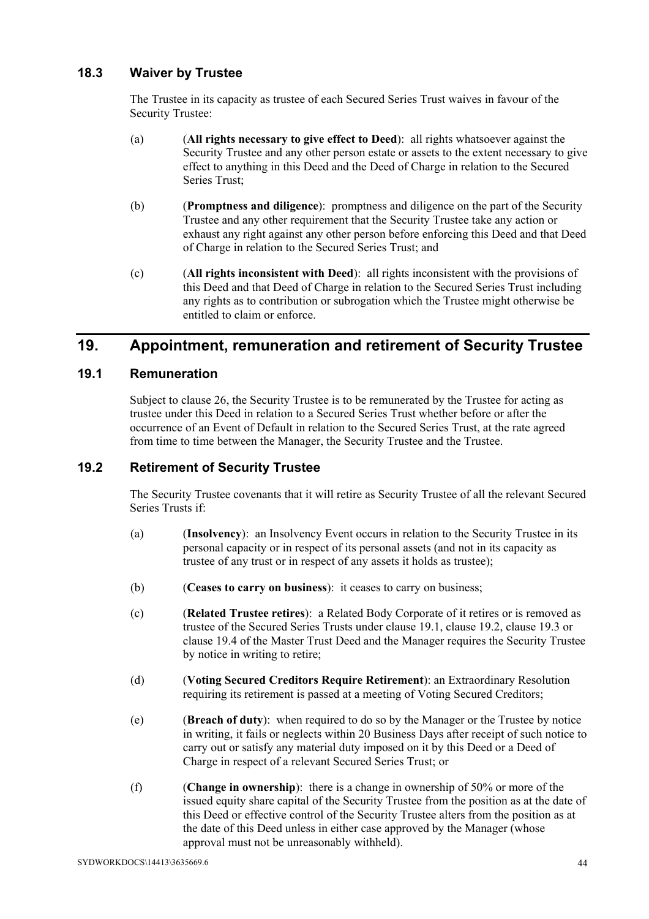### 18.3 Waiver by Trustee

The Trustee in its capacity as trustee of each Secured Series Trust waives in favour of the Security Trustee:

(a) (**All rights necessary to give effect to Deed**): all rights whatsoever against the Security Trustee and any other person estate or assets to the extent necessary to give effect to anything in this Deed and the Deed of Charge in relation to the Secured Series Trust;

(b) (**Promptness and diligence**): promptness and diligence on the part of the Security Trustee and any other requirement that the Security Trustee take any action or exhaust any right against any other person before enforcing this Deed and that Deed of Charge in relation to the Secured Series Trust; and

(c) (**All rights inconsistent with Deed**): all rights inconsistent with the provisions of this Deed and that Deed of Charge in relation to the Secured Series Trust including any rights as to contribution or subrogation which the Trustee might otherwise be entitled to claim or enforce.

## 19. Appointment, remuneration and retirement of Security Trustee

### 19.1 Remuneration

Subject to clause 26, the Security Trustee is to be remunerated by the Trustee for acting as trustee under this Deed in relation to a Secured Series Trust whether before or after the occurrence of an Event of Default in relation to the Secured Series Trust, at the rate agreed from time to time between the Manager, the Security Trustee and the Trustee.

### 19.2 Retirement of Security Trustee

The Security Trustee covenants that it will retire as Security Trustee of all the relevant Secured Series Trusts if:

(a) (**Insolvency**): an Insolvency Event occurs in relation to the Security Trustee in its personal capacity or in respect of its personal assets (and not in its capacity as trustee of any trust or in respect of any assets it holds as trustee);

(b) (**Ceases to carry on business**): it ceases to carry on business;

(c) (**Related Trustee retires**): a Related Body Corporate of it retires or is removed as trustee of the Secured Series Trusts under clause 19.1, clause 19.2, clause 19.3 or clause 19.4 of the Master Trust Deed and the Manager requires the Security Trustee by notice in writing to retire;

(d) (**Voting Secured Creditors Require Retirement**): an Extraordinary Resolution requiring its retirement is passed at a meeting of Voting Secured Creditors;

(e) (**Breach of duty**): when required to do so by the Manager or the Trustee by notice in writing, it fails or neglects within 20 Business Days after receipt of such notice to carry out or satisfy any material duty imposed on it by this Deed or a Deed of Charge in respect of a relevant Secured Series Trust; or

(f) (**Change in ownership**): there is a change in ownership of 50% or more of the issued equity share capital of the Security Trustee from the position as at the date of this Deed or effective control of the Security Trustee alters from the position as at the date of this Deed unless in either case approved by the Manager (whose approval must not be unreasonably withheld).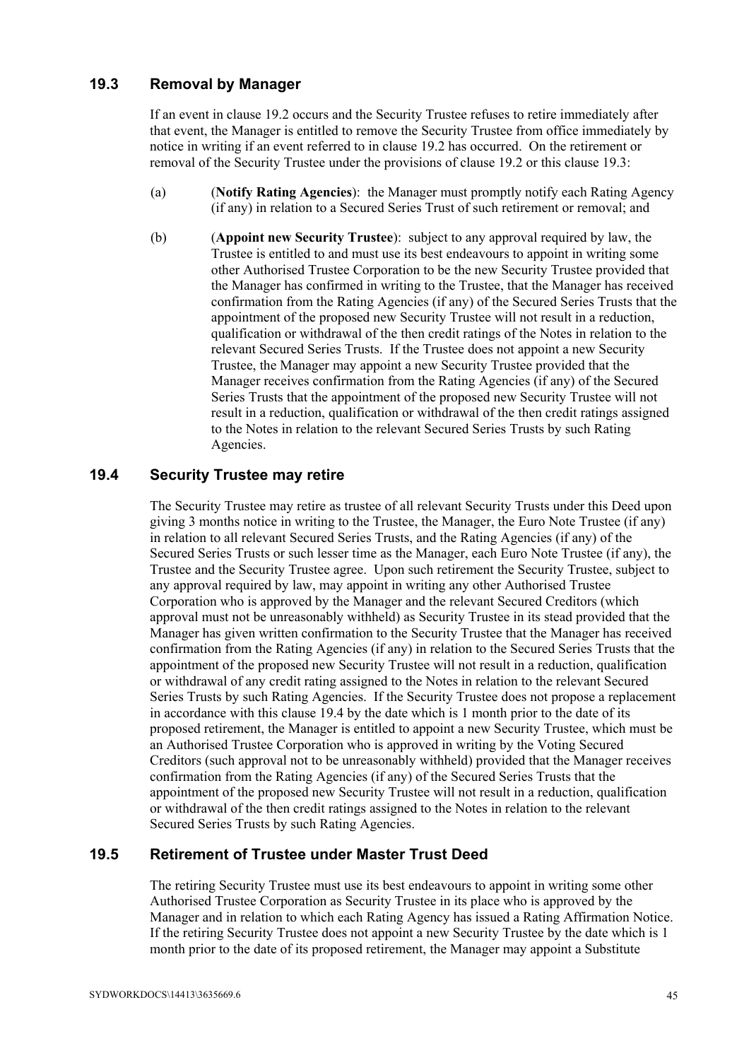## 19.3 Removal by Manager

If an event in clause 19.2 occurs and the Security Trustee refuses to retire immediately after that event, the Manager is entitled to remove the Security Trustee from office immediately by notice in writing if an event referred to in clause 19.2 has occurred. On the retirement or removal of the Security Trustee under the provisions of clause 19.2 or this clause 19.3:

(a) (**Notify Rating Agencies**): the Manager must promptly notify each Rating Agency (if any) in relation to a Secured Series Trust of such retirement or removal; and

(b) (**Appoint new Security Trustee**): subject to any approval required by law, the Trustee is entitled to and must use its best endeavours to appoint in writing some other Authorised Trustee Corporation to be the new Security Trustee provided that the Manager has confirmed in writing to the Trustee, that the Manager has received confirmation from the Rating Agencies (if any) of the Secured Series Trusts that the appointment of the proposed new Security Trustee will not result in a reduction, qualification or withdrawal of the then credit ratings of the Notes in relation to the relevant Secured Series Trusts. If the Trustee does not appoint a new Security Trustee, the Manager may appoint a new Security Trustee provided that the Manager receives confirmation from the Rating Agencies (if any) of the Secured Series Trusts that the appointment of the proposed new Security Trustee will not result in a reduction, qualification or withdrawal of the then credit ratings assigned to the Notes in relation to the relevant Secured Series Trusts by such Rating Agencies.

## 19.4 Security Trustee may retire

The Security Trustee may retire as trustee of all relevant Security Trusts under this Deed upon giving 3 months notice in writing to the Trustee, the Manager, the Euro Note Trustee (if any) in relation to all relevant Secured Series Trusts, and the Rating Agencies (if any) of the Secured Series Trusts or such lesser time as the Manager, each Euro Note Trustee (if any), the Trustee and the Security Trustee agree. Upon such retirement the Security Trustee, subject to any approval required by law, may appoint in writing any other Authorised Trustee Corporation who is approved by the Manager and the relevant Secured Creditors (which approval must not be unreasonably withheld) as Security Trustee in its stead provided that the Manager has given written confirmation to the Security Trustee that the Manager has received confirmation from the Rating Agencies (if any) in relation to the Secured Series Trusts that the appointment of the proposed new Security Trustee will not result in a reduction, qualification or withdrawal of any credit rating assigned to the Notes in relation to the relevant Secured Series Trusts by such Rating Agencies. If the Security Trustee does not propose a replacement in accordance with this clause 19.4 by the date which is 1 month prior to the date of its proposed retirement, the Manager is entitled to appoint a new Security Trustee, which must be an Authorised Trustee Corporation who is approved in writing by the Voting Secured Creditors (such approval not to be unreasonably withheld) provided that the Manager receives confirmation from the Rating Agencies (if any) of the Secured Series Trusts that the appointment of the proposed new Security Trustee will not result in a reduction, qualification or withdrawal of the then credit ratings assigned to the Notes in relation to the relevant Secured Series Trusts by such Rating Agencies.

## 19.5 Retirement of Trustee under Master Trust Deed

The retiring Security Trustee must use its best endeavours to appoint in writing some other Authorised Trustee Corporation as Security Trustee in its place who is approved by the Manager and in relation to which each Rating Agency has issued a Rating Affirmation Notice. If the retiring Security Trustee does not appoint a new Security Trustee by the date which is 1 month prior to the date of its proposed retirement, the Manager may appoint a Substitute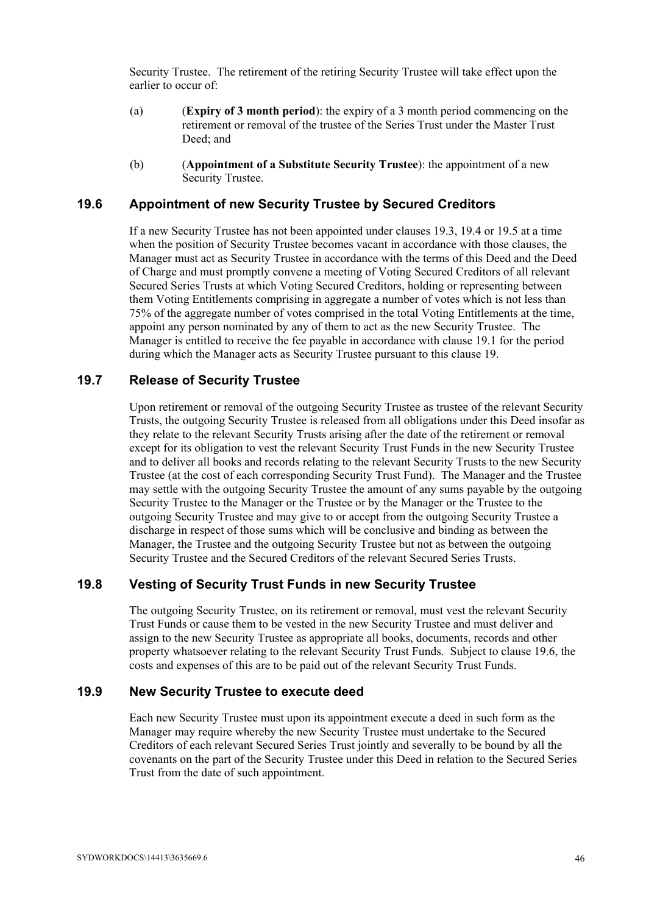Security Trustee. The retirement of the retiring Security Trustee will take effect upon the earlier to occur of:

(a) (**Expiry of 3 month period**): the expiry of a 3 month period commencing on the retirement or removal of the trustee of the Series Trust under the Master Trust Deed; and

(b) (**Appointment of a Substitute Security Trustee**): the appointment of a new Security Trustee.

## 19.6 Appointment of new Security Trustee by Secured Creditors

If a new Security Trustee has not been appointed under clauses 19.3, 19.4 or 19.5 at a time when the position of Security Trustee becomes vacant in accordance with those clauses, the Manager must act as Security Trustee in accordance with the terms of this Deed and the Deed of Charge and must promptly convene a meeting of Voting Secured Creditors of all relevant Secured Series Trusts at which Voting Secured Creditors, holding or representing between them Voting Entitlements comprising in aggregate a number of votes which is not less than 75% of the aggregate number of votes comprised in the total Voting Entitlements at the time, appoint any person nominated by any of them to act as the new Security Trustee. The Manager is entitled to receive the fee payable in accordance with clause 19.1 for the period during which the Manager acts as Security Trustee pursuant to this clause 19.

## 19.7 Release of Security Trustee

Upon retirement or removal of the outgoing Security Trustee as trustee of the relevant Security Trusts, the outgoing Security Trustee is released from all obligations under this Deed insofar as they relate to the relevant Security Trusts arising after the date of the retirement or removal except for its obligation to vest the relevant Security Trust Funds in the new Security Trustee and to deliver all books and records relating to the relevant Security Trusts to the new Security Trustee (at the cost of each corresponding Security Trust Fund). The Manager and the Trustee may settle with the outgoing Security Trustee the amount of any sums payable by the outgoing Security Trustee to the Manager or the Trustee or by the Manager or the Trustee to the outgoing Security Trustee and may give to or accept from the outgoing Security Trustee a discharge in respect of those sums which will be conclusive and binding as between the Manager, the Trustee and the outgoing Security Trustee but not as between the outgoing Security Trustee and the Secured Creditors of the relevant Secured Series Trusts.

## 19.8 Vesting of Security Trust Funds in new Security Trustee

The outgoing Security Trustee, on its retirement or removal, must vest the relevant Security Trust Funds or cause them to be vested in the new Security Trustee and must deliver and assign to the new Security Trustee as appropriate all books, documents, records and other property whatsoever relating to the relevant Security Trust Funds. Subject to clause 19.6, the costs and expenses of this are to be paid out of the relevant Security Trust Funds.

## 19.9 New Security Trustee to execute deed

Each new Security Trustee must upon its appointment execute a deed in such form as the Manager may require whereby the new Security Trustee must undertake to the Secured Creditors of each relevant Secured Series Trust jointly and severally to be bound by all the covenants on the part of the Security Trustee under this Deed in relation to the Secured Series Trust from the date of such appointment.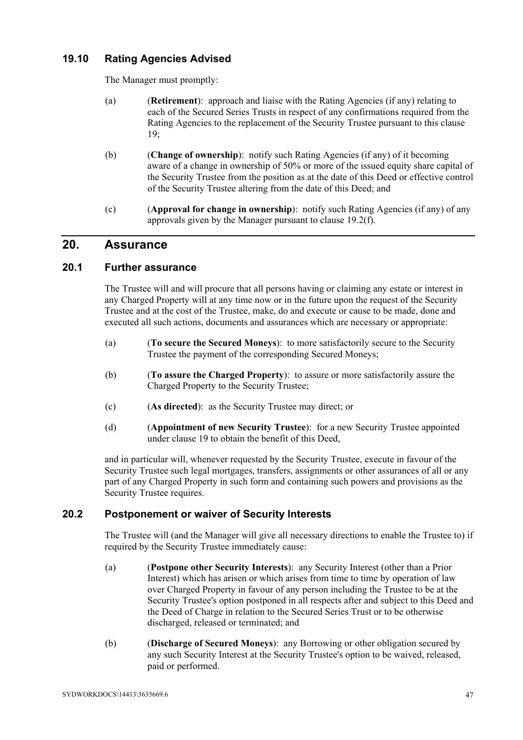### 19.10 Rating Agencies Advised

The Manager must promptly:

(a) (**Retirement**): approach and liaise with the Rating Agencies (if any) relating to each of the Secured Series Trusts in respect of any confirmations required from the Rating Agencies to the replacement of the Security Trustee pursuant to this clause 19;

(b) (**Change of ownership**): notify such Rating Agencies (if any) of it becoming aware of a change in ownership of 50% or more of the issued equity share capital of the Security Trustee from the position as at the date of this Deed or effective control of the Security Trustee altering from the date of this Deed; and

(c) (**Approval for change in ownership**): notify such Rating Agencies (if any) of any approvals given by the Manager pursuant to clause 19.2(f).

## 20. Assurance

### 20.1 Further assurance

The Trustee will and will procure that all persons having or claiming any estate or interest in any Charged Property will at any time now or in the future upon the request of the Security Trustee and at the cost of the Trustee, make, do and execute or cause to be made, done and executed all such actions, documents and assurances which are necessary or appropriate:

(a) (**To secure the Secured Moneys**): to more satisfactorily secure to the Security Trustee the payment of the corresponding Secured Moneys;

(b) (**To assure the Charged Property**): to assure or more satisfactorily assure the Charged Property to the Security Trustee;

(c) (**As directed**): as the Security Trustee may direct; or

(d) (**Appointment of new Security Trustee**): for a new Security Trustee appointed under clause 19 to obtain the benefit of this Deed,

and in particular will, whenever requested by the Security Trustee, execute in favour of the Security Trustee such legal mortgages, transfers, assignments or other assurances of all or any part of any Charged Property in such form and containing such powers and provisions as the Security Trustee requires.

### 20.2 Postponement or waiver of Security Interests

The Trustee will (and the Manager will give all necessary directions to enable the Trustee to) if required by the Security Trustee immediately cause:

(a) (**Postpone other Security Interests**): any Security Interest (other than a Prior Interest) which has arisen or which arises from time to time by operation of law over Charged Property in favour of any person including the Trustee to be at the Security Trustee's option postponed in all respects after and subject to this Deed and the Deed of Charge in relation to the Secured Series Trust or to be otherwise discharged, released or terminated; and

(b) (**Discharge of Secured Moneys**): any Borrowing or other obligation secured by any such Security Interest at the Security Trustee's option to be waived, released, paid or performed.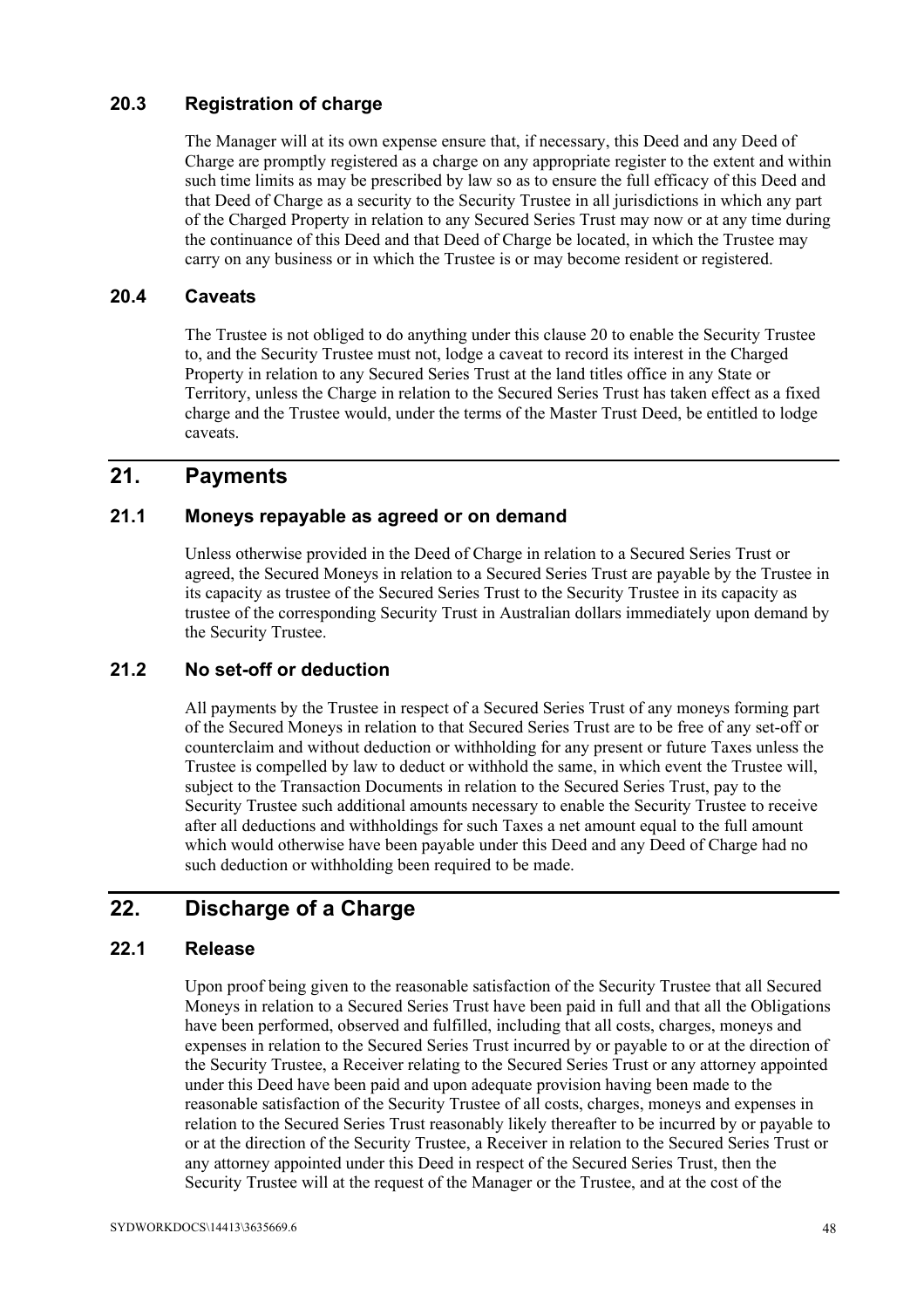### 20.3 Registration of charge

The Manager will at its own expense ensure that, if necessary, this Deed and any Deed of Charge are promptly registered as a charge on any appropriate register to the extent and within such time limits as may be prescribed by law so as to ensure the full efficacy of this Deed and that Deed of Charge as a security to the Security Trustee in all jurisdictions in which any part of the Charged Property in relation to any Secured Series Trust may now or at any time during the continuance of this Deed and that Deed of Charge be located, in which the Trustee may carry on any business or in which the Trustee is or may become resident or registered.

### 20.4 Caveats

The Trustee is not obliged to do anything under this clause 20 to enable the Security Trustee to, and the Security Trustee must not, lodge a caveat to record its interest in the Charged Property in relation to any Secured Series Trust at the land titles office in any State or Territory, unless the Charge in relation to the Secured Series Trust has taken effect as a fixed charge and the Trustee would, under the terms of the Master Trust Deed, be entitled to lodge caveats.

## 21. Payments

### 21.1 Moneys repayable as agreed or on demand

Unless otherwise provided in the Deed of Charge in relation to a Secured Series Trust or agreed, the Secured Moneys in relation to a Secured Series Trust are payable by the Trustee in its capacity as trustee of the Secured Series Trust to the Security Trustee in its capacity as trustee of the corresponding Security Trust in Australian dollars immediately upon demand by the Security Trustee.

### 21.2 No set-off or deduction

All payments by the Trustee in respect of a Secured Series Trust of any moneys forming part of the Secured Moneys in relation to that Secured Series Trust are to be free of any set-off or counterclaim and without deduction or withholding for any present or future Taxes unless the Trustee is compelled by law to deduct or withhold the same, in which event the Trustee will, subject to the Transaction Documents in relation to the Secured Series Trust, pay to the Security Trustee such additional amounts necessary to enable the Security Trustee to receive after all deductions and withholdings for such Taxes a net amount equal to the full amount which would otherwise have been payable under this Deed and any Deed of Charge had no such deduction or withholding been required to be made.

## 22. Discharge of a Charge

### 22.1 Release

Upon proof being given to the reasonable satisfaction of the Security Trustee that all Secured Moneys in relation to a Secured Series Trust have been paid in full and that all the Obligations have been performed, observed and fulfilled, including that all costs, charges, moneys and expenses in relation to the Secured Series Trust incurred by or payable to or at the direction of the Security Trustee, a Receiver relating to the Secured Series Trust or any attorney appointed under this Deed have been paid and upon adequate provision having been made to the reasonable satisfaction of the Security Trustee of all costs, charges, moneys and expenses in relation to the Secured Series Trust reasonably likely thereafter to be incurred by or payable to or at the direction of the Security Trustee, a Receiver in relation to the Secured Series Trust or any attorney appointed under this Deed in respect of the Secured Series Trust, then the Security Trustee will at the request of the Manager or the Trustee, and at the cost of the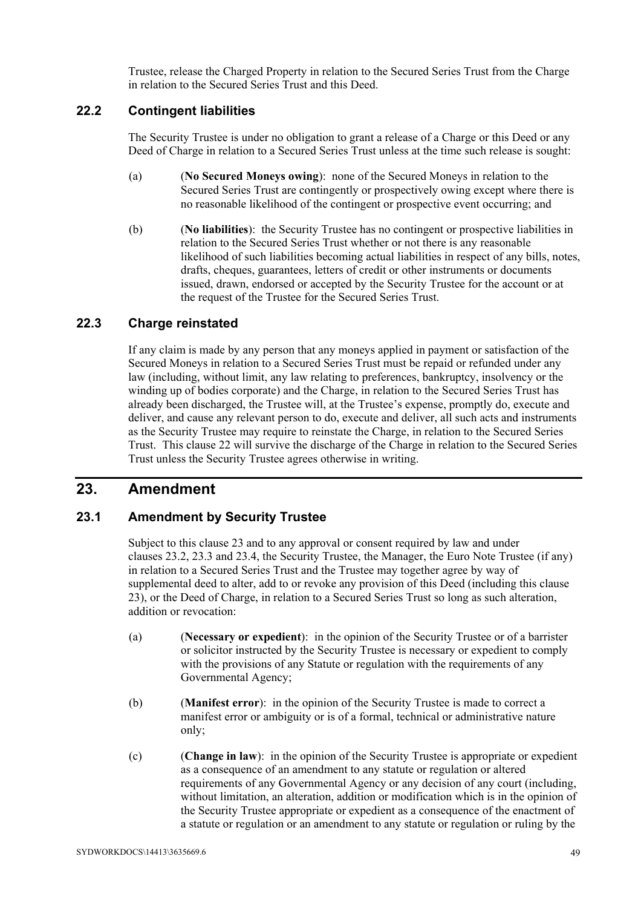Trustee, release the Charged Property in relation to the Secured Series Trust from the Charge in relation to the Secured Series Trust and this Deed.

### 22.2 Contingent liabilities

The Security Trustee is under no obligation to grant a release of a Charge or this Deed or any Deed of Charge in relation to a Secured Series Trust unless at the time such release is sought:

(a) (**No Secured Moneys owing**): none of the Secured Moneys in relation to the Secured Series Trust are contingently or prospectively owing except where there is no reasonable likelihood of the contingent or prospective event occurring; and

(b) (**No liabilities**): the Security Trustee has no contingent or prospective liabilities in relation to the Secured Series Trust whether or not there is any reasonable likelihood of such liabilities becoming actual liabilities in respect of any bills, notes, drafts, cheques, guarantees, letters of credit or other instruments or documents issued, drawn, endorsed or accepted by the Security Trustee for the account or at the request of the Trustee for the Secured Series Trust.

### 22.3 Charge reinstated

If any claim is made by any person that any moneys applied in payment or satisfaction of the Secured Moneys in relation to a Secured Series Trust must be repaid or refunded under any law (including, without limit, any law relating to preferences, bankruptcy, insolvency or the winding up of bodies corporate) and the Charge, in relation to the Secured Series Trust has already been discharged, the Trustee will, at the Trustee's expense, promptly do, execute and deliver, and cause any relevant person to do, execute and deliver, all such acts and instruments as the Security Trustee may require to reinstate the Charge, in relation to the Secured Series Trust. This clause 22 will survive the discharge of the Charge in relation to the Secured Series Trust unless the Security Trustee agrees otherwise in writing.

## 23. Amendment

### 23.1 Amendment by Security Trustee

Subject to this clause 23 and to any approval or consent required by law and under clauses 23.2, 23.3 and 23.4, the Security Trustee, the Manager, the Euro Note Trustee (if any) in relation to a Secured Series Trust and the Trustee may together agree by way of supplemental deed to alter, add to or revoke any provision of this Deed (including this clause 23), or the Deed of Charge, in relation to a Secured Series Trust so long as such alteration, addition or revocation:

(a) (**Necessary or expedient**): in the opinion of the Security Trustee or of a barrister or solicitor instructed by the Security Trustee is necessary or expedient to comply with the provisions of any Statute or regulation with the requirements of any Governmental Agency;

(b) (**Manifest error**): in the opinion of the Security Trustee is made to correct a manifest error or ambiguity or is of a formal, technical or administrative nature only;

(c) (**Change in law**): in the opinion of the Security Trustee is appropriate or expedient as a consequence of an amendment to any statute or regulation or altered requirements of any Governmental Agency or any decision of any court (including, without limitation, an alteration, addition or modification which is in the opinion of the Security Trustee appropriate or expedient as a consequence of the enactment of a statute or regulation or an amendment to any statute or regulation or ruling by the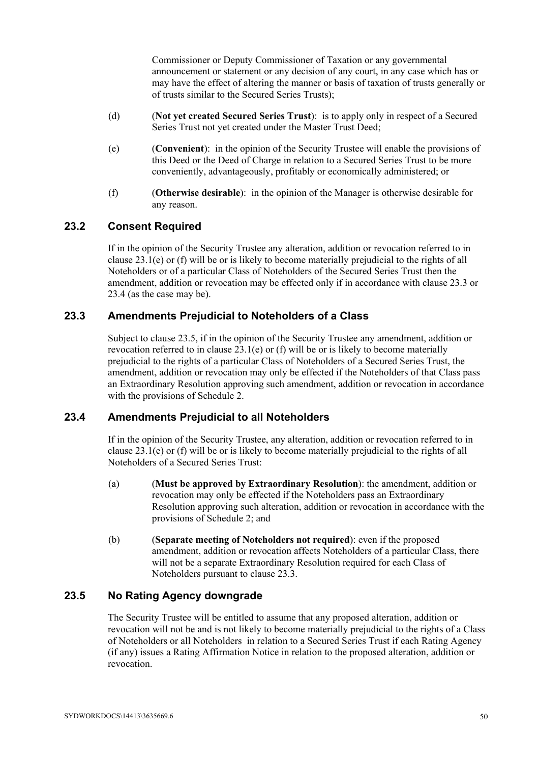Commissioner or Deputy Commissioner of Taxation or any governmental announcement or statement or any decision of any court, in any case which has or may have the effect of altering the manner or basis of taxation of trusts generally or of trusts similar to the Secured Series Trusts);

(d) (**Not yet created Secured Series Trust**): is to apply only in respect of a Secured Series Trust not yet created under the Master Trust Deed;

(e) (**Convenient**): in the opinion of the Security Trustee will enable the provisions of this Deed or the Deed of Charge in relation to a Secured Series Trust to be more conveniently, advantageously, profitably or economically administered; or

(f) (**Otherwise desirable**): in the opinion of the Manager is otherwise desirable for any reason.

## 23.2 Consent Required

If in the opinion of the Security Trustee any alteration, addition or revocation referred to in clause 23.1(e) or (f) will be or is likely to become materially prejudicial to the rights of all Noteholders or of a particular Class of Noteholders of the Secured Series Trust then the amendment, addition or revocation may be effected only if in accordance with clause 23.3 or 23.4 (as the case may be).

## 23.3 Amendments Prejudicial to Noteholders of a Class

Subject to clause 23.5, if in the opinion of the Security Trustee any amendment, addition or revocation referred to in clause 23.1(e) or (f) will be or is likely to become materially prejudicial to the rights of a particular Class of Noteholders of a Secured Series Trust, the amendment, addition or revocation may only be effected if the Noteholders of that Class pass an Extraordinary Resolution approving such amendment, addition or revocation in accordance with the provisions of Schedule 2.

## 23.4 Amendments Prejudicial to all Noteholders

If in the opinion of the Security Trustee, any alteration, addition or revocation referred to in clause 23.1(e) or (f) will be or is likely to become materially prejudicial to the rights of all Noteholders of a Secured Series Trust:

(a) (**Must be approved by Extraordinary Resolution**): the amendment, addition or revocation may only be effected if the Noteholders pass an Extraordinary Resolution approving such alteration, addition or revocation in accordance with the provisions of Schedule 2; and

(b) (**Separate meeting of Noteholders not required**): even if the proposed amendment, addition or revocation affects Noteholders of a particular Class, there will not be a separate Extraordinary Resolution required for each Class of Noteholders pursuant to clause 23.3.

## 23.5 No Rating Agency downgrade

The Security Trustee will be entitled to assume that any proposed alteration, addition or revocation will not be and is not likely to become materially prejudicial to the rights of a Class of Noteholders or all Noteholders in relation to a Secured Series Trust if each Rating Agency (if any) issues a Rating Affirmation Notice in relation to the proposed alteration, addition or revocation.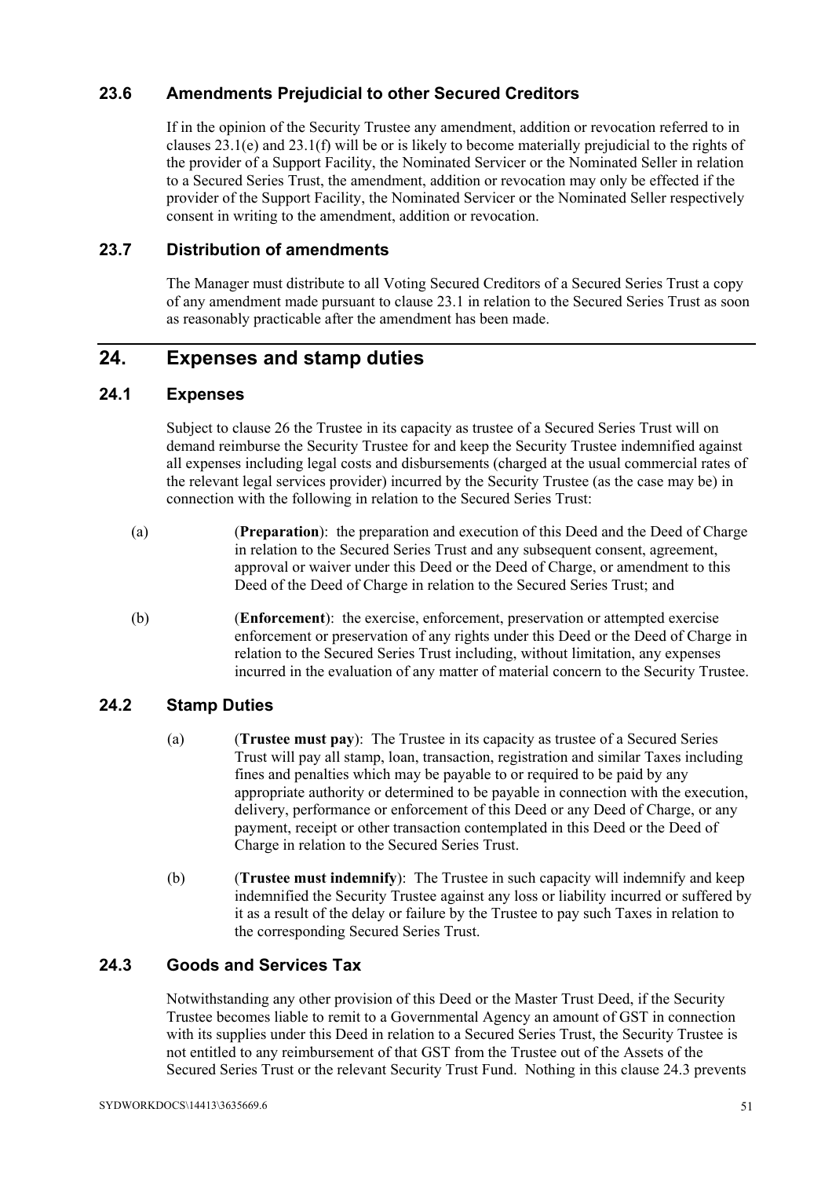### 23.6 Amendments Prejudicial to other Secured Creditors

If in the opinion of the Security Trustee any amendment, addition or revocation referred to in clauses 23.1(e) and 23.1(f) will be or is likely to become materially prejudicial to the rights of the provider of a Support Facility, the Nominated Servicer or the Nominated Seller in relation to a Secured Series Trust, the amendment, addition or revocation may only be effected if the provider of the Support Facility, the Nominated Servicer or the Nominated Seller respectively consent in writing to the amendment, addition or revocation.

### 23.7 Distribution of amendments

The Manager must distribute to all Voting Secured Creditors of a Secured Series Trust a copy of any amendment made pursuant to clause 23.1 in relation to the Secured Series Trust as soon as reasonably practicable after the amendment has been made.

## 24. Expenses and stamp duties

### 24.1 Expenses

Subject to clause 26 the Trustee in its capacity as trustee of a Secured Series Trust will on demand reimburse the Security Trustee for and keep the Security Trustee indemnified against all expenses including legal costs and disbursements (charged at the usual commercial rates of the relevant legal services provider) incurred by the Security Trustee (as the case may be) in connection with the following in relation to the Secured Series Trust:

(a) (**Preparation**): the preparation and execution of this Deed and the Deed of Charge in relation to the Secured Series Trust and any subsequent consent, agreement, approval or waiver under this Deed or the Deed of Charge, or amendment to this Deed of the Deed of Charge in relation to the Secured Series Trust; and

(b) (**Enforcement**): the exercise, enforcement, preservation or attempted exercise enforcement or preservation of any rights under this Deed or the Deed of Charge in relation to the Secured Series Trust including, without limitation, any expenses incurred in the evaluation of any matter of material concern to the Security Trustee.

### 24.2 Stamp Duties

(a) (**Trustee must pay**): The Trustee in its capacity as trustee of a Secured Series Trust will pay all stamp, loan, transaction, registration and similar Taxes including fines and penalties which may be payable to or required to be paid by any appropriate authority or determined to be payable in connection with the execution, delivery, performance or enforcement of this Deed or any Deed of Charge, or any payment, receipt or other transaction contemplated in this Deed or the Deed of Charge in relation to the Secured Series Trust.

(b) (**Trustee must indemnify**): The Trustee in such capacity will indemnify and keep indemnified the Security Trustee against any loss or liability incurred or suffered by it as a result of the delay or failure by the Trustee to pay such Taxes in relation to the corresponding Secured Series Trust.

### 24.3 Goods and Services Tax

Notwithstanding any other provision of this Deed or the Master Trust Deed, if the Security Trustee becomes liable to remit to a Governmental Agency an amount of GST in connection with its supplies under this Deed in relation to a Secured Series Trust, the Security Trustee is not entitled to any reimbursement of that GST from the Trustee out of the Assets of the Secured Series Trust or the relevant Security Trust Fund. Nothing in this clause 24.3 prevents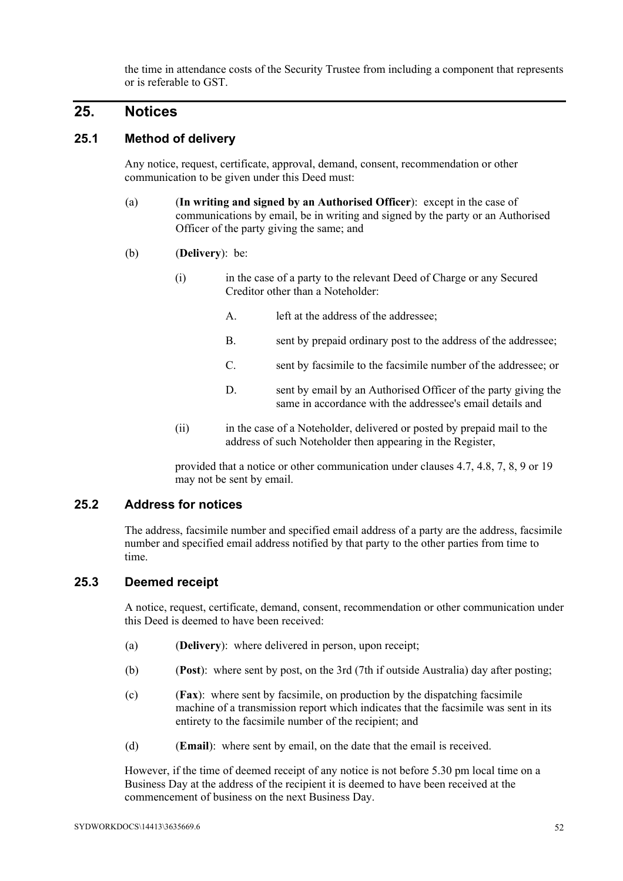the time in attendance costs of the Security Trustee from including a component that represents or is referable to GST.

## 25. Notices

### 25.1 Method of delivery

Any notice, request, certificate, approval, demand, consent, recommendation or other communication to be given under this Deed must:

(a) (**In writing and signed by an Authorised Officer**): except in the case of communications by email, be in writing and signed by the party or an Authorised Officer of the party giving the same; and

(b) (**Delivery**): be:

(i) in the case of a party to the relevant Deed of Charge or any Secured Creditor other than a Noteholder:

A. left at the address of the addressee;

B. sent by prepaid ordinary post to the address of the addressee;

C. sent by facsimile to the facsimile number of the addressee; or

D. sent by email by an Authorised Officer of the party giving the same in accordance with the addressee's email details and

(ii) in the case of a Noteholder, delivered or posted by prepaid mail to the address of such Noteholder then appearing in the Register,

provided that a notice or other communication under clauses 4.7, 4.8, 7, 8, 9 or 19 may not be sent by email.

### 25.2 Address for notices

The address, facsimile number and specified email address of a party are the address, facsimile number and specified email address notified by that party to the other parties from time to time.

### 25.3 Deemed receipt

A notice, request, certificate, demand, consent, recommendation or other communication under this Deed is deemed to have been received:

(a) (**Delivery**): where delivered in person, upon receipt;

(b) (**Post**): where sent by post, on the 3rd (7th if outside Australia) day after posting;

(c) (**Fax**): where sent by facsimile, on production by the dispatching facsimile machine of a transmission report which indicates that the facsimile was sent in its entirety to the facsimile number of the recipient; and

(d) (**Email**): where sent by email, on the date that the email is received.

However, if the time of deemed receipt of any notice is not before 5.30 pm local time on a Business Day at the address of the recipient it is deemed to have been received at the commencement of business on the next Business Day.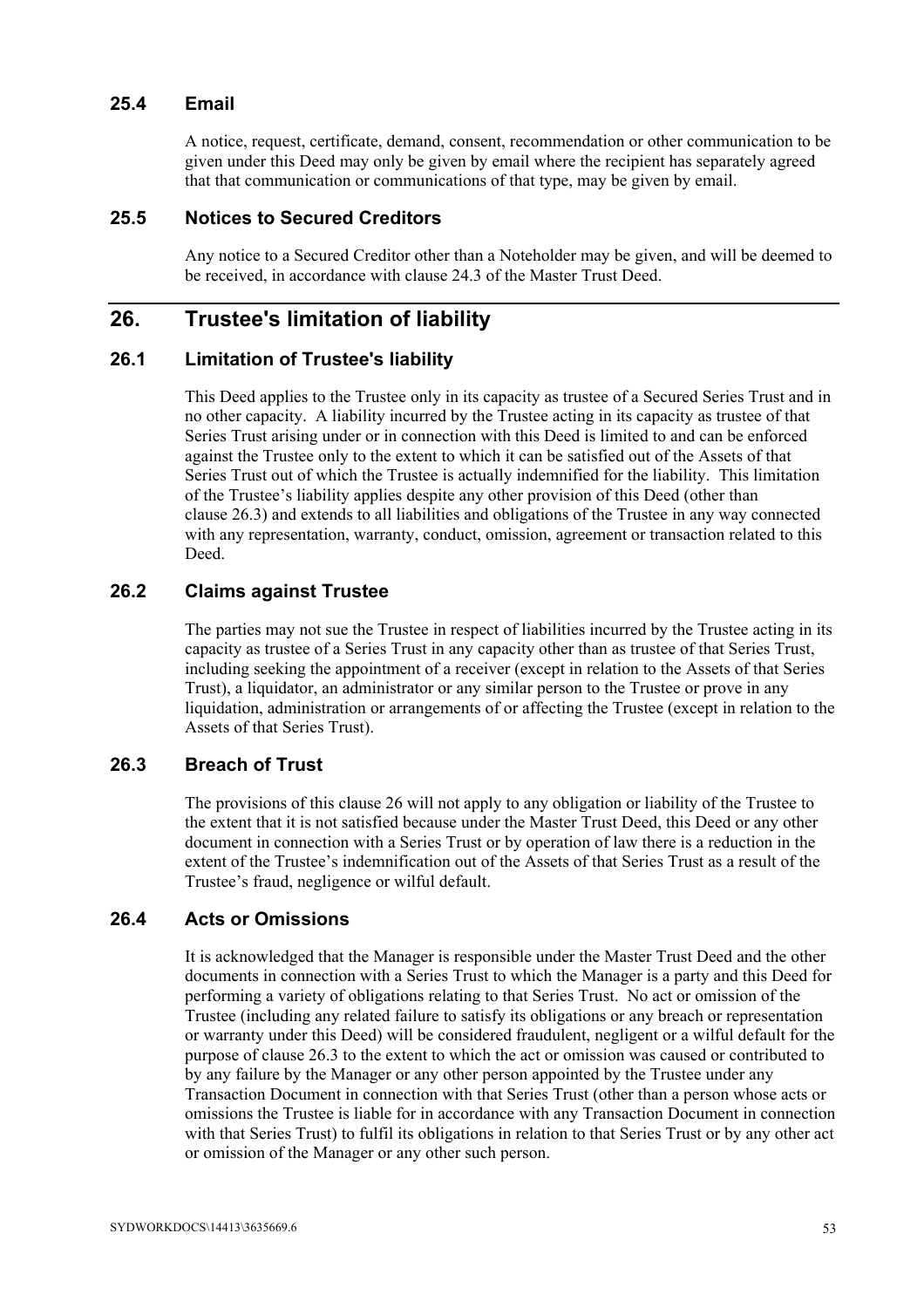### 25.4 Email

A notice, request, certificate, demand, consent, recommendation or other communication to be given under this Deed may only be given by email where the recipient has separately agreed that that communication or communications of that type, may be given by email.

### 25.5 Notices to Secured Creditors

Any notice to a Secured Creditor other than a Noteholder may be given, and will be deemed to be received, in accordance with clause 24.3 of the Master Trust Deed.

## 26. Trustee's limitation of liability

### 26.1 Limitation of Trustee's liability

This Deed applies to the Trustee only in its capacity as trustee of a Secured Series Trust and in no other capacity. A liability incurred by the Trustee acting in its capacity as trustee of that Series Trust arising under or in connection with this Deed is limited to and can be enforced against the Trustee only to the extent to which it can be satisfied out of the Assets of that Series Trust out of which the Trustee is actually indemnified for the liability. This limitation of the Trustee's liability applies despite any other provision of this Deed (other than clause 26.3) and extends to all liabilities and obligations of the Trustee in any way connected with any representation, warranty, conduct, omission, agreement or transaction related to this Deed.

### 26.2 Claims against Trustee

The parties may not sue the Trustee in respect of liabilities incurred by the Trustee acting in its capacity as trustee of a Series Trust in any capacity other than as trustee of that Series Trust, including seeking the appointment of a receiver (except in relation to the Assets of that Series Trust), a liquidator, an administrator or any similar person to the Trustee or prove in any liquidation, administration or arrangements of or affecting the Trustee (except in relation to the Assets of that Series Trust).

### 26.3 Breach of Trust

The provisions of this clause 26 will not apply to any obligation or liability of the Trustee to the extent that it is not satisfied because under the Master Trust Deed, this Deed or any other document in connection with a Series Trust or by operation of law there is a reduction in the extent of the Trustee's indemnification out of the Assets of that Series Trust as a result of the Trustee's fraud, negligence or wilful default.

### 26.4 Acts or Omissions

It is acknowledged that the Manager is responsible under the Master Trust Deed and the other documents in connection with a Series Trust to which the Manager is a party and this Deed for performing a variety of obligations relating to that Series Trust. No act or omission of the Trustee (including any related failure to satisfy its obligations or any breach or representation or warranty under this Deed) will be considered fraudulent, negligent or a wilful default for the purpose of clause 26.3 to the extent to which the act or omission was caused or contributed to by any failure by the Manager or any other person appointed by the Trustee under any Transaction Document in connection with that Series Trust (other than a person whose acts or omissions the Trustee is liable for in accordance with any Transaction Document in connection with that Series Trust) to fulfil its obligations in relation to that Series Trust or by any other act or omission of the Manager or any other such person.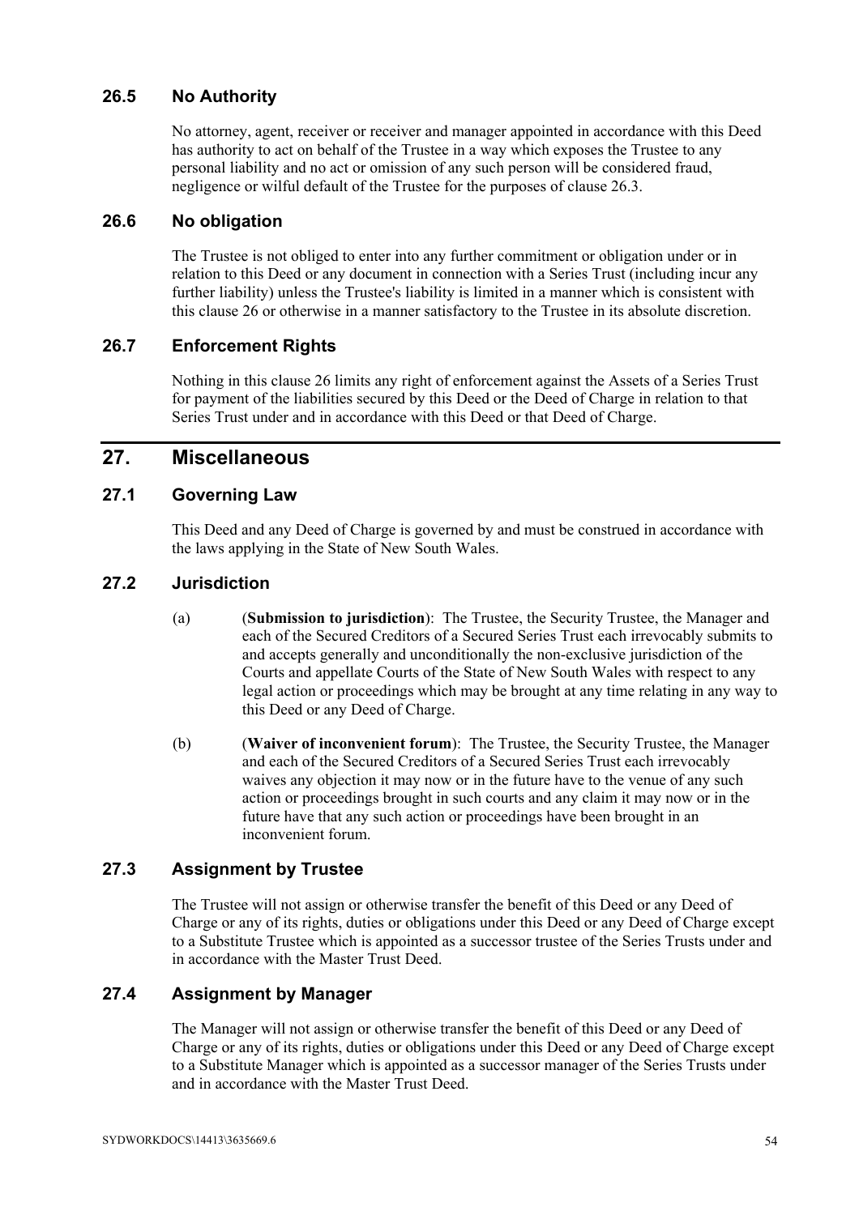### 26.5 No Authority

No attorney, agent, receiver or receiver and manager appointed in accordance with this Deed has authority to act on behalf of the Trustee in a way which exposes the Trustee to any personal liability and no act or omission of any such person will be considered fraud, negligence or wilful default of the Trustee for the purposes of clause 26.3.

### 26.6 No obligation

The Trustee is not obliged to enter into any further commitment or obligation under or in relation to this Deed or any document in connection with a Series Trust (including incur any further liability) unless the Trustee's liability is limited in a manner which is consistent with this clause 26 or otherwise in a manner satisfactory to the Trustee in its absolute discretion.

### 26.7 Enforcement Rights

Nothing in this clause 26 limits any right of enforcement against the Assets of a Series Trust for payment of the liabilities secured by this Deed or the Deed of Charge in relation to that Series Trust under and in accordance with this Deed or that Deed of Charge.

## 27. Miscellaneous

### 27.1 Governing Law

This Deed and any Deed of Charge is governed by and must be construed in accordance with the laws applying in the State of New South Wales.

### 27.2 Jurisdiction

(a) (**Submission to jurisdiction**): The Trustee, the Security Trustee, the Manager and each of the Secured Creditors of a Secured Series Trust each irrevocably submits to and accepts generally and unconditionally the non-exclusive jurisdiction of the Courts and appellate Courts of the State of New South Wales with respect to any legal action or proceedings which may be brought at any time relating in any way to this Deed or any Deed of Charge.

(b) (**Waiver of inconvenient forum**): The Trustee, the Security Trustee, the Manager and each of the Secured Creditors of a Secured Series Trust each irrevocably waives any objection it may now or in the future have to the venue of any such action or proceedings brought in such courts and any claim it may now or in the future have that any such action or proceedings have been brought in an inconvenient forum.

### 27.3 Assignment by Trustee

The Trustee will not assign or otherwise transfer the benefit of this Deed or any Deed of Charge or any of its rights, duties or obligations under this Deed or any Deed of Charge except to a Substitute Trustee which is appointed as a successor trustee of the Series Trusts under and in accordance with the Master Trust Deed.

### 27.4 Assignment by Manager

The Manager will not assign or otherwise transfer the benefit of this Deed or any Deed of Charge or any of its rights, duties or obligations under this Deed or any Deed of Charge except to a Substitute Manager which is appointed as a successor manager of the Series Trusts under and in accordance with the Master Trust Deed.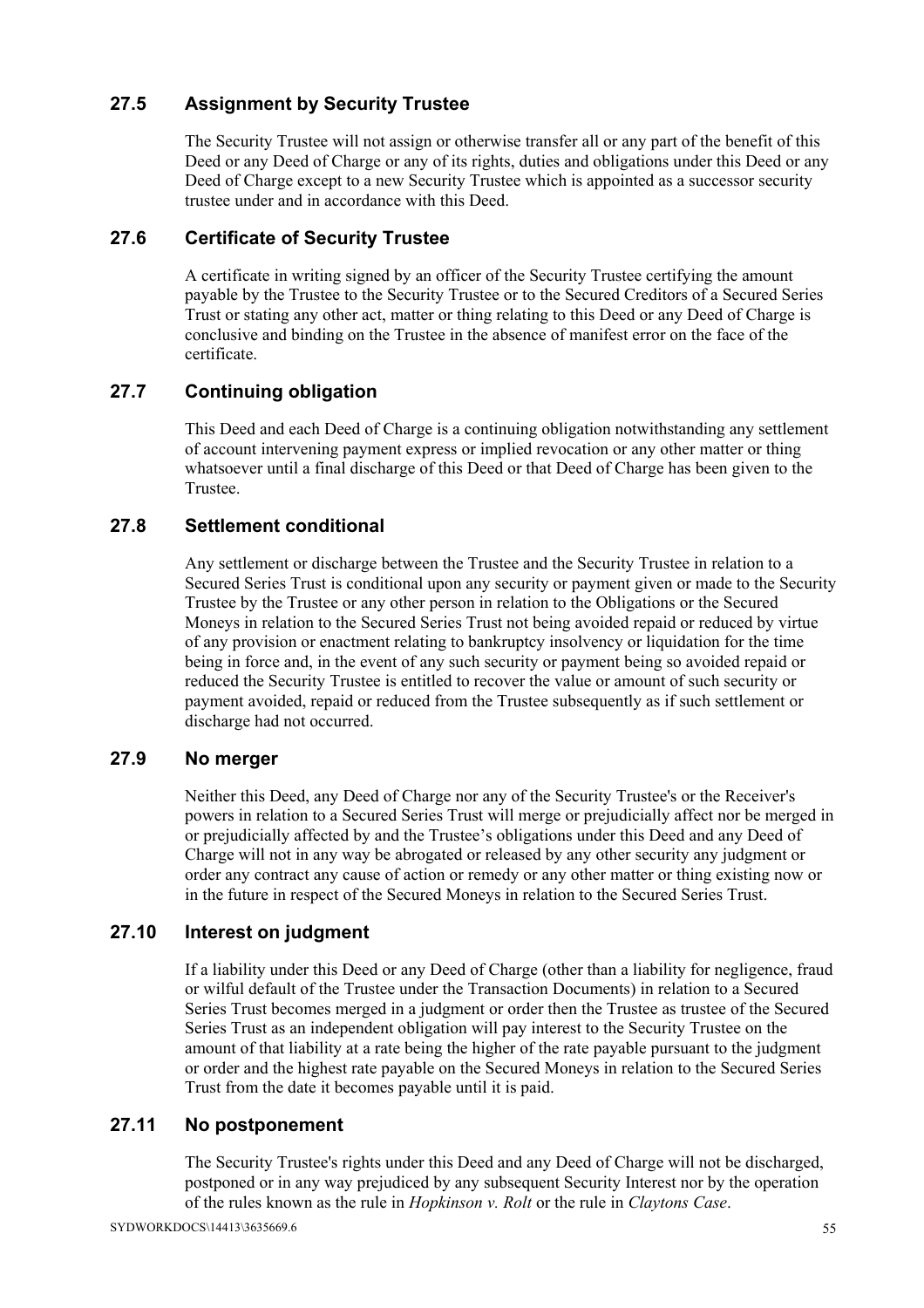### 27.5 Assignment by Security Trustee

The Security Trustee will not assign or otherwise transfer all or any part of the benefit of this Deed or any Deed of Charge or any of its rights, duties and obligations under this Deed or any Deed of Charge except to a new Security Trustee which is appointed as a successor security trustee under and in accordance with this Deed.

### 27.6 Certificate of Security Trustee

A certificate in writing signed by an officer of the Security Trustee certifying the amount payable by the Trustee to the Security Trustee or to the Secured Creditors of a Secured Series Trust or stating any other act, matter or thing relating to this Deed or any Deed of Charge is conclusive and binding on the Trustee in the absence of manifest error on the face of the certificate.

### 27.7 Continuing obligation

This Deed and each Deed of Charge is a continuing obligation notwithstanding any settlement of account intervening payment express or implied revocation or any other matter or thing whatsoever until a final discharge of this Deed or that Deed of Charge has been given to the Trustee.

### 27.8 Settlement conditional

Any settlement or discharge between the Trustee and the Security Trustee in relation to a Secured Series Trust is conditional upon any security or payment given or made to the Security Trustee by the Trustee or any other person in relation to the Obligations or the Secured Moneys in relation to the Secured Series Trust not being avoided repaid or reduced by virtue of any provision or enactment relating to bankruptcy insolvency or liquidation for the time being in force and, in the event of any such security or payment being so avoided repaid or reduced the Security Trustee is entitled to recover the value or amount of such security or payment avoided, repaid or reduced from the Trustee subsequently as if such settlement or discharge had not occurred.

### 27.9 No merger

Neither this Deed, any Deed of Charge nor any of the Security Trustee's or the Receiver's powers in relation to a Secured Series Trust will merge or prejudicially affect nor be merged in or prejudicially affected by and the Trustee's obligations under this Deed and any Deed of Charge will not in any way be abrogated or released by any other security any judgment or order any contract any cause of action or remedy or any other matter or thing existing now or in the future in respect of the Secured Moneys in relation to the Secured Series Trust.

### 27.10 Interest on judgment

If a liability under this Deed or any Deed of Charge (other than a liability for negligence, fraud or wilful default of the Trustee under the Transaction Documents) in relation to a Secured Series Trust becomes merged in a judgment or order then the Trustee as trustee of the Secured Series Trust as an independent obligation will pay interest to the Security Trustee on the amount of that liability at a rate being the higher of the rate payable pursuant to the judgment or order and the highest rate payable on the Secured Moneys in relation to the Secured Series Trust from the date it becomes payable until it is paid.

### 27.11 No postponement

The Security Trustee's rights under this Deed and any Deed of Charge will not be discharged, postponed or in any way prejudiced by any subsequent Security Interest nor by the operation of the rules known as the rule in *Hopkinson v. Rolt* or the rule in *Claytons Case*.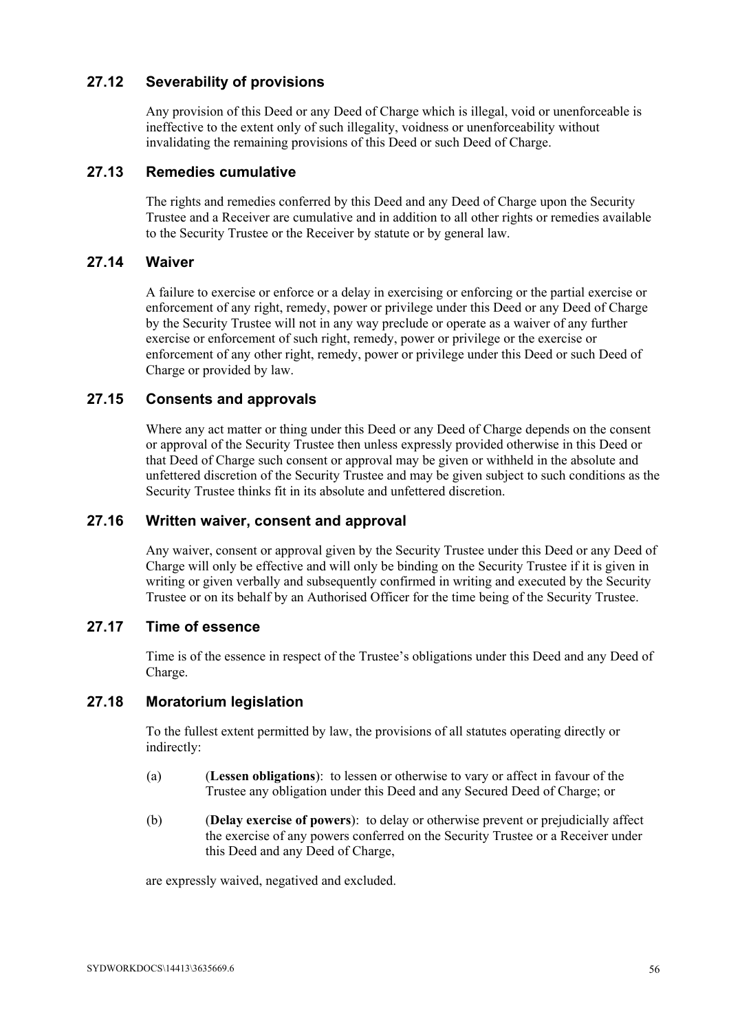### 27.12 Severability of provisions

Any provision of this Deed or any Deed of Charge which is illegal, void or unenforceable is ineffective to the extent only of such illegality, voidness or unenforceability without invalidating the remaining provisions of this Deed or such Deed of Charge.

### 27.13 Remedies cumulative

The rights and remedies conferred by this Deed and any Deed of Charge upon the Security Trustee and a Receiver are cumulative and in addition to all other rights or remedies available to the Security Trustee or the Receiver by statute or by general law.

### 27.14 Waiver

A failure to exercise or enforce or a delay in exercising or enforcing or the partial exercise or enforcement of any right, remedy, power or privilege under this Deed or any Deed of Charge by the Security Trustee will not in any way preclude or operate as a waiver of any further exercise or enforcement of such right, remedy, power or privilege or the exercise or enforcement of any other right, remedy, power or privilege under this Deed or such Deed of Charge or provided by law.

### 27.15 Consents and approvals

Where any act matter or thing under this Deed or any Deed of Charge depends on the consent or approval of the Security Trustee then unless expressly provided otherwise in this Deed or that Deed of Charge such consent or approval may be given or withheld in the absolute and unfettered discretion of the Security Trustee and may be given subject to such conditions as the Security Trustee thinks fit in its absolute and unfettered discretion.

### 27.16 Written waiver, consent and approval

Any waiver, consent or approval given by the Security Trustee under this Deed or any Deed of Charge will only be effective and will only be binding on the Security Trustee if it is given in writing or given verbally and subsequently confirmed in writing and executed by the Security Trustee or on its behalf by an Authorised Officer for the time being of the Security Trustee.

### 27.17 Time of essence

Time is of the essence in respect of the Trustee's obligations under this Deed and any Deed of Charge.

### 27.18 Moratorium legislation

To the fullest extent permitted by law, the provisions of all statutes operating directly or indirectly:

(a) (**Lessen obligations**): to lessen or otherwise to vary or affect in favour of the Trustee any obligation under this Deed and any Secured Deed of Charge; or

(b) (**Delay exercise of powers**): to delay or otherwise prevent or prejudicially affect the exercise of any powers conferred on the Security Trustee or a Receiver under this Deed and any Deed of Charge,

are expressly waived, negatived and excluded.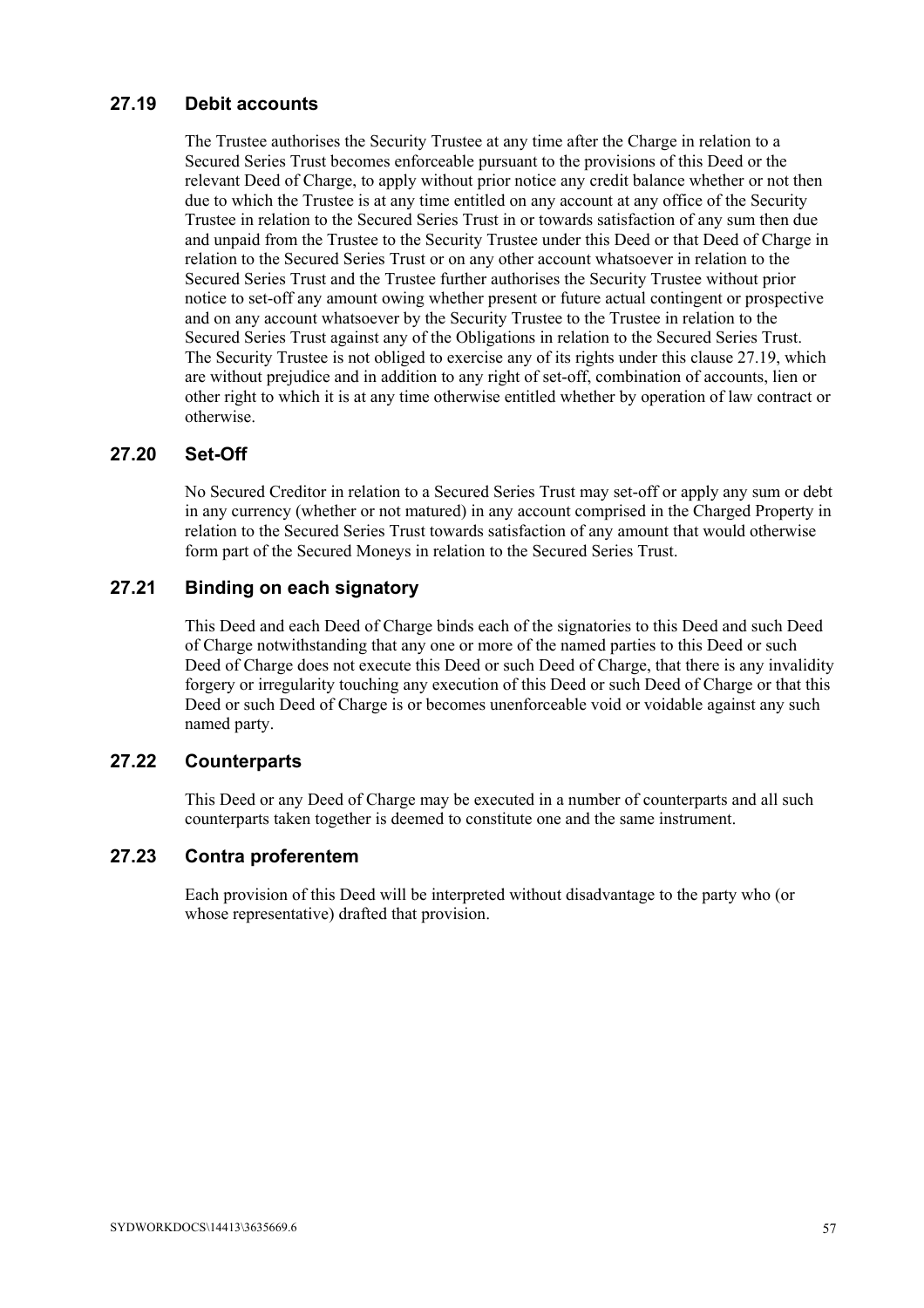### 27.19 Debit accounts

The Trustee authorises the Security Trustee at any time after the Charge in relation to a Secured Series Trust becomes enforceable pursuant to the provisions of this Deed or the relevant Deed of Charge, to apply without prior notice any credit balance whether or not then due to which the Trustee is at any time entitled on any account at any office of the Security Trustee in relation to the Secured Series Trust in or towards satisfaction of any sum then due and unpaid from the Trustee to the Security Trustee under this Deed or that Deed of Charge in relation to the Secured Series Trust or on any other account whatsoever in relation to the Secured Series Trust and the Trustee further authorises the Security Trustee without prior notice to set-off any amount owing whether present or future actual contingent or prospective and on any account whatsoever by the Security Trustee to the Trustee in relation to the Secured Series Trust against any of the Obligations in relation to the Secured Series Trust. The Security Trustee is not obliged to exercise any of its rights under this clause 27.19, which are without prejudice and in addition to any right of set-off, combination of accounts, lien or other right to which it is at any time otherwise entitled whether by operation of law contract or otherwise.

### 27.20 Set-Off

No Secured Creditor in relation to a Secured Series Trust may set-off or apply any sum or debt in any currency (whether or not matured) in any account comprised in the Charged Property in relation to the Secured Series Trust towards satisfaction of any amount that would otherwise form part of the Secured Moneys in relation to the Secured Series Trust.

### 27.21 Binding on each signatory

This Deed and each Deed of Charge binds each of the signatories to this Deed and such Deed of Charge notwithstanding that any one or more of the named parties to this Deed or such Deed of Charge does not execute this Deed or such Deed of Charge, that there is any invalidity forgery or irregularity touching any execution of this Deed or such Deed of Charge or that this Deed or such Deed of Charge is or becomes unenforceable void or voidable against any such named party.

### 27.22 Counterparts

This Deed or any Deed of Charge may be executed in a number of counterparts and all such counterparts taken together is deemed to constitute one and the same instrument.

### 27.23 Contra proferentem

Each provision of this Deed will be interpreted without disadvantage to the party who (or whose representative) drafted that provision.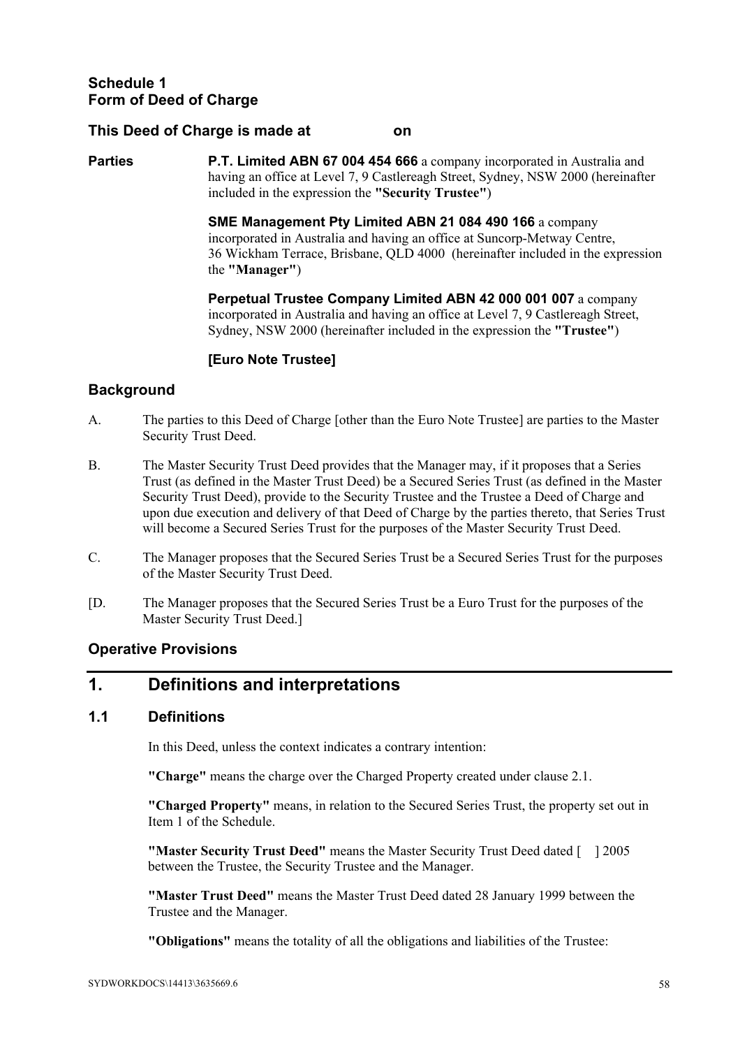## Schedule 1
## Form of Deed of Charge

**This Deed of Charge is made at on**

**Parties** **P.T. Limited ABN 67 004 454 666** a company incorporated in Australia and having an office at Level 7, 9 Castlereagh Street, Sydney, NSW 2000 (hereinafter included in the expression the **"Security Trustee"**)

**SME Management Pty Limited ABN 21 084 490 166** a company incorporated in Australia and having an office at Suncorp-Metway Centre, 36 Wickham Terrace, Brisbane, QLD 4000 (hereinafter included in the expression the **"Manager"**)

**Perpetual Trustee Company Limited ABN 42 000 001 007** a company incorporated in Australia and having an office at Level 7, 9 Castlereagh Street, Sydney, NSW 2000 (hereinafter included in the expression the **"Trustee"**)

**[Euro Note Trustee]**

## Background

A. The parties to this Deed of Charge [other than the Euro Note Trustee] are parties to the Master Security Trust Deed.

B. The Master Security Trust Deed provides that the Manager may, if it proposes that a Series Trust (as defined in the Master Trust Deed) be a Secured Series Trust (as defined in the Master Security Trust Deed), provide to the Security Trustee and the Trustee a Deed of Charge and upon due execution and delivery of that Deed of Charge by the parties thereto, that Series Trust will become a Secured Series Trust for the purposes of the Master Security Trust Deed.

C. The Manager proposes that the Secured Series Trust be a Secured Series Trust for the purposes of the Master Security Trust Deed.

[D. The Manager proposes that the Secured Series Trust be a Euro Trust for the purposes of the Master Security Trust Deed.]

## Operative Provisions

# 1. Definitions and interpretations

### 1.1 Definitions

In this Deed, unless the context indicates a contrary intention:

**"Charge"** means the charge over the Charged Property created under clause 2.1.

**"Charged Property"** means, in relation to the Secured Series Trust, the property set out in Item 1 of the Schedule.

**"Master Security Trust Deed"** means the Master Security Trust Deed dated [ ] 2005 between the Trustee, the Security Trustee and the Manager.

**"Master Trust Deed"** means the Master Trust Deed dated 28 January 1999 between the Trustee and the Manager.

**"Obligations"** means the totality of all the obligations and liabilities of the Trustee: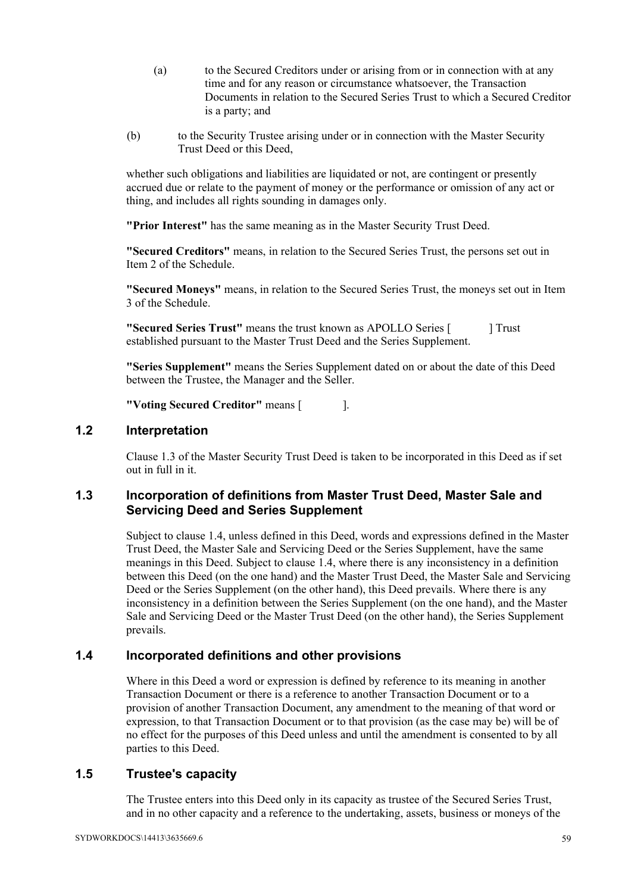(a) to the Secured Creditors under or arising from or in connection with at any time and for any reason or circumstance whatsoever, the Transaction Documents in relation to the Secured Series Trust to which a Secured Creditor is a party; and

(b) to the Security Trustee arising under or in connection with the Master Security Trust Deed or this Deed,

whether such obligations and liabilities are liquidated or not, are contingent or presently accrued due or relate to the payment of money or the performance or omission of any act or thing, and includes all rights sounding in damages only.

**"Prior Interest"** has the same meaning as in the Master Security Trust Deed.

**"Secured Creditors"** means, in relation to the Secured Series Trust, the persons set out in Item 2 of the Schedule.

**"Secured Moneys"** means, in relation to the Secured Series Trust, the moneys set out in Item 3 of the Schedule.

**"Secured Series Trust"** means the trust known as APOLLO Series [ ] Trust established pursuant to the Master Trust Deed and the Series Supplement.

**"Series Supplement"** means the Series Supplement dated on or about the date of this Deed between the Trustee, the Manager and the Seller.

**"Voting Secured Creditor"** means [ ].

## 1.2 Interpretation

Clause 1.3 of the Master Security Trust Deed is taken to be incorporated in this Deed as if set out in full in it.

## 1.3 Incorporation of definitions from Master Trust Deed, Master Sale and Servicing Deed and Series Supplement

Subject to clause 1.4, unless defined in this Deed, words and expressions defined in the Master Trust Deed, the Master Sale and Servicing Deed or the Series Supplement, have the same meanings in this Deed. Subject to clause 1.4, where there is any inconsistency in a definition between this Deed (on the one hand) and the Master Trust Deed, the Master Sale and Servicing Deed or the Series Supplement (on the other hand), this Deed prevails. Where there is any inconsistency in a definition between the Series Supplement (on the one hand), and the Master Sale and Servicing Deed or the Master Trust Deed (on the other hand), the Series Supplement prevails.

## 1.4 Incorporated definitions and other provisions

Where in this Deed a word or expression is defined by reference to its meaning in another Transaction Document or there is a reference to another Transaction Document or to a provision of another Transaction Document, any amendment to the meaning of that word or expression, to that Transaction Document or to that provision (as the case may be) will be of no effect for the purposes of this Deed unless and until the amendment is consented to by all parties to this Deed.

## 1.5 Trustee's capacity

The Trustee enters into this Deed only in its capacity as trustee of the Secured Series Trust, and in no other capacity and a reference to the undertaking, assets, business or moneys of the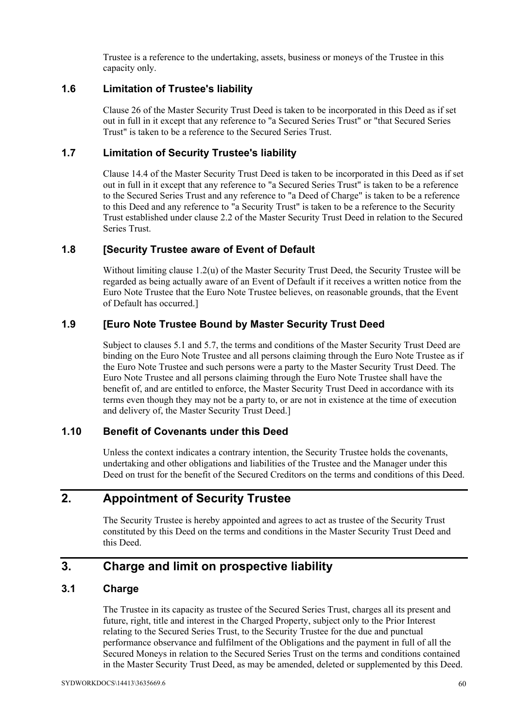Trustee is a reference to the undertaking, assets, business or moneys of the Trustee in this capacity only.

### 1.6 Limitation of Trustee's liability

Clause 26 of the Master Security Trust Deed is taken to be incorporated in this Deed as if set out in full in it except that any reference to "a Secured Series Trust" or "that Secured Series Trust" is taken to be a reference to the Secured Series Trust.

### 1.7 Limitation of Security Trustee's liability

Clause 14.4 of the Master Security Trust Deed is taken to be incorporated in this Deed as if set out in full in it except that any reference to "a Secured Series Trust" is taken to be a reference to the Secured Series Trust and any reference to "a Deed of Charge" is taken to be a reference to this Deed and any reference to "a Security Trust" is taken to be a reference to the Security Trust established under clause 2.2 of the Master Security Trust Deed in relation to the Secured Series Trust.

### 1.8 [Security Trustee aware of Event of Default

Without limiting clause 1.2(u) of the Master Security Trust Deed, the Security Trustee will be regarded as being actually aware of an Event of Default if it receives a written notice from the Euro Note Trustee that the Euro Note Trustee believes, on reasonable grounds, that the Event of Default has occurred.]

### 1.9 [Euro Note Trustee Bound by Master Security Trust Deed

Subject to clauses 5.1 and 5.7, the terms and conditions of the Master Security Trust Deed are binding on the Euro Note Trustee and all persons claiming through the Euro Note Trustee as if the Euro Note Trustee and such persons were a party to the Master Security Trust Deed. The Euro Note Trustee and all persons claiming through the Euro Note Trustee shall have the benefit of, and are entitled to enforce, the Master Security Trust Deed in accordance with its terms even though they may not be a party to, or are not in existence at the time of execution and delivery of, the Master Security Trust Deed.]

### 1.10 Benefit of Covenants under this Deed

Unless the context indicates a contrary intention, the Security Trustee holds the covenants, undertaking and other obligations and liabilities of the Trustee and the Manager under this Deed on trust for the benefit of the Secured Creditors on the terms and conditions of this Deed.

## 2. Appointment of Security Trustee

The Security Trustee is hereby appointed and agrees to act as trustee of the Security Trust constituted by this Deed on the terms and conditions in the Master Security Trust Deed and this Deed.

## 3. Charge and limit on prospective liability

### 3.1 Charge

The Trustee in its capacity as trustee of the Secured Series Trust, charges all its present and future, right, title and interest in the Charged Property, subject only to the Prior Interest relating to the Secured Series Trust, to the Security Trustee for the due and punctual performance observance and fulfilment of the Obligations and the payment in full of all the Secured Moneys in relation to the Secured Series Trust on the terms and conditions contained in the Master Security Trust Deed, as may be amended, deleted or supplemented by this Deed.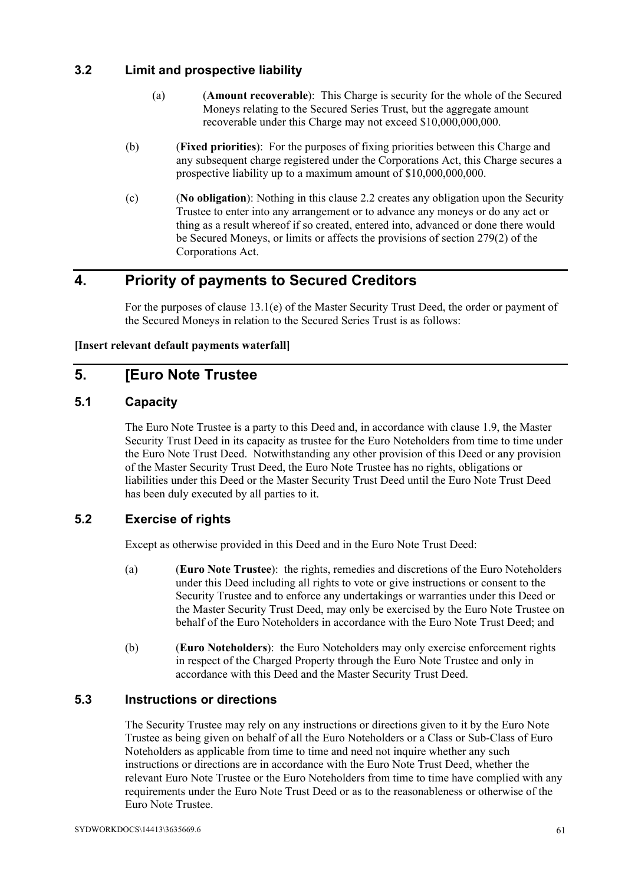### 3.2 Limit and prospective liability

(a) (**Amount recoverable**): This Charge is security for the whole of the Secured Moneys relating to the Secured Series Trust, but the aggregate amount recoverable under this Charge may not exceed $10,000,000,000.

(b) (**Fixed priorities**): For the purposes of fixing priorities between this Charge and any subsequent charge registered under the Corporations Act, this Charge secures a prospective liability up to a maximum amount of $10,000,000,000.

(c) (**No obligation**): Nothing in this clause 2.2 creates any obligation upon the Security Trustee to enter into any arrangement or to advance any moneys or do any act or thing as a result whereof if so created, entered into, advanced or done there would be Secured Moneys, or limits or affects the provisions of section 279(2) of the Corporations Act.

## 4. Priority of payments to Secured Creditors

For the purposes of clause 13.1(e) of the Master Security Trust Deed, the order or payment of the Secured Moneys in relation to the Secured Series Trust is as follows:

**[Insert relevant default payments waterfall]**

## 5. [Euro Note Trustee

### 5.1 Capacity

The Euro Note Trustee is a party to this Deed and, in accordance with clause 1.9, the Master Security Trust Deed in its capacity as trustee for the Euro Noteholders from time to time under the Euro Note Trust Deed. Notwithstanding any other provision of this Deed or any provision of the Master Security Trust Deed, the Euro Note Trustee has no rights, obligations or liabilities under this Deed or the Master Security Trust Deed until the Euro Note Trust Deed has been duly executed by all parties to it.

### 5.2 Exercise of rights

Except as otherwise provided in this Deed and in the Euro Note Trust Deed:

(a) (**Euro Note Trustee**): the rights, remedies and discretions of the Euro Noteholders under this Deed including all rights to vote or give instructions or consent to the Security Trustee and to enforce any undertakings or warranties under this Deed or the Master Security Trust Deed, may only be exercised by the Euro Note Trustee on behalf of the Euro Noteholders in accordance with the Euro Note Trust Deed; and

(b) (**Euro Noteholders**): the Euro Noteholders may only exercise enforcement rights in respect of the Charged Property through the Euro Note Trustee and only in accordance with this Deed and the Master Security Trust Deed.

### 5.3 Instructions or directions

The Security Trustee may rely on any instructions or directions given to it by the Euro Note Trustee as being given on behalf of all the Euro Noteholders or a Class or Sub-Class of Euro Noteholders as applicable from time to time and need not inquire whether any such instructions or directions are in accordance with the Euro Note Trust Deed, whether the relevant Euro Note Trustee or the Euro Noteholders from time to time have complied with any requirements under the Euro Note Trust Deed or as to the reasonableness or otherwise of the Euro Note Trustee.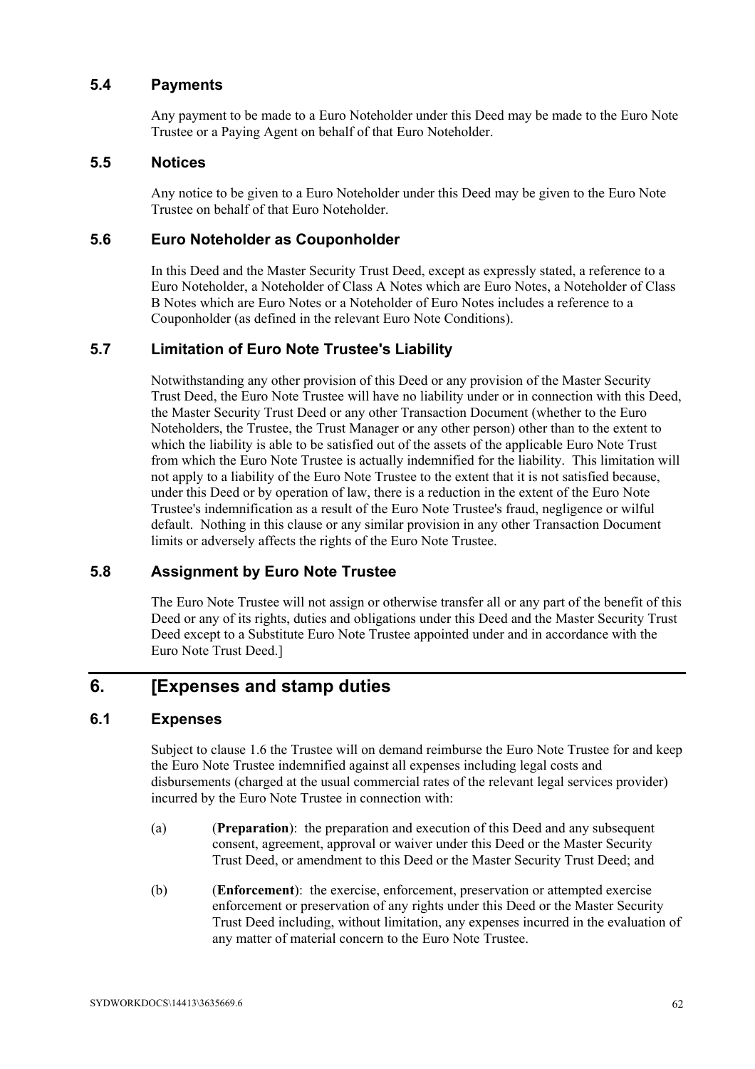### 5.4 Payments

Any payment to be made to a Euro Noteholder under this Deed may be made to the Euro Note Trustee or a Paying Agent on behalf of that Euro Noteholder.

### 5.5 Notices

Any notice to be given to a Euro Noteholder under this Deed may be given to the Euro Note Trustee on behalf of that Euro Noteholder.

### 5.6 Euro Noteholder as Couponholder

In this Deed and the Master Security Trust Deed, except as expressly stated, a reference to a Euro Noteholder, a Noteholder of Class A Notes which are Euro Notes, a Noteholder of Class B Notes which are Euro Notes or a Noteholder of Euro Notes includes a reference to a Couponholder (as defined in the relevant Euro Note Conditions).

### 5.7 Limitation of Euro Note Trustee's Liability

Notwithstanding any other provision of this Deed or any provision of the Master Security Trust Deed, the Euro Note Trustee will have no liability under or in connection with this Deed, the Master Security Trust Deed or any other Transaction Document (whether to the Euro Noteholders, the Trustee, the Trust Manager or any other person) other than to the extent to which the liability is able to be satisfied out of the assets of the applicable Euro Note Trust from which the Euro Note Trustee is actually indemnified for the liability. This limitation will not apply to a liability of the Euro Note Trustee to the extent that it is not satisfied because, under this Deed or by operation of law, there is a reduction in the extent of the Euro Note Trustee's indemnification as a result of the Euro Note Trustee's fraud, negligence or wilful default. Nothing in this clause or any similar provision in any other Transaction Document limits or adversely affects the rights of the Euro Note Trustee.

### 5.8 Assignment by Euro Note Trustee

The Euro Note Trustee will not assign or otherwise transfer all or any part of the benefit of this Deed or any of its rights, duties and obligations under this Deed and the Master Security Trust Deed except to a Substitute Euro Note Trustee appointed under and in accordance with the Euro Note Trust Deed.]

## 6. [Expenses and stamp duties

### 6.1 Expenses

Subject to clause 1.6 the Trustee will on demand reimburse the Euro Note Trustee for and keep the Euro Note Trustee indemnified against all expenses including legal costs and disbursements (charged at the usual commercial rates of the relevant legal services provider) incurred by the Euro Note Trustee in connection with:

(a) (**Preparation**): the preparation and execution of this Deed and any subsequent consent, agreement, approval or waiver under this Deed or the Master Security Trust Deed, or amendment to this Deed or the Master Security Trust Deed; and

(b) (**Enforcement**): the exercise, enforcement, preservation or attempted exercise enforcement or preservation of any rights under this Deed or the Master Security Trust Deed including, without limitation, any expenses incurred in the evaluation of any matter of material concern to the Euro Note Trustee.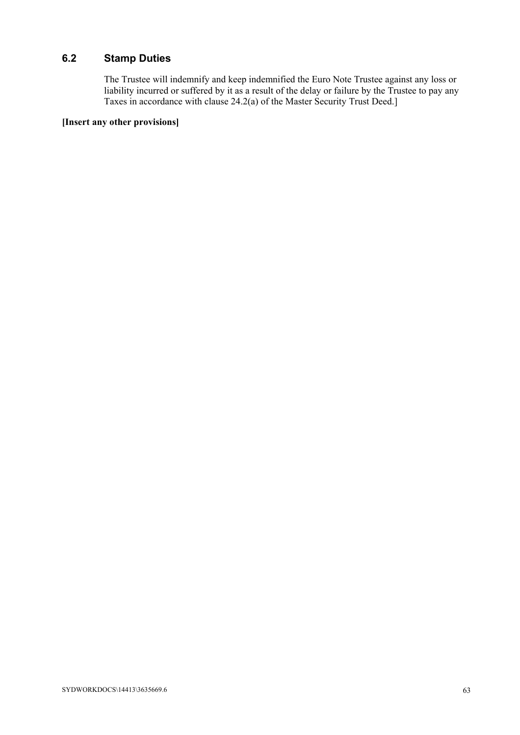## 6.2 Stamp Duties

The Trustee will indemnify and keep indemnified the Euro Note Trustee against any loss or liability incurred or suffered by it as a result of the delay or failure by the Trustee to pay any Taxes in accordance with clause 24.2(a) of the Master Security Trust Deed.]

**[Insert any other provisions]**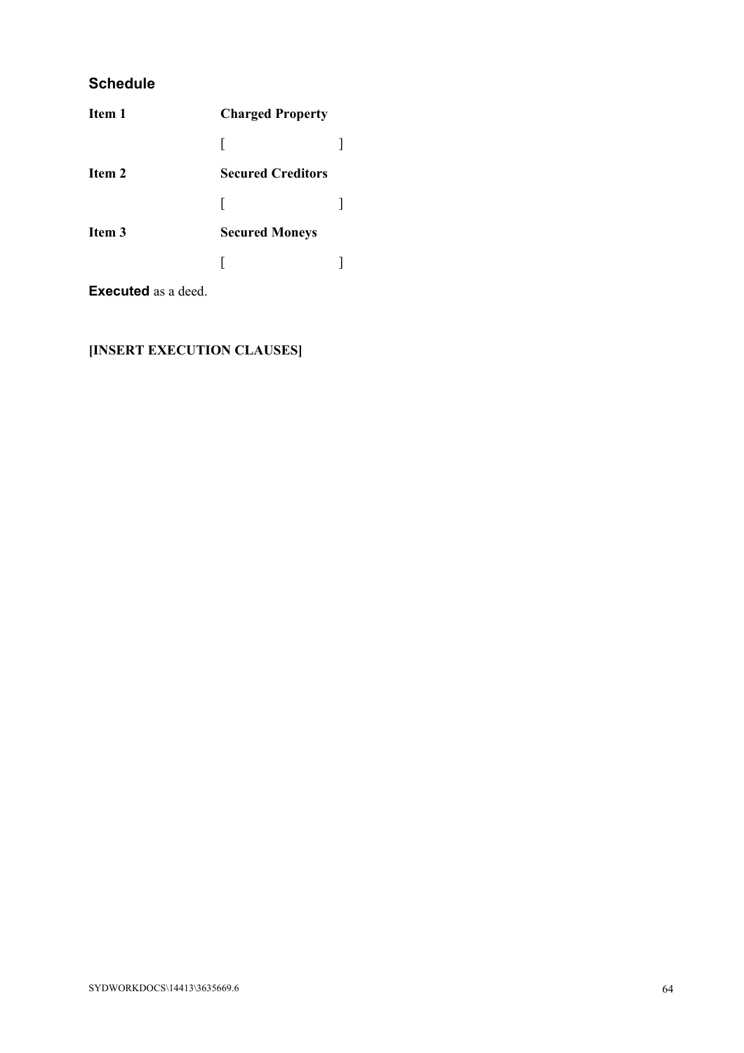## Schedule

**Item 1** **Charged Property**

[ ]

**Item 2** **Secured Creditors**

[ ]

**Item 3** **Secured Moneys**

[ ]

**Executed** as a deed.

**[INSERT EXECUTION CLAUSES]**

SYDWORKDOCS\14413\3635669.6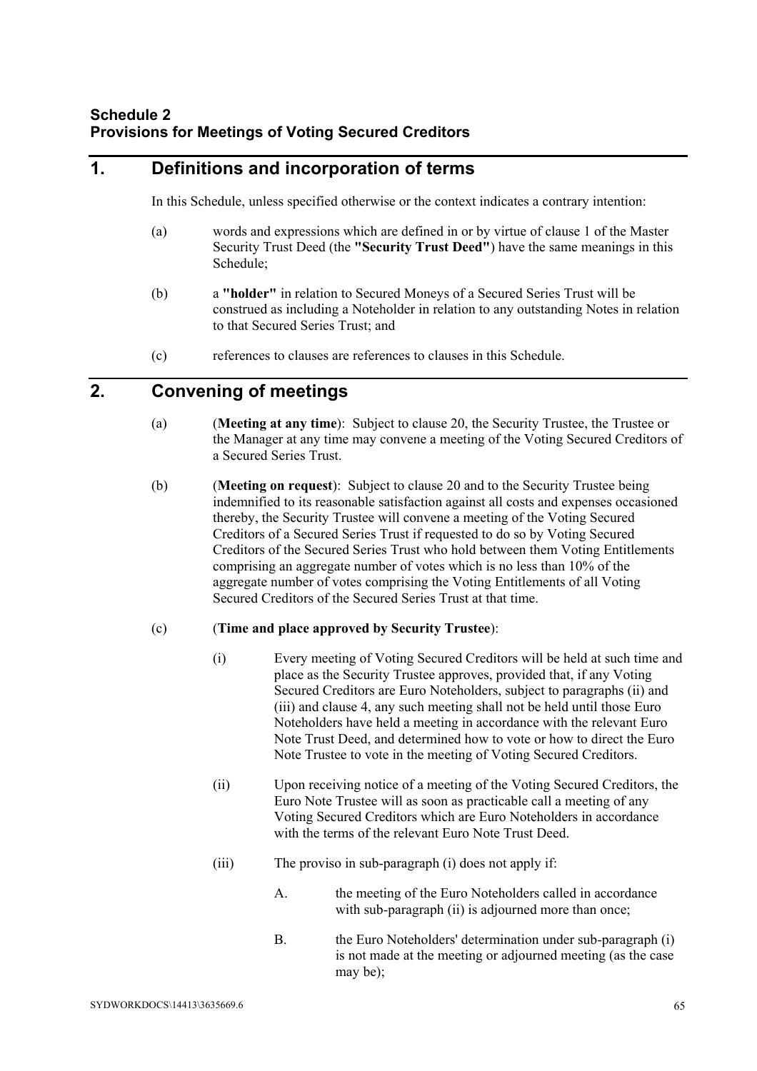**Schedule 2**
**Provisions for Meetings of Voting Secured Creditors**

## 1. Definitions and incorporation of terms

In this Schedule, unless specified otherwise or the context indicates a contrary intention:

(a) words and expressions which are defined in or by virtue of clause 1 of the Master Security Trust Deed (the **"Security Trust Deed"**) have the same meanings in this Schedule;

(b) a **"holder"** in relation to Secured Moneys of a Secured Series Trust will be construed as including a Noteholder in relation to any outstanding Notes in relation to that Secured Series Trust; and

(c) references to clauses are references to clauses in this Schedule.

## 2. Convening of meetings

(a) (**Meeting at any time**): Subject to clause 20, the Security Trustee, the Trustee or the Manager at any time may convene a meeting of the Voting Secured Creditors of a Secured Series Trust.

(b) (**Meeting on request**): Subject to clause 20 and to the Security Trustee being indemnified to its reasonable satisfaction against all costs and expenses occasioned thereby, the Security Trustee will convene a meeting of the Voting Secured Creditors of a Secured Series Trust if requested to do so by Voting Secured Creditors of the Secured Series Trust who hold between them Voting Entitlements comprising an aggregate number of votes which is no less than 10% of the aggregate number of votes comprising the Voting Entitlements of all Voting Secured Creditors of the Secured Series Trust at that time.

(c) (**Time and place approved by Security Trustee**):

(i) Every meeting of Voting Secured Creditors will be held at such time and place as the Security Trustee approves, provided that, if any Voting Secured Creditors are Euro Noteholders, subject to paragraphs (ii) and (iii) and clause 4, any such meeting shall not be held until those Euro Noteholders have held a meeting in accordance with the relevant Euro Note Trust Deed, and determined how to vote or how to direct the Euro Note Trustee to vote in the meeting of Voting Secured Creditors.

(ii) Upon receiving notice of a meeting of the Voting Secured Creditors, the Euro Note Trustee will as soon as practicable call a meeting of any Voting Secured Creditors which are Euro Noteholders in accordance with the terms of the relevant Euro Note Trust Deed.

(iii) The proviso in sub-paragraph (i) does not apply if:

A. the meeting of the Euro Noteholders called in accordance with sub-paragraph (ii) is adjourned more than once;

B. the Euro Noteholders' determination under sub-paragraph (i) is not made at the meeting or adjourned meeting (as the case may be);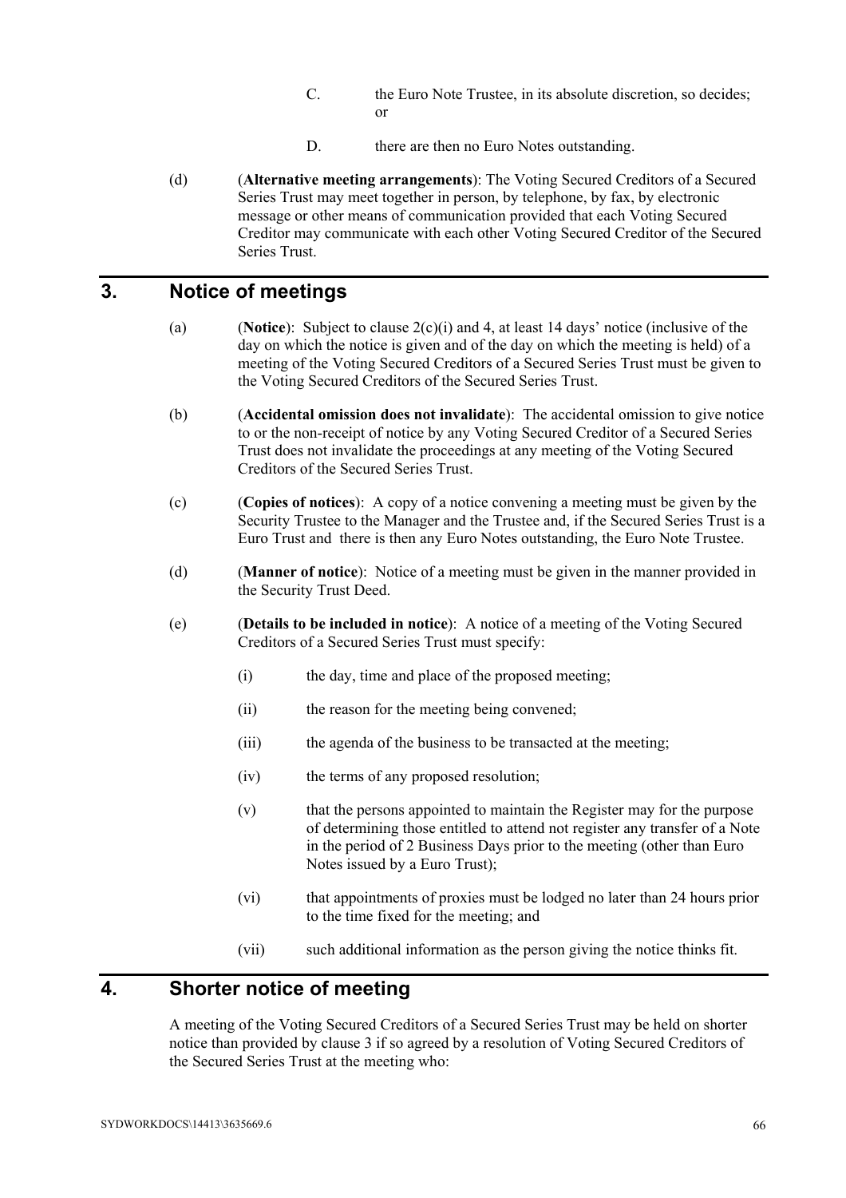C. the Euro Note Trustee, in its absolute discretion, so decides; or

D. there are then no Euro Notes outstanding.

(d) (**Alternative meeting arrangements**): The Voting Secured Creditors of a Secured Series Trust may meet together in person, by telephone, by fax, by electronic message or other means of communication provided that each Voting Secured Creditor may communicate with each other Voting Secured Creditor of the Secured Series Trust.

## 3. Notice of meetings

(a) (**Notice**): Subject to clause 2(c)(i) and 4, at least 14 days' notice (inclusive of the day on which the notice is given and of the day on which the meeting is held) of a meeting of the Voting Secured Creditors of a Secured Series Trust must be given to the Voting Secured Creditors of the Secured Series Trust.

(b) (**Accidental omission does not invalidate**): The accidental omission to give notice to or the non-receipt of notice by any Voting Secured Creditor of a Secured Series Trust does not invalidate the proceedings at any meeting of the Voting Secured Creditors of the Secured Series Trust.

(c) (**Copies of notices**): A copy of a notice convening a meeting must be given by the Security Trustee to the Manager and the Trustee and, if the Secured Series Trust is a Euro Trust and there is then any Euro Notes outstanding, the Euro Note Trustee.

(d) (**Manner of notice**): Notice of a meeting must be given in the manner provided in the Security Trust Deed.

(e) (**Details to be included in notice**): A notice of a meeting of the Voting Secured Creditors of a Secured Series Trust must specify:

(i) the day, time and place of the proposed meeting;

(ii) the reason for the meeting being convened;

(iii) the agenda of the business to be transacted at the meeting;

(iv) the terms of any proposed resolution;

(v) that the persons appointed to maintain the Register may for the purpose of determining those entitled to attend not register any transfer of a Note in the period of 2 Business Days prior to the meeting (other than Euro Notes issued by a Euro Trust);

(vi) that appointments of proxies must be lodged no later than 24 hours prior to the time fixed for the meeting; and

(vii) such additional information as the person giving the notice thinks fit.

## 4. Shorter notice of meeting

A meeting of the Voting Secured Creditors of a Secured Series Trust may be held on shorter notice than provided by clause 3 if so agreed by a resolution of Voting Secured Creditors of the Secured Series Trust at the meeting who: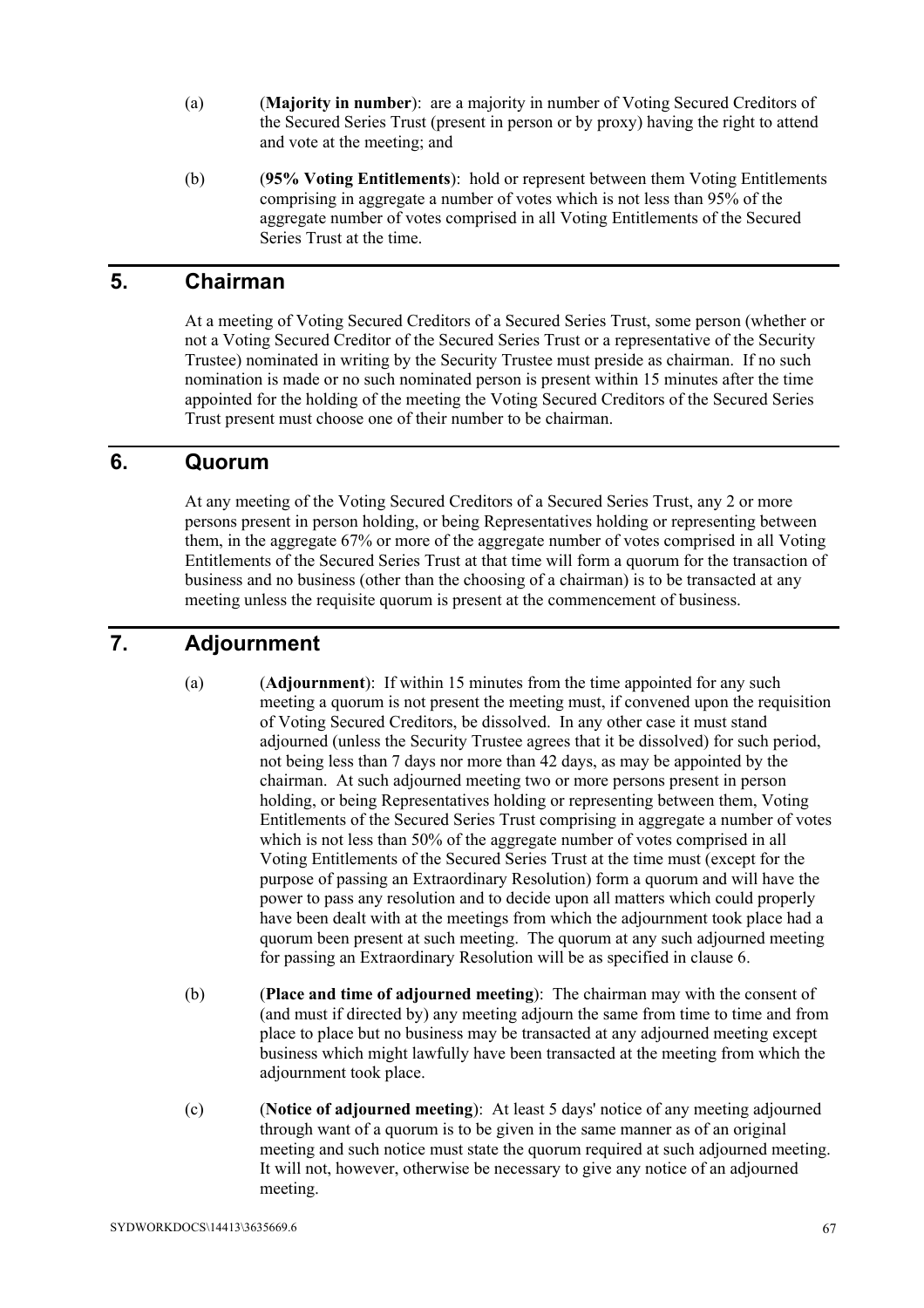(a) (**Majority in number**): are a majority in number of Voting Secured Creditors of the Secured Series Trust (present in person or by proxy) having the right to attend and vote at the meeting; and

(b) (**95% Voting Entitlements**): hold or represent between them Voting Entitlements comprising in aggregate a number of votes which is not less than 95% of the aggregate number of votes comprised in all Voting Entitlements of the Secured Series Trust at the time.

## 5. Chairman

At a meeting of Voting Secured Creditors of a Secured Series Trust, some person (whether or not a Voting Secured Creditor of the Secured Series Trust or a representative of the Security Trustee) nominated in writing by the Security Trustee must preside as chairman. If no such nomination is made or no such nominated person is present within 15 minutes after the time appointed for the holding of the meeting the Voting Secured Creditors of the Secured Series Trust present must choose one of their number to be chairman.

## 6. Quorum

At any meeting of the Voting Secured Creditors of a Secured Series Trust, any 2 or more persons present in person holding, or being Representatives holding or representing between them, in the aggregate 67% or more of the aggregate number of votes comprised in all Voting Entitlements of the Secured Series Trust at that time will form a quorum for the transaction of business and no business (other than the choosing of a chairman) is to be transacted at any meeting unless the requisite quorum is present at the commencement of business.

## 7. Adjournment

(a) (**Adjournment**): If within 15 minutes from the time appointed for any such meeting a quorum is not present the meeting must, if convened upon the requisition of Voting Secured Creditors, be dissolved. In any other case it must stand adjourned (unless the Security Trustee agrees that it be dissolved) for such period, not being less than 7 days nor more than 42 days, as may be appointed by the chairman. At such adjourned meeting two or more persons present in person holding, or being Representatives holding or representing between them, Voting Entitlements of the Secured Series Trust comprising in aggregate a number of votes which is not less than 50% of the aggregate number of votes comprised in all Voting Entitlements of the Secured Series Trust at the time must (except for the purpose of passing an Extraordinary Resolution) form a quorum and will have the power to pass any resolution and to decide upon all matters which could properly have been dealt with at the meetings from which the adjournment took place had a quorum been present at such meeting. The quorum at any such adjourned meeting for passing an Extraordinary Resolution will be as specified in clause 6.

(b) (**Place and time of adjourned meeting**): The chairman may with the consent of (and must if directed by) any meeting adjourn the same from time to time and from place to place but no business may be transacted at any adjourned meeting except business which might lawfully have been transacted at the meeting from which the adjournment took place.

(c) (**Notice of adjourned meeting**): At least 5 days' notice of any meeting adjourned through want of a quorum is to be given in the same manner as of an original meeting and such notice must state the quorum required at such adjourned meeting. It will not, however, otherwise be necessary to give any notice of an adjourned meeting.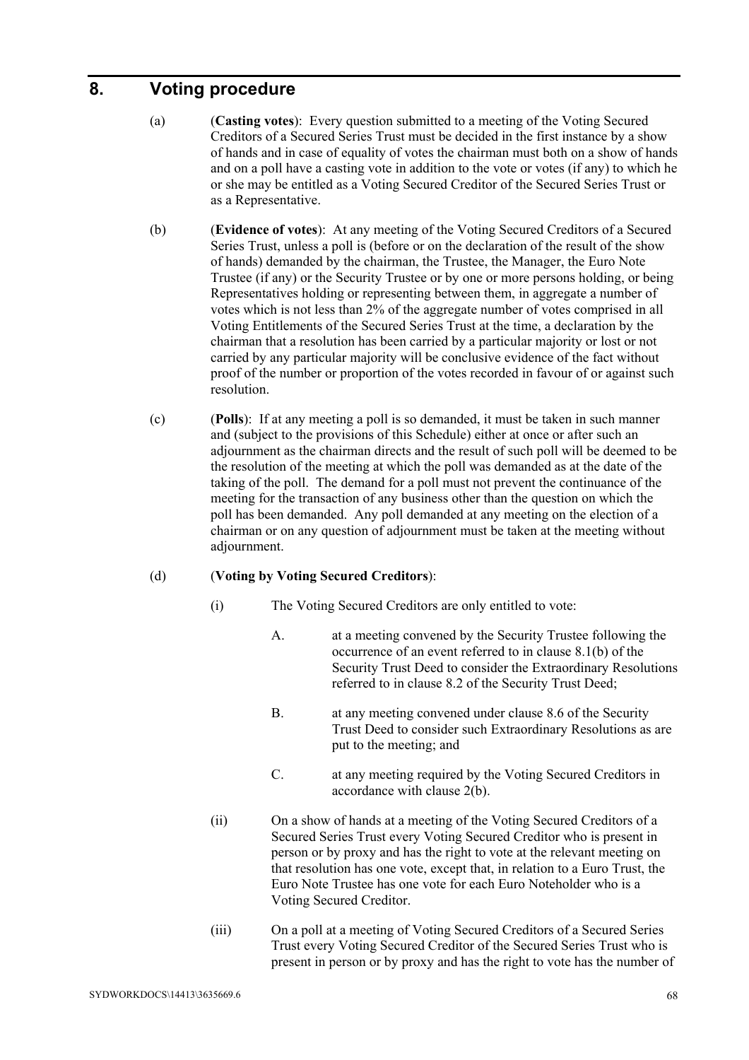# 8. Voting procedure

(a) (**Casting votes**): Every question submitted to a meeting of the Voting Secured Creditors of a Secured Series Trust must be decided in the first instance by a show of hands and in case of equality of votes the chairman must both on a show of hands and on a poll have a casting vote in addition to the vote or votes (if any) to which he or she may be entitled as a Voting Secured Creditor of the Secured Series Trust or as a Representative.

(b) (**Evidence of votes**): At any meeting of the Voting Secured Creditors of a Secured Series Trust, unless a poll is (before or on the declaration of the result of the show of hands) demanded by the chairman, the Trustee, the Manager, the Euro Note Trustee (if any) or the Security Trustee or by one or more persons holding, or being Representatives holding or representing between them, in aggregate a number of votes which is not less than 2% of the aggregate number of votes comprised in all Voting Entitlements of the Secured Series Trust at the time, a declaration by the chairman that a resolution has been carried by a particular majority or lost or not carried by any particular majority will be conclusive evidence of the fact without proof of the number or proportion of the votes recorded in favour of or against such resolution.

(c) (**Polls**): If at any meeting a poll is so demanded, it must be taken in such manner and (subject to the provisions of this Schedule) either at once or after such an adjournment as the chairman directs and the result of such poll will be deemed to be the resolution of the meeting at which the poll was demanded as at the date of the taking of the poll. The demand for a poll must not prevent the continuance of the meeting for the transaction of any business other than the question on which the poll has been demanded. Any poll demanded at any meeting on the election of a chairman or on any question of adjournment must be taken at the meeting without adjournment.

(d) (**Voting by Voting Secured Creditors**):

(i) The Voting Secured Creditors are only entitled to vote:

A. at a meeting convened by the Security Trustee following the occurrence of an event referred to in clause 8.1(b) of the Security Trust Deed to consider the Extraordinary Resolutions referred to in clause 8.2 of the Security Trust Deed;

B. at any meeting convened under clause 8.6 of the Security Trust Deed to consider such Extraordinary Resolutions as are put to the meeting; and

C. at any meeting required by the Voting Secured Creditors in accordance with clause 2(b).

(ii) On a show of hands at a meeting of the Voting Secured Creditors of a Secured Series Trust every Voting Secured Creditor who is present in person or by proxy and has the right to vote at the relevant meeting on that resolution has one vote, except that, in relation to a Euro Trust, the Euro Note Trustee has one vote for each Euro Noteholder who is a Voting Secured Creditor.

(iii) On a poll at a meeting of Voting Secured Creditors of a Secured Series Trust every Voting Secured Creditor of the Secured Series Trust who is present in person or by proxy and has the right to vote has the number of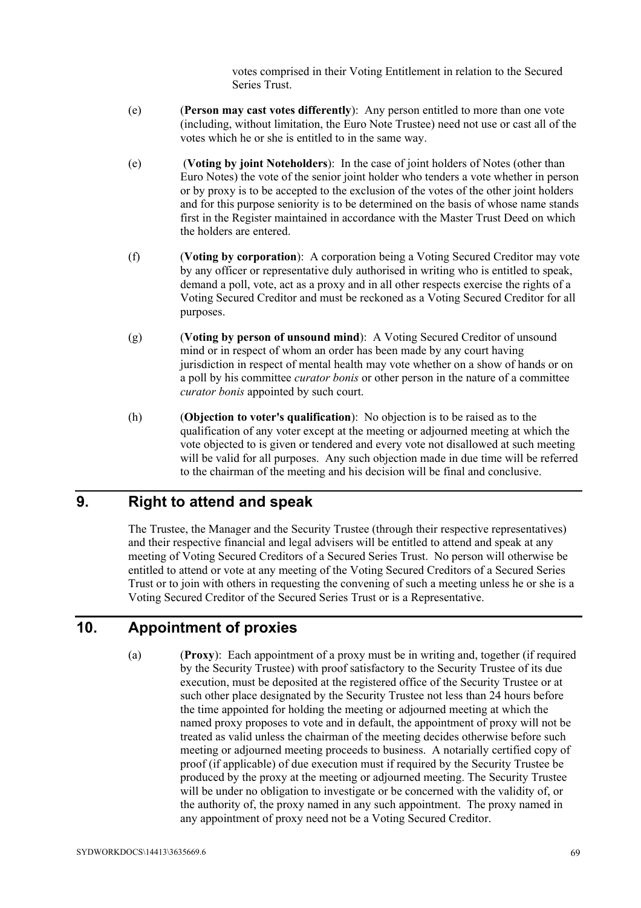votes comprised in their Voting Entitlement in relation to the Secured Series Trust.

(e) (**Person may cast votes differently**): Any person entitled to more than one vote (including, without limitation, the Euro Note Trustee) need not use or cast all of the votes which he or she is entitled to in the same way.

(e) (**Voting by joint Noteholders**): In the case of joint holders of Notes (other than Euro Notes) the vote of the senior joint holder who tenders a vote whether in person or by proxy is to be accepted to the exclusion of the votes of the other joint holders and for this purpose seniority is to be determined on the basis of whose name stands first in the Register maintained in accordance with the Master Trust Deed on which the holders are entered.

(f) (**Voting by corporation**): A corporation being a Voting Secured Creditor may vote by any officer or representative duly authorised in writing who is entitled to speak, demand a poll, vote, act as a proxy and in all other respects exercise the rights of a Voting Secured Creditor and must be reckoned as a Voting Secured Creditor for all purposes.

(g) (**Voting by person of unsound mind**): A Voting Secured Creditor of unsound mind or in respect of whom an order has been made by any court having jurisdiction in respect of mental health may vote whether on a show of hands or on a poll by his committee *curator bonis* or other person in the nature of a committee *curator bonis* appointed by such court.

(h) (**Objection to voter's qualification**): No objection is to be raised as to the qualification of any voter except at the meeting or adjourned meeting at which the vote objected to is given or tendered and every vote not disallowed at such meeting will be valid for all purposes. Any such objection made in due time will be referred to the chairman of the meeting and his decision will be final and conclusive.

## 9. Right to attend and speak

The Trustee, the Manager and the Security Trustee (through their respective representatives) and their respective financial and legal advisers will be entitled to attend and speak at any meeting of Voting Secured Creditors of a Secured Series Trust. No person will otherwise be entitled to attend or vote at any meeting of the Voting Secured Creditors of a Secured Series Trust or to join with others in requesting the convening of such a meeting unless he or she is a Voting Secured Creditor of the Secured Series Trust or is a Representative.

## 10. Appointment of proxies

(a) (**Proxy**): Each appointment of a proxy must be in writing and, together (if required by the Security Trustee) with proof satisfactory to the Security Trustee of its due execution, must be deposited at the registered office of the Security Trustee or at such other place designated by the Security Trustee not less than 24 hours before the time appointed for holding the meeting or adjourned meeting at which the named proxy proposes to vote and in default, the appointment of proxy will not be treated as valid unless the chairman of the meeting decides otherwise before such meeting or adjourned meeting proceeds to business. A notarially certified copy of proof (if applicable) of due execution must if required by the Security Trustee be produced by the proxy at the meeting or adjourned meeting. The Security Trustee will be under no obligation to investigate or be concerned with the validity of, or the authority of, the proxy named in any such appointment. The proxy named in any appointment of proxy need not be a Voting Secured Creditor.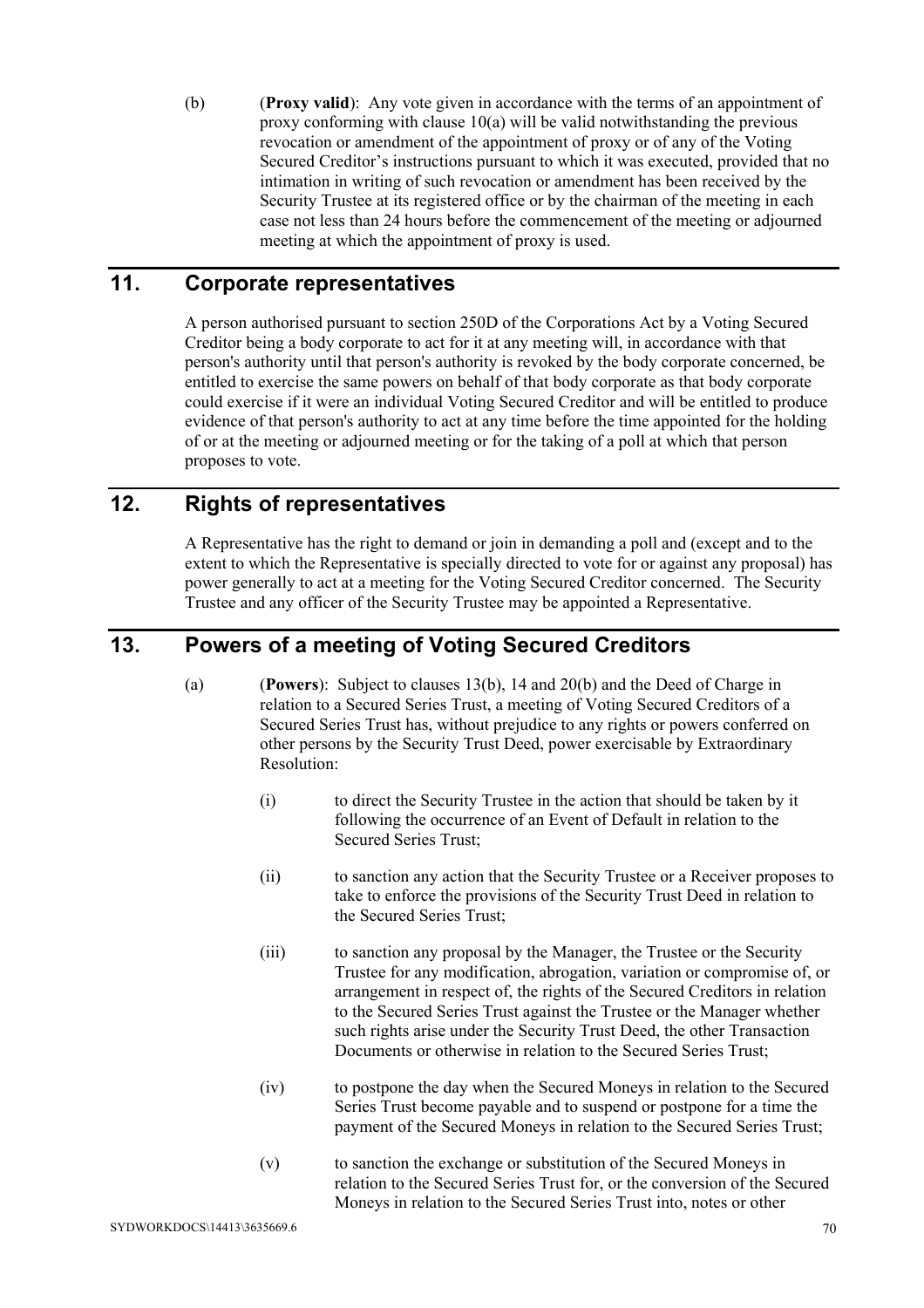(b) (**Proxy valid**): Any vote given in accordance with the terms of an appointment of proxy conforming with clause 10(a) will be valid notwithstanding the previous revocation or amendment of the appointment of proxy or of any of the Voting Secured Creditor's instructions pursuant to which it was executed, provided that no intimation in writing of such revocation or amendment has been received by the Security Trustee at its registered office or by the chairman of the meeting in each case not less than 24 hours before the commencement of the meeting or adjourned meeting at which the appointment of proxy is used.

## 11. Corporate representatives

A person authorised pursuant to section 250D of the Corporations Act by a Voting Secured Creditor being a body corporate to act for it at any meeting will, in accordance with that person's authority until that person's authority is revoked by the body corporate concerned, be entitled to exercise the same powers on behalf of that body corporate as that body corporate could exercise if it were an individual Voting Secured Creditor and will be entitled to produce evidence of that person's authority to act at any time before the time appointed for the holding of or at the meeting or adjourned meeting or for the taking of a poll at which that person proposes to vote.

## 12. Rights of representatives

A Representative has the right to demand or join in demanding a poll and (except and to the extent to which the Representative is specially directed to vote for or against any proposal) has power generally to act at a meeting for the Voting Secured Creditor concerned. The Security Trustee and any officer of the Security Trustee may be appointed a Representative.

## 13. Powers of a meeting of Voting Secured Creditors

(a) (**Powers**): Subject to clauses 13(b), 14 and 20(b) and the Deed of Charge in relation to a Secured Series Trust, a meeting of Voting Secured Creditors of a Secured Series Trust has, without prejudice to any rights or powers conferred on other persons by the Security Trust Deed, power exercisable by Extraordinary Resolution:

(i) to direct the Security Trustee in the action that should be taken by it following the occurrence of an Event of Default in relation to the Secured Series Trust;

(ii) to sanction any action that the Security Trustee or a Receiver proposes to take to enforce the provisions of the Security Trust Deed in relation to the Secured Series Trust;

(iii) to sanction any proposal by the Manager, the Trustee or the Security Trustee for any modification, abrogation, variation or compromise of, or arrangement in respect of, the rights of the Secured Creditors in relation to the Secured Series Trust against the Trustee or the Manager whether such rights arise under the Security Trust Deed, the other Transaction Documents or otherwise in relation to the Secured Series Trust;

(iv) to postpone the day when the Secured Moneys in relation to the Secured Series Trust become payable and to suspend or postpone for a time the payment of the Secured Moneys in relation to the Secured Series Trust;

(v) to sanction the exchange or substitution of the Secured Moneys in relation to the Secured Series Trust for, or the conversion of the Secured Moneys in relation to the Secured Series Trust into, notes or other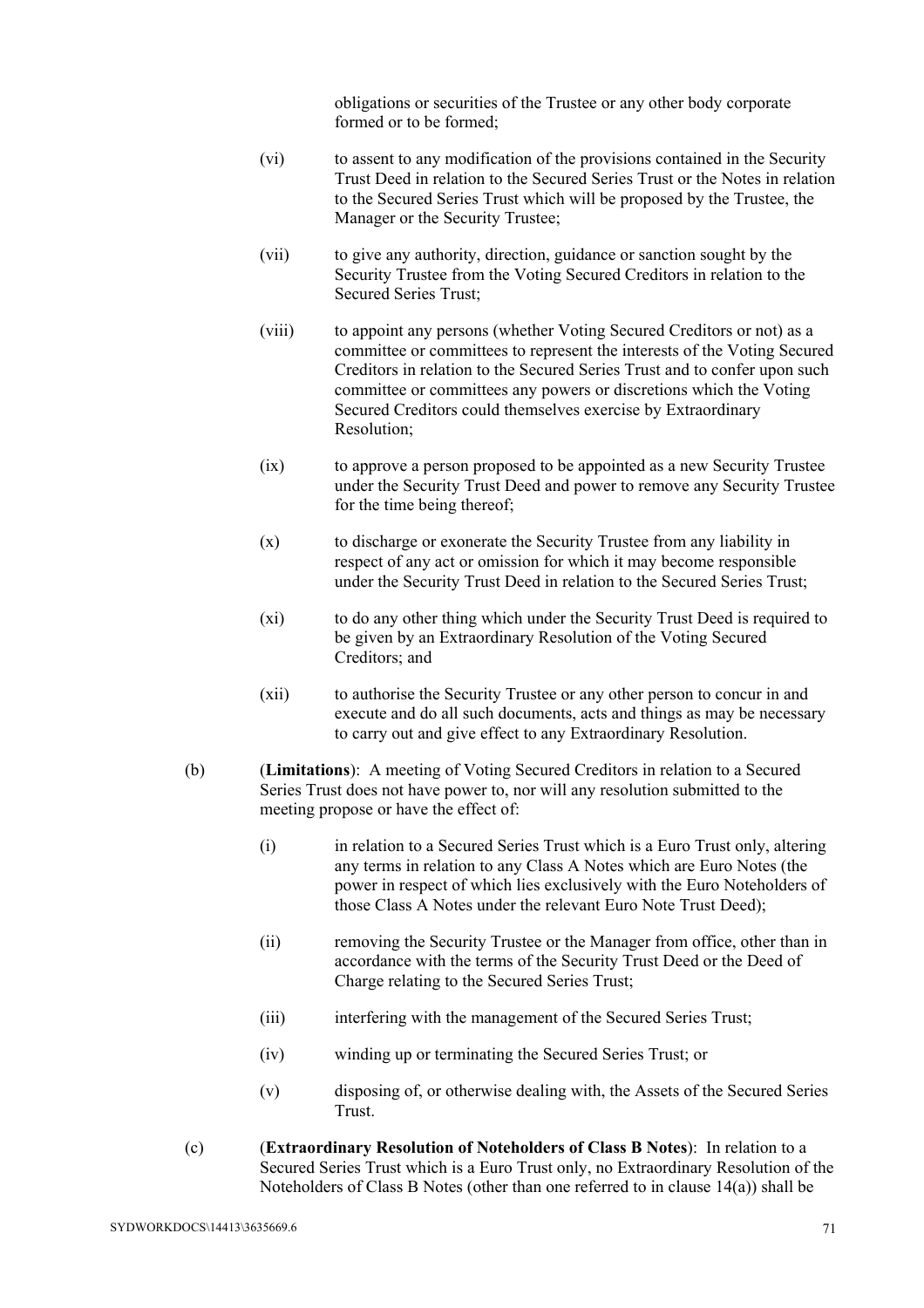obligations or securities of the Trustee or any other body corporate formed or to be formed;

(vi) to assent to any modification of the provisions contained in the Security Trust Deed in relation to the Secured Series Trust or the Notes in relation to the Secured Series Trust which will be proposed by the Trustee, the Manager or the Security Trustee;

(vii) to give any authority, direction, guidance or sanction sought by the Security Trustee from the Voting Secured Creditors in relation to the Secured Series Trust;

(viii) to appoint any persons (whether Voting Secured Creditors or not) as a committee or committees to represent the interests of the Voting Secured Creditors in relation to the Secured Series Trust and to confer upon such committee or committees any powers or discretions which the Voting Secured Creditors could themselves exercise by Extraordinary Resolution;

(ix) to approve a person proposed to be appointed as a new Security Trustee under the Security Trust Deed and power to remove any Security Trustee for the time being thereof;

(x) to discharge or exonerate the Security Trustee from any liability in respect of any act or omission for which it may become responsible under the Security Trust Deed in relation to the Secured Series Trust;

(xi) to do any other thing which under the Security Trust Deed is required to be given by an Extraordinary Resolution of the Voting Secured Creditors; and

(xii) to authorise the Security Trustee or any other person to concur in and execute and do all such documents, acts and things as may be necessary to carry out and give effect to any Extraordinary Resolution.

(b) (**Limitations**): A meeting of Voting Secured Creditors in relation to a Secured Series Trust does not have power to, nor will any resolution submitted to the meeting propose or have the effect of:

(i) in relation to a Secured Series Trust which is a Euro Trust only, altering any terms in relation to any Class A Notes which are Euro Notes (the power in respect of which lies exclusively with the Euro Noteholders of those Class A Notes under the relevant Euro Note Trust Deed);

(ii) removing the Security Trustee or the Manager from office, other than in accordance with the terms of the Security Trust Deed or the Deed of Charge relating to the Secured Series Trust;

(iii) interfering with the management of the Secured Series Trust;

(iv) winding up or terminating the Secured Series Trust; or

(v) disposing of, or otherwise dealing with, the Assets of the Secured Series Trust.

(c) (**Extraordinary Resolution of Noteholders of Class B Notes**): In relation to a Secured Series Trust which is a Euro Trust only, no Extraordinary Resolution of the Noteholders of Class B Notes (other than one referred to in clause 14(a)) shall be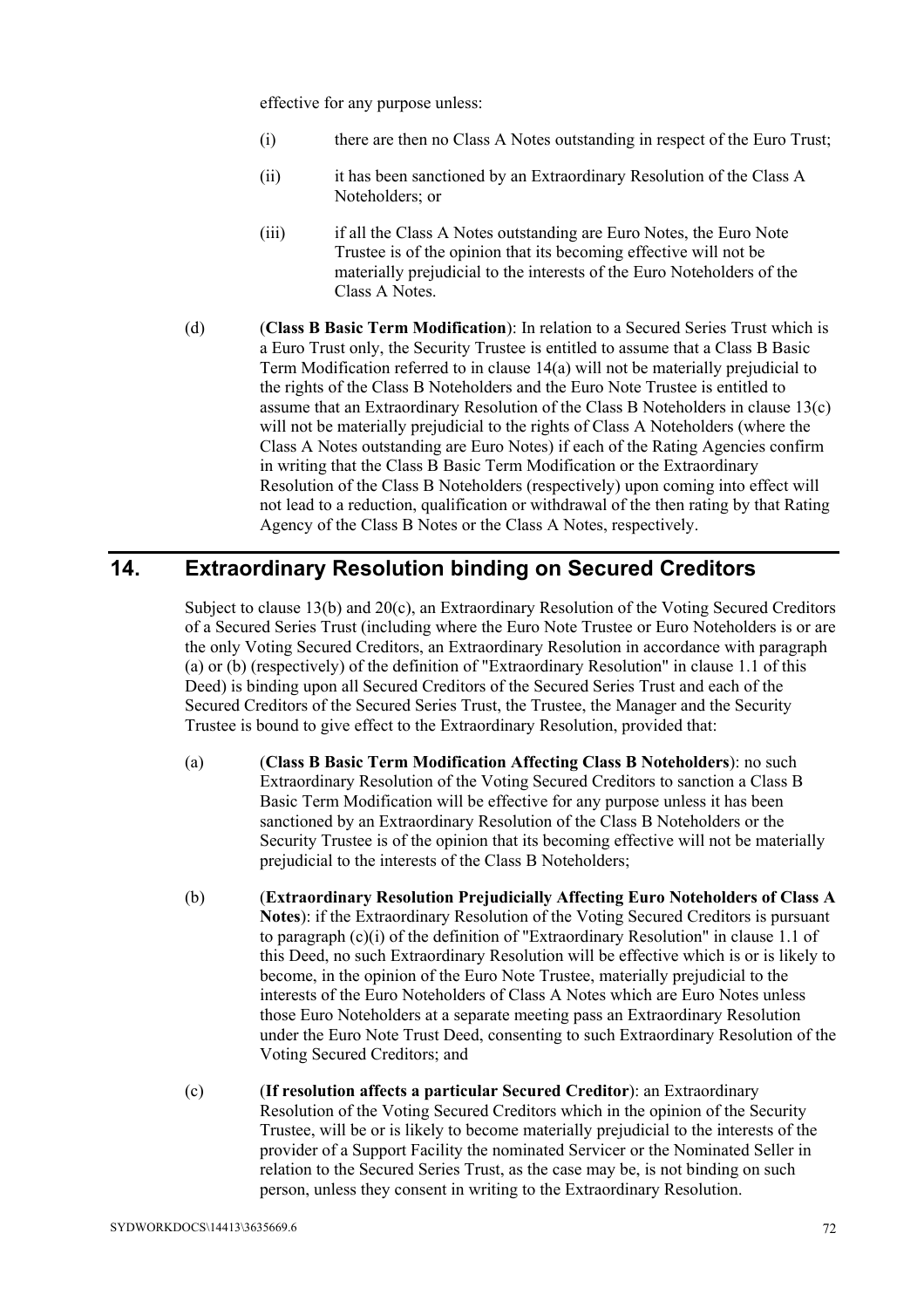effective for any purpose unless:

(i) there are then no Class A Notes outstanding in respect of the Euro Trust;

(ii) it has been sanctioned by an Extraordinary Resolution of the Class A Noteholders; or

(iii) if all the Class A Notes outstanding are Euro Notes, the Euro Note Trustee is of the opinion that its becoming effective will not be materially prejudicial to the interests of the Euro Noteholders of the Class A Notes.

(d) (**Class B Basic Term Modification**): In relation to a Secured Series Trust which is a Euro Trust only, the Security Trustee is entitled to assume that a Class B Basic Term Modification referred to in clause 14(a) will not be materially prejudicial to the rights of the Class B Noteholders and the Euro Note Trustee is entitled to assume that an Extraordinary Resolution of the Class B Noteholders in clause 13(c) will not be materially prejudicial to the rights of Class A Noteholders (where the Class A Notes outstanding are Euro Notes) if each of the Rating Agencies confirm in writing that the Class B Basic Term Modification or the Extraordinary Resolution of the Class B Noteholders (respectively) upon coming into effect will not lead to a reduction, qualification or withdrawal of the then rating by that Rating Agency of the Class B Notes or the Class A Notes, respectively.

## 14. Extraordinary Resolution binding on Secured Creditors

Subject to clause 13(b) and 20(c), an Extraordinary Resolution of the Voting Secured Creditors of a Secured Series Trust (including where the Euro Note Trustee or Euro Noteholders is or are the only Voting Secured Creditors, an Extraordinary Resolution in accordance with paragraph (a) or (b) (respectively) of the definition of "Extraordinary Resolution" in clause 1.1 of this Deed) is binding upon all Secured Creditors of the Secured Series Trust and each of the Secured Creditors of the Secured Series Trust, the Trustee, the Manager and the Security Trustee is bound to give effect to the Extraordinary Resolution, provided that:

(a) (**Class B Basic Term Modification Affecting Class B Noteholders**): no such Extraordinary Resolution of the Voting Secured Creditors to sanction a Class B Basic Term Modification will be effective for any purpose unless it has been sanctioned by an Extraordinary Resolution of the Class B Noteholders or the Security Trustee is of the opinion that its becoming effective will not be materially prejudicial to the interests of the Class B Noteholders;

(b) (**Extraordinary Resolution Prejudicially Affecting Euro Noteholders of Class A Notes**): if the Extraordinary Resolution of the Voting Secured Creditors is pursuant to paragraph (c)(i) of the definition of "Extraordinary Resolution" in clause 1.1 of this Deed, no such Extraordinary Resolution will be effective which is or is likely to become, in the opinion of the Euro Note Trustee, materially prejudicial to the interests of the Euro Noteholders of Class A Notes which are Euro Notes unless those Euro Noteholders at a separate meeting pass an Extraordinary Resolution under the Euro Note Trust Deed, consenting to such Extraordinary Resolution of the Voting Secured Creditors; and

(c) (**If resolution affects a particular Secured Creditor**): an Extraordinary Resolution of the Voting Secured Creditors which in the opinion of the Security Trustee, will be or is likely to become materially prejudicial to the interests of the provider of a Support Facility the nominated Servicer or the Nominated Seller in relation to the Secured Series Trust, as the case may be, is not binding on such person, unless they consent in writing to the Extraordinary Resolution.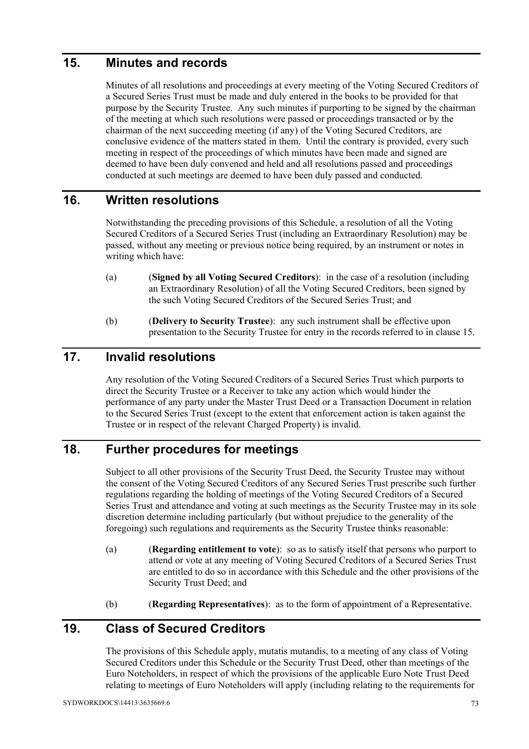## 15. Minutes and records

Minutes of all resolutions and proceedings at every meeting of the Voting Secured Creditors of a Secured Series Trust must be made and duly entered in the books to be provided for that purpose by the Security Trustee. Any such minutes if purporting to be signed by the chairman of the meeting at which such resolutions were passed or proceedings transacted or by the chairman of the next succeeding meeting (if any) of the Voting Secured Creditors, are conclusive evidence of the matters stated in them. Until the contrary is provided, every such meeting in respect of the proceedings of which minutes have been made and signed are deemed to have been duly convened and held and all resolutions passed and proceedings conducted at such meetings are deemed to have been duly passed and conducted.

## 16. Written resolutions

Notwithstanding the preceding provisions of this Schedule, a resolution of all the Voting Secured Creditors of a Secured Series Trust (including an Extraordinary Resolution) may be passed, without any meeting or previous notice being required, by an instrument or notes in writing which have:

(a) (**Signed by all Voting Secured Creditors**): in the case of a resolution (including an Extraordinary Resolution) of all the Voting Secured Creditors, been signed by the such Voting Secured Creditors of the Secured Series Trust; and

(b) (**Delivery to Security Trustee**): any such instrument shall be effective upon presentation to the Security Trustee for entry in the records referred to in clause 15.

## 17. Invalid resolutions

Any resolution of the Voting Secured Creditors of a Secured Series Trust which purports to direct the Security Trustee or a Receiver to take any action which would hinder the performance of any party under the Master Trust Deed or a Transaction Document in relation to the Secured Series Trust (except to the extent that enforcement action is taken against the Trustee or in respect of the relevant Charged Property) is invalid.

## 18. Further procedures for meetings

Subject to all other provisions of the Security Trust Deed, the Security Trustee may without the consent of the Voting Secured Creditors of any Secured Series Trust prescribe such further regulations regarding the holding of meetings of the Voting Secured Creditors of a Secured Series Trust and attendance and voting at such meetings as the Security Trustee may in its sole discretion determine including particularly (but without prejudice to the generality of the foregoing) such regulations and requirements as the Security Trustee thinks reasonable:

(a) (**Regarding entitlement to vote**): so as to satisfy itself that persons who purport to attend or vote at any meeting of Voting Secured Creditors of a Secured Series Trust are entitled to do so in accordance with this Schedule and the other provisions of the Security Trust Deed; and

(b) (**Regarding Representatives**): as to the form of appointment of a Representative.

## 19. Class of Secured Creditors

The provisions of this Schedule apply, mutatis mutandis, to a meeting of any class of Voting Secured Creditors under this Schedule or the Security Trust Deed, other than meetings of the Euro Noteholders, in respect of which the provisions of the applicable Euro Note Trust Deed relating to meetings of Euro Noteholders will apply (including relating to the requirements for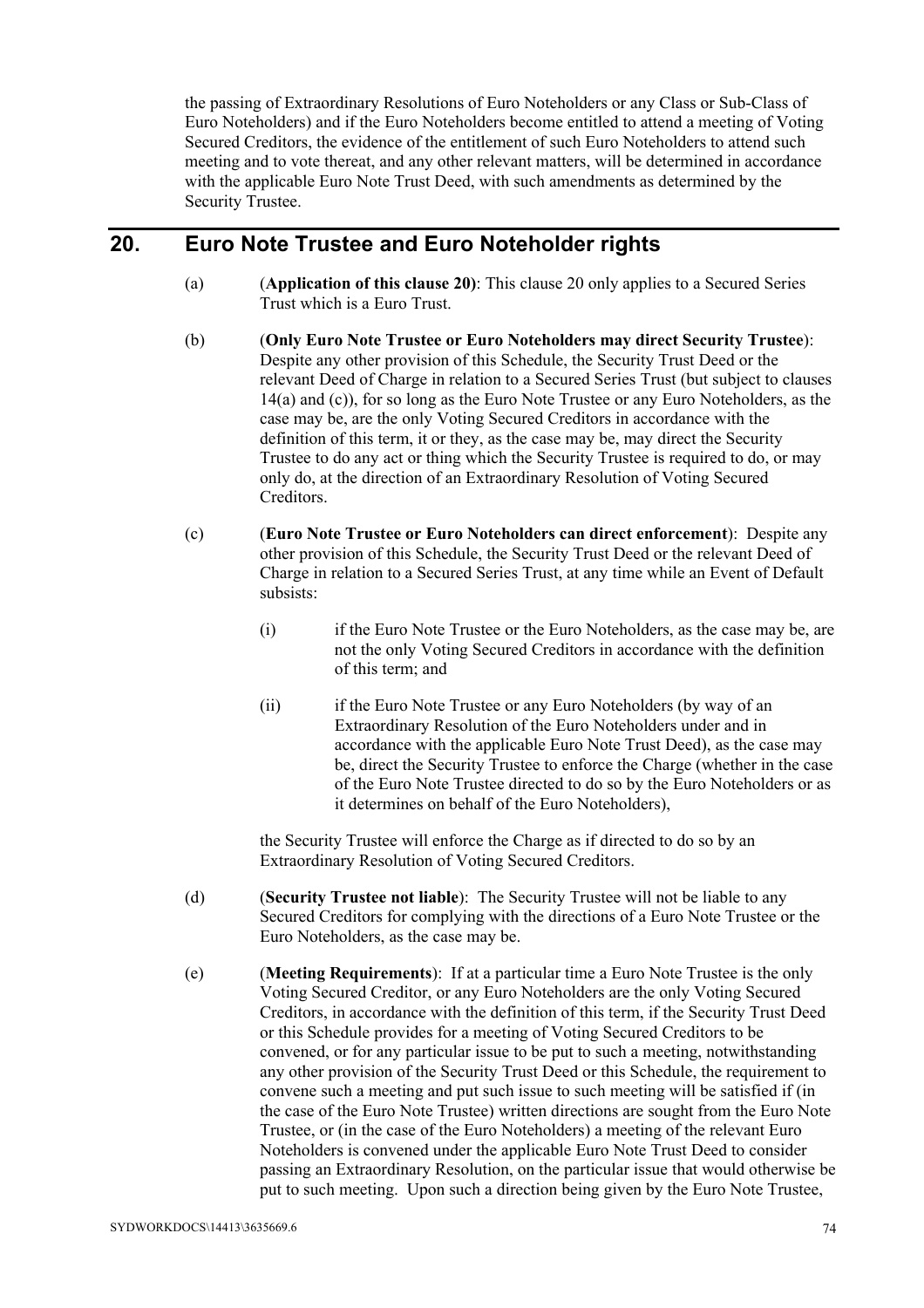the passing of Extraordinary Resolutions of Euro Noteholders or any Class or Sub-Class of Euro Noteholders) and if the Euro Noteholders become entitled to attend a meeting of Voting Secured Creditors, the evidence of the entitlement of such Euro Noteholders to attend such meeting and to vote thereat, and any other relevant matters, will be determined in accordance with the applicable Euro Note Trust Deed, with such amendments as determined by the Security Trustee.

## 20. Euro Note Trustee and Euro Noteholder rights

(a) (**Application of this clause 20)**: This clause 20 only applies to a Secured Series Trust which is a Euro Trust.

(b) (**Only Euro Note Trustee or Euro Noteholders may direct Security Trustee**): Despite any other provision of this Schedule, the Security Trust Deed or the relevant Deed of Charge in relation to a Secured Series Trust (but subject to clauses 14(a) and (c)), for so long as the Euro Note Trustee or any Euro Noteholders, as the case may be, are the only Voting Secured Creditors in accordance with the definition of this term, it or they, as the case may be, may direct the Security Trustee to do any act or thing which the Security Trustee is required to do, or may only do, at the direction of an Extraordinary Resolution of Voting Secured Creditors.

(c) (**Euro Note Trustee or Euro Noteholders can direct enforcement**): Despite any other provision of this Schedule, the Security Trust Deed or the relevant Deed of Charge in relation to a Secured Series Trust, at any time while an Event of Default subsists:

(i) if the Euro Note Trustee or the Euro Noteholders, as the case may be, are not the only Voting Secured Creditors in accordance with the definition of this term; and

(ii) if the Euro Note Trustee or any Euro Noteholders (by way of an Extraordinary Resolution of the Euro Noteholders under and in accordance with the applicable Euro Note Trust Deed), as the case may be, direct the Security Trustee to enforce the Charge (whether in the case of the Euro Note Trustee directed to do so by the Euro Noteholders or as it determines on behalf of the Euro Noteholders),

the Security Trustee will enforce the Charge as if directed to do so by an Extraordinary Resolution of Voting Secured Creditors.

(d) (**Security Trustee not liable**): The Security Trustee will not be liable to any Secured Creditors for complying with the directions of a Euro Note Trustee or the Euro Noteholders, as the case may be.

(e) (**Meeting Requirements**): If at a particular time a Euro Note Trustee is the only Voting Secured Creditor, or any Euro Noteholders are the only Voting Secured Creditors, in accordance with the definition of this term, if the Security Trust Deed or this Schedule provides for a meeting of Voting Secured Creditors to be convened, or for any particular issue to be put to such a meeting, notwithstanding any other provision of the Security Trust Deed or this Schedule, the requirement to convene such a meeting and put such issue to such meeting will be satisfied if (in the case of the Euro Note Trustee) written directions are sought from the Euro Note Trustee, or (in the case of the Euro Noteholders) a meeting of the relevant Euro Noteholders is convened under the applicable Euro Note Trust Deed to consider passing an Extraordinary Resolution, on the particular issue that would otherwise be put to such meeting. Upon such a direction being given by the Euro Note Trustee,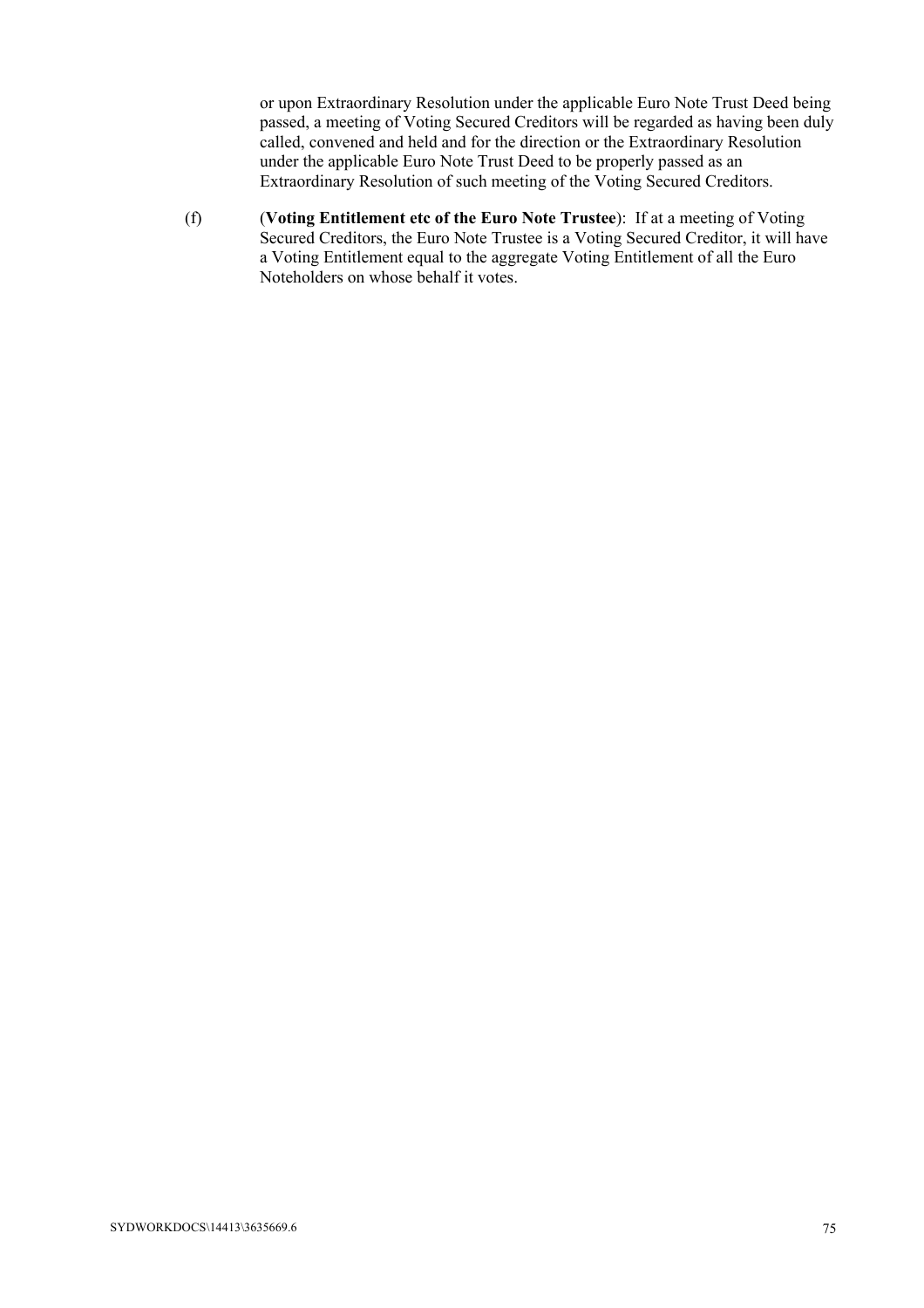or upon Extraordinary Resolution under the applicable Euro Note Trust Deed being passed, a meeting of Voting Secured Creditors will be regarded as having been duly called, convened and held and for the direction or the Extraordinary Resolution under the applicable Euro Note Trust Deed to be properly passed as an Extraordinary Resolution of such meeting of the Voting Secured Creditors.

(f) (**Voting Entitlement etc of the Euro Note Trustee**): If at a meeting of Voting Secured Creditors, the Euro Note Trustee is a Voting Secured Creditor, it will have a Voting Entitlement equal to the aggregate Voting Entitlement of all the Euro Noteholders on whose behalf it votes.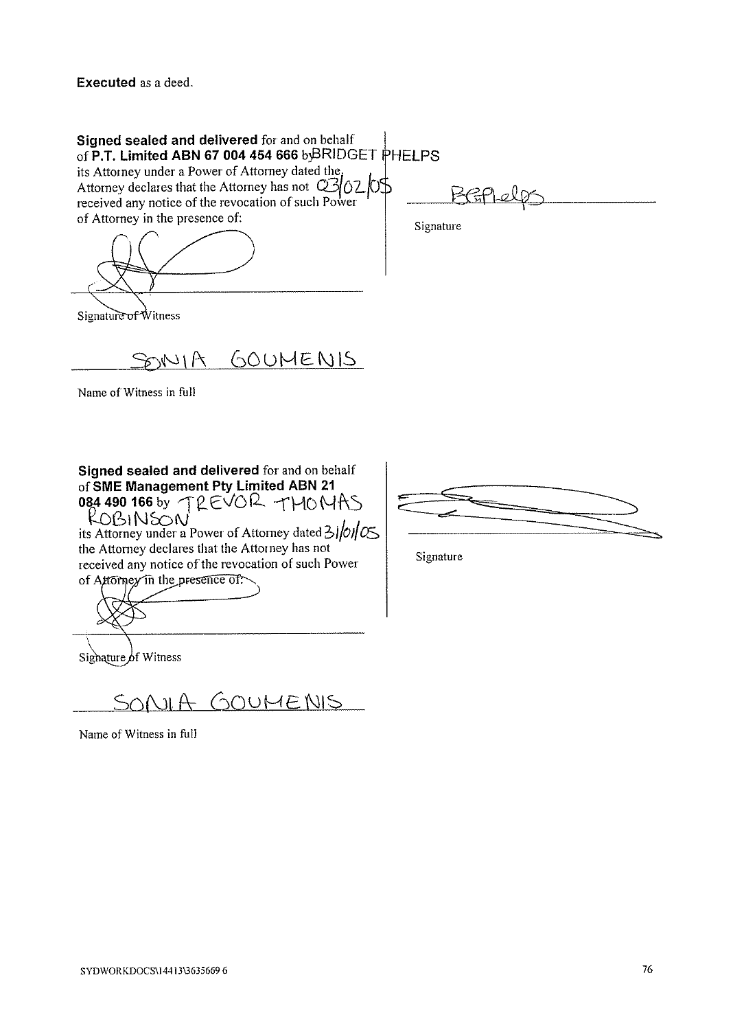**Executed** as a deed.

**Signed sealed and delivered** for and on behalf of **P.T. Limited ABN 67 004 454 666** by BRIDGET PHELPS its Attorney under a Power of Attorney dated the 03/02/05 Attorney declares that the Attorney has not received any notice of the revocation of such Power of Attorney in the presence of:

Signature of Witness

SONIA GOUMENIS

Name of Witness in full

Signature

**Signed sealed and delivered** for and on behalf of **SME Management Pty Limited ABN 21 084 490 166** by TREVOR THOMAS ROBINSON its Attorney under a Power of Attorney dated 31/01/05 the Attorney declares that the Attorney has not received any notice of the revocation of such Power of Attorney in the presence of:

Signature of Witness

SONIA GOUMENIS

Name of Witness in full

Signature

SYDWORKDOCS\14413\3635669 6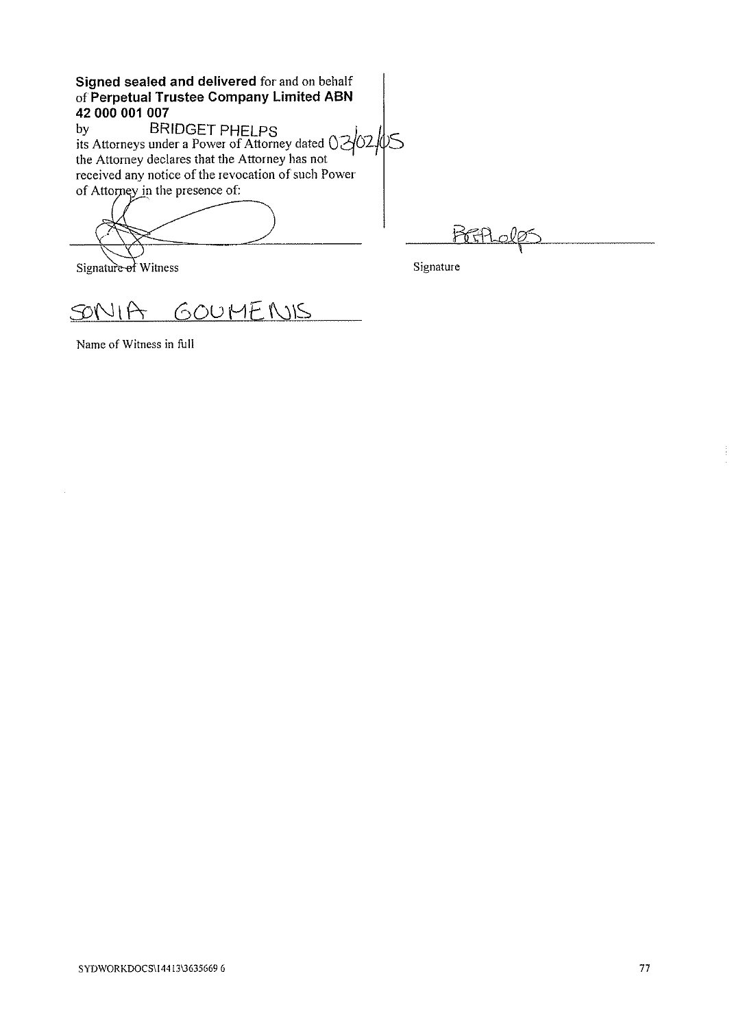**Signed sealed and delivered** for and on behalf of **Perpetual Trustee Company Limited ABN 42 000 001 007** by BRIDGET PHELPS its Attorneys under a Power of Attorney dated 03/02/05 the Attorney declares that the Attorney has not received any notice of the revocation of such Power of Attorney in the presence of:

| | |
|---|---|
| Signature of Witness | Signature |

SONIA GOUMENIS

Name of Witness in full

SYDWORKDOCS\14413\3635669 6